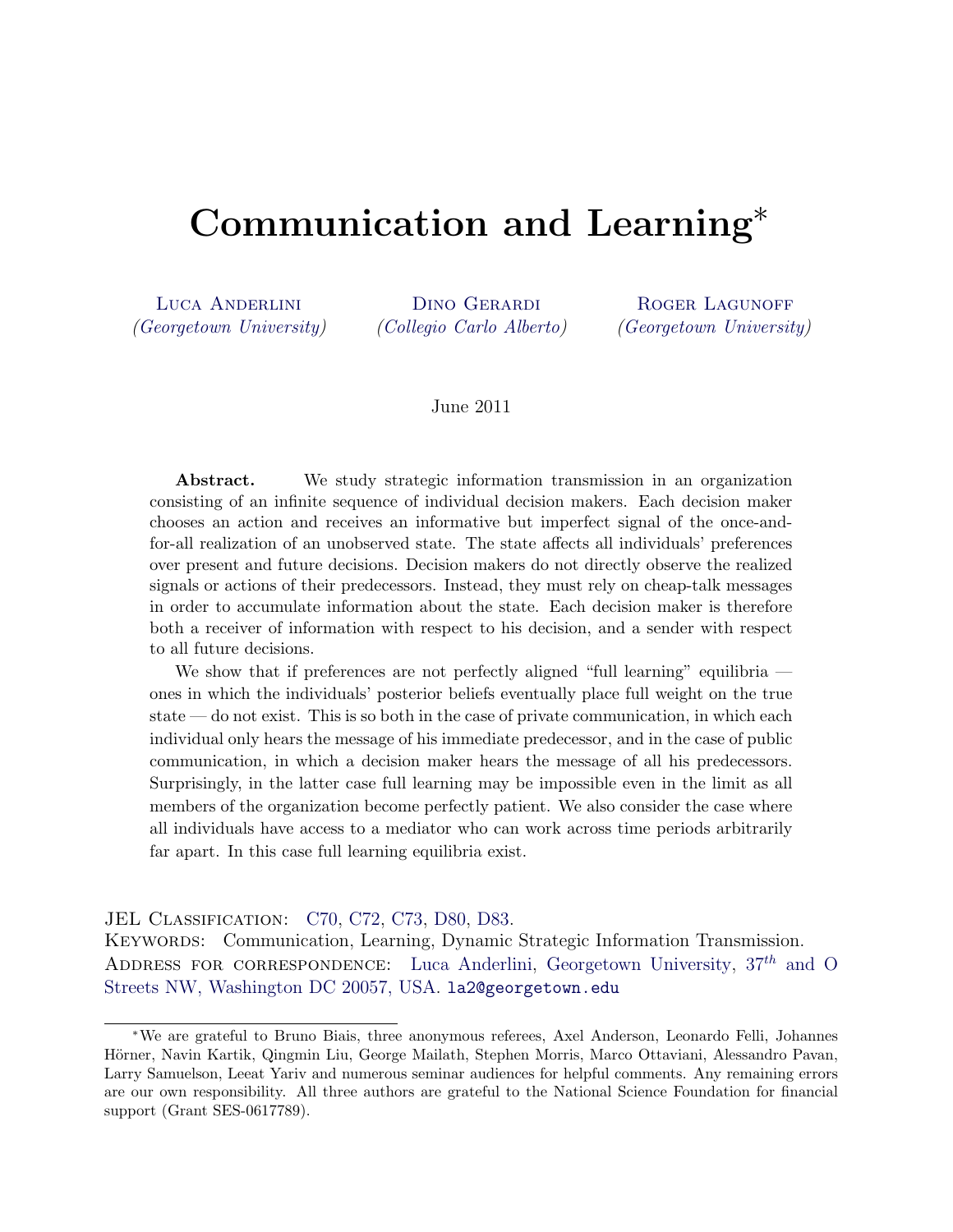# Communication and Learning*

Luca Anderlini
*(Georgetown University)*

Dino Gerardi
*(Collegio Carlo Alberto)*

Roger Lagunoff
*(Georgetown University)*

June 2011

**Abstract.** We study strategic information transmission in an organization consisting of an infinite sequence of individual decision makers. Each decision maker chooses an action and receives an informative but imperfect signal of the once-and-for-all realization of an unobserved state. The state affects all individuals' preferences over present and future decisions. Decision makers do not directly observe the realized signals or actions of their predecessors. Instead, they must rely on cheap-talk messages in order to accumulate information about the state. Each decision maker is therefore both a receiver of information with respect to his decision, and a sender with respect to all future decisions.

We show that if preferences are not perfectly aligned "full learning" equilibria — ones in which the individuals' posterior beliefs eventually place full weight on the true state — do not exist. This is so both in the case of private communication, in which each individual only hears the message of his immediate predecessor, and in the case of public communication, in which a decision maker hears the message of all his predecessors. Surprisingly, in the latter case full learning may be impossible even in the limit as all members of the organization become perfectly patient. We also consider the case where all individuals have access to a mediator who can work across time periods arbitrarily far apart. In this case full learning equilibria exist.

JEL Classification: C70, C72, C73, D80, D83.
Keywords: Communication, Learning, Dynamic Strategic Information Transmission.
Address for correspondence: Luca Anderlini, Georgetown University, $37^{th}$ and O Streets NW, Washington DC 20057, USA. la2@georgetown.edu

*We are grateful to Bruno Biais, three anonymous referees, Axel Anderson, Leonardo Felli, Johannes Hörner, Navin Kartik, Qingmin Liu, George Mailath, Stephen Morris, Marco Ottaviani, Alessandro Pavan, Larry Samuelson, Leeat Yariv and numerous seminar audiences for helpful comments. Any remaining errors are our own responsibility. All three authors are grateful to the National Science Foundation for financial support (Grant SES-0617789).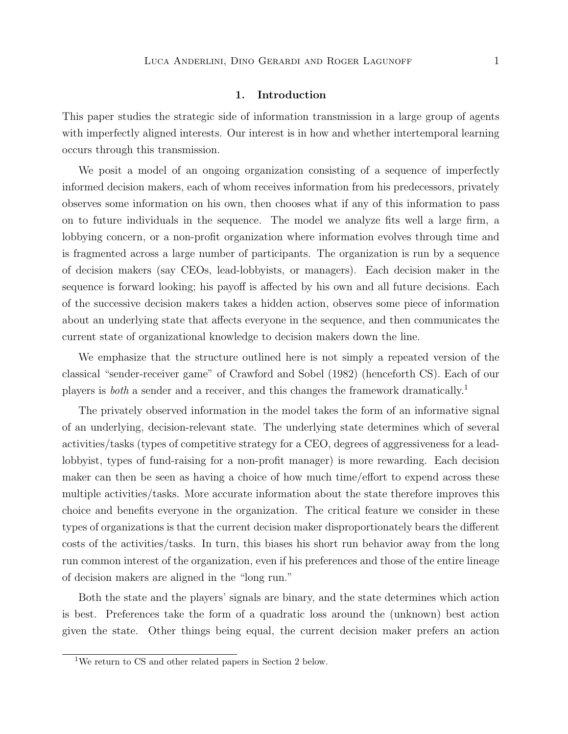## 1. Introduction

This paper studies the strategic side of information transmission in a large group of agents with imperfectly aligned interests. Our interest is in how and whether intertemporal learning occurs through this transmission.

We posit a model of an ongoing organization consisting of a sequence of imperfectly informed decision makers, each of whom receives information from his predecessors, privately observes some information on his own, then chooses what if any of this information to pass on to future individuals in the sequence. The model we analyze fits well a large firm, a lobbying concern, or a non-profit organization where information evolves through time and is fragmented across a large number of participants. The organization is run by a sequence of decision makers (say CEOs, lead-lobbyists, or managers). Each decision maker in the sequence is forward looking; his payoff is affected by his own and all future decisions. Each of the successive decision makers takes a hidden action, observes some piece of information about an underlying state that affects everyone in the sequence, and then communicates the current state of organizational knowledge to decision makers down the line.

We emphasize that the structure outlined here is not simply a repeated version of the classical "sender-receiver game" of Crawford and Sobel (1982) (henceforth CS). Each of our players is *both* a sender and a receiver, and this changes the framework dramatically.[1]

The privately observed information in the model takes the form of an informative signal of an underlying, decision-relevant state. The underlying state determines which of several activities/tasks (types of competitive strategy for a CEO, degrees of aggressiveness for a lead-lobbyist, types of fund-raising for a non-profit manager) is more rewarding. Each decision maker can then be seen as having a choice of how much time/effort to expend across these multiple activities/tasks. More accurate information about the state therefore improves this choice and benefits everyone in the organization. The critical feature we consider in these types of organizations is that the current decision maker disproportionately bears the different costs of the activities/tasks. In turn, this biases his short run behavior away from the long run common interest of the organization, even if his preferences and those of the entire lineage of decision makers are aligned in the "long run."

Both the state and the players' signals are binary, and the state determines which action is best. Preferences take the form of a quadratic loss around the (unknown) best action given the state. Other things being equal, the current decision maker prefers an action

[1] We return to CS and other related papers in Section 2 below.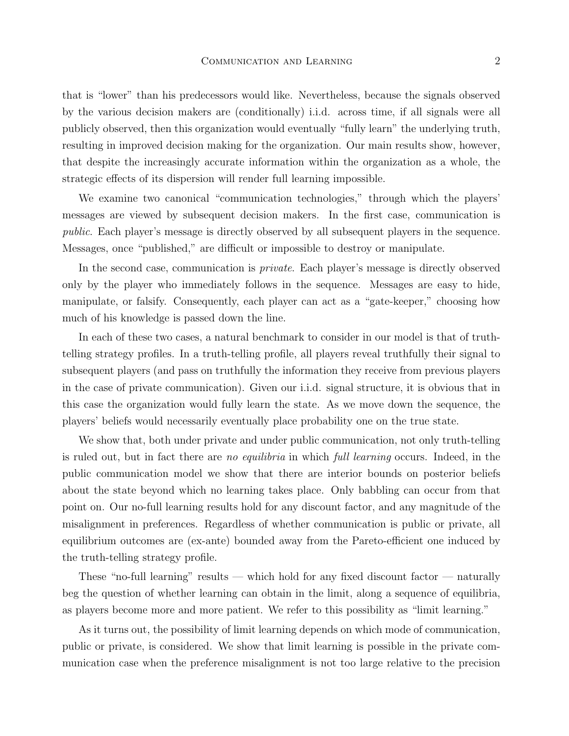that is "lower" than his predecessors would like. Nevertheless, because the signals observed by the various decision makers are (conditionally) i.i.d. across time, if all signals were all publicly observed, then this organization would eventually "fully learn" the underlying truth, resulting in improved decision making for the organization. Our main results show, however, that despite the increasingly accurate information within the organization as a whole, the strategic effects of its dispersion will render full learning impossible.

We examine two canonical "communication technologies," through which the players' messages are viewed by subsequent decision makers. In the first case, communication is *public*. Each player's message is directly observed by all subsequent players in the sequence. Messages, once "published," are difficult or impossible to destroy or manipulate.

In the second case, communication is *private*. Each player's message is directly observed only by the player who immediately follows in the sequence. Messages are easy to hide, manipulate, or falsify. Consequently, each player can act as a "gate-keeper," choosing how much of his knowledge is passed down the line.

In each of these two cases, a natural benchmark to consider in our model is that of truth-telling strategy profiles. In a truth-telling profile, all players reveal truthfully their signal to subsequent players (and pass on truthfully the information they receive from previous players in the case of private communication). Given our i.i.d. signal structure, it is obvious that in this case the organization would fully learn the state. As we move down the sequence, the players' beliefs would necessarily eventually place probability one on the true state.

We show that, both under private and under public communication, not only truth-telling is ruled out, but in fact there are *no equilibria* in which *full learning* occurs. Indeed, in the public communication model we show that there are interior bounds on posterior beliefs about the state beyond which no learning takes place. Only babbling can occur from that point on. Our no-full learning results hold for any discount factor, and any magnitude of the misalignment in preferences. Regardless of whether communication is public or private, all equilibrium outcomes are (ex-ante) bounded away from the Pareto-efficient one induced by the truth-telling strategy profile.

These "no-full learning" results — which hold for any fixed discount factor — naturally beg the question of whether learning can obtain in the limit, along a sequence of equilibria, as players become more and more patient. We refer to this possibility as "limit learning."

As it turns out, the possibility of limit learning depends on which mode of communication, public or private, is considered. We show that limit learning is possible in the private communication case when the preference misalignment is not too large relative to the precision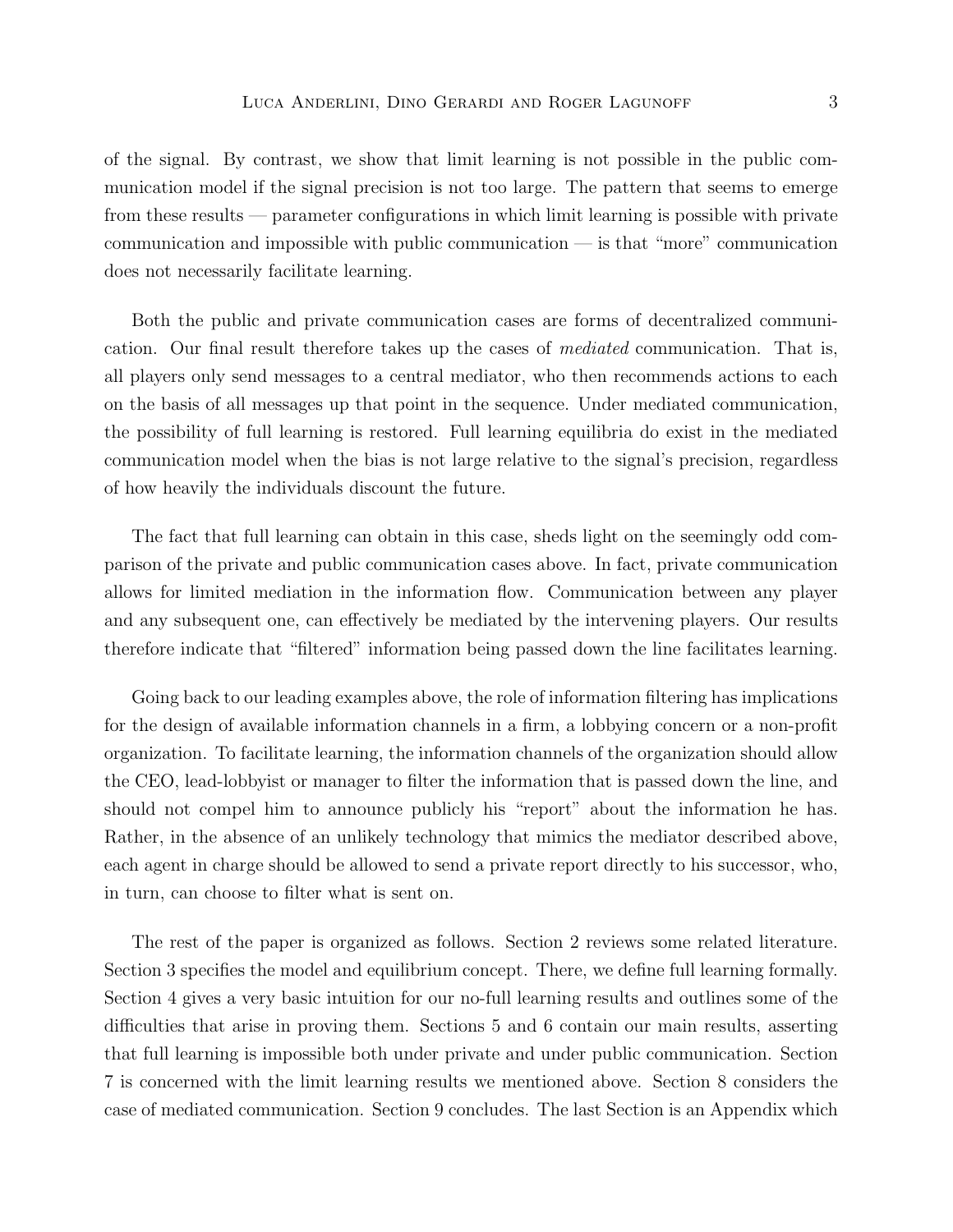of the signal. By contrast, we show that limit learning is not possible in the public communication model if the signal precision is not too large. The pattern that seems to emerge from these results — parameter configurations in which limit learning is possible with private communication and impossible with public communication — is that "more" communication does not necessarily facilitate learning.

Both the public and private communication cases are forms of decentralized communication. Our final result therefore takes up the cases of *mediated* communication. That is, all players only send messages to a central mediator, who then recommends actions to each on the basis of all messages up that point in the sequence. Under mediated communication, the possibility of full learning is restored. Full learning equilibria do exist in the mediated communication model when the bias is not large relative to the signal's precision, regardless of how heavily the individuals discount the future.

The fact that full learning can obtain in this case, sheds light on the seemingly odd comparison of the private and public communication cases above. In fact, private communication allows for limited mediation in the information flow. Communication between any player and any subsequent one, can effectively be mediated by the intervening players. Our results therefore indicate that "filtered" information being passed down the line facilitates learning.

Going back to our leading examples above, the role of information filtering has implications for the design of available information channels in a firm, a lobbying concern or a non-profit organization. To facilitate learning, the information channels of the organization should allow the CEO, lead-lobbyist or manager to filter the information that is passed down the line, and should not compel him to announce publicly his "report" about the information he has. Rather, in the absence of an unlikely technology that mimics the mediator described above, each agent in charge should be allowed to send a private report directly to his successor, who, in turn, can choose to filter what is sent on.

The rest of the paper is organized as follows. Section 2 reviews some related literature. Section 3 specifies the model and equilibrium concept. There, we define full learning formally. Section 4 gives a very basic intuition for our no-full learning results and outlines some of the difficulties that arise in proving them. Sections 5 and 6 contain our main results, asserting that full learning is impossible both under private and under public communication. Section 7 is concerned with the limit learning results we mentioned above. Section 8 considers the case of mediated communication. Section 9 concludes. The last Section is an Appendix which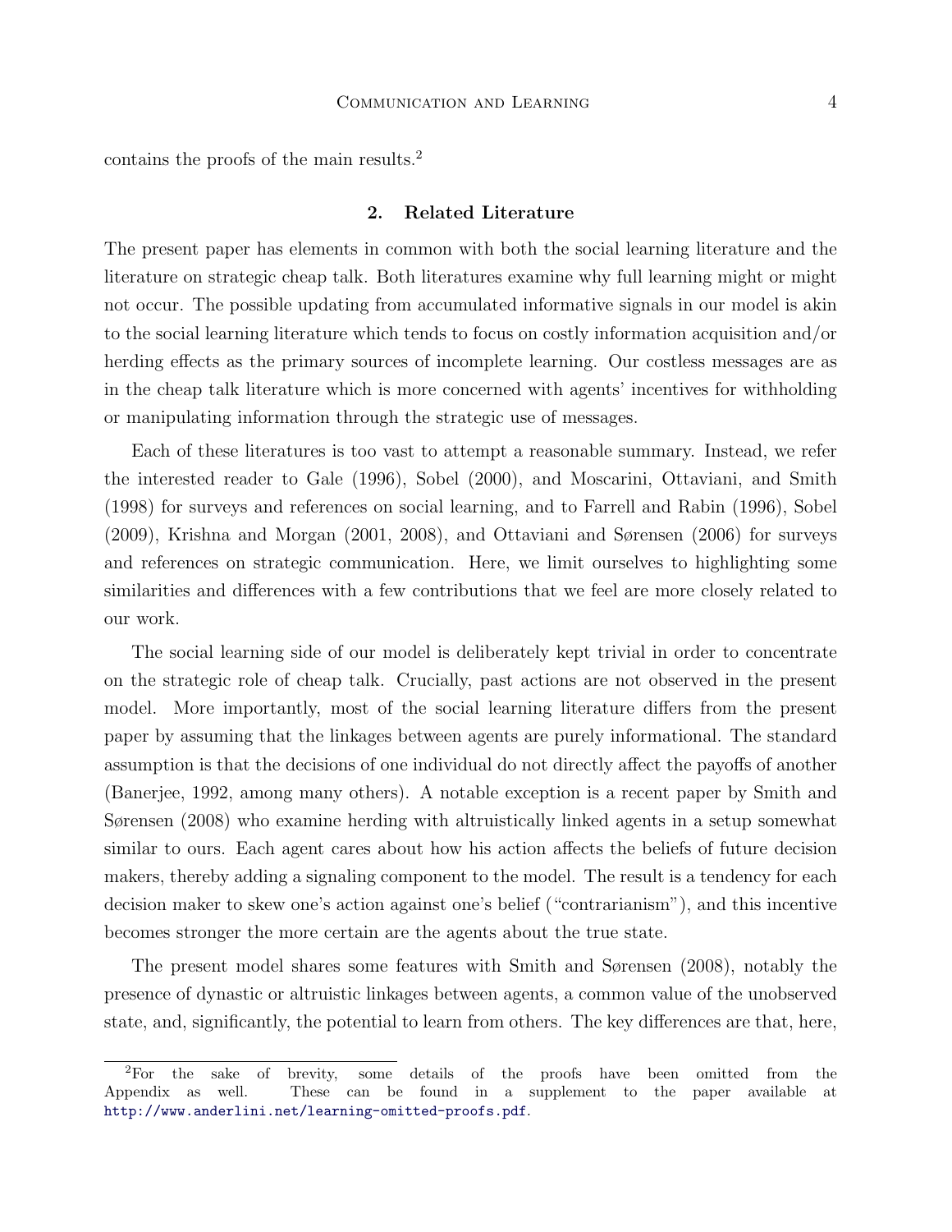contains the proofs of the main results.[2]

## 2. Related Literature

The present paper has elements in common with both the social learning literature and the literature on strategic cheap talk. Both literatures examine why full learning might or might not occur. The possible updating from accumulated informative signals in our model is akin to the social learning literature which tends to focus on costly information acquisition and/or herding effects as the primary sources of incomplete learning. Our costless messages are as in the cheap talk literature which is more concerned with agents' incentives for withholding or manipulating information through the strategic use of messages.

Each of these literatures is too vast to attempt a reasonable summary. Instead, we refer the interested reader to Gale (1996), Sobel (2000), and Moscarini, Ottaviani, and Smith (1998) for surveys and references on social learning, and to Farrell and Rabin (1996), Sobel (2009), Krishna and Morgan (2001, 2008), and Ottaviani and Sørensen (2006) for surveys and references on strategic communication. Here, we limit ourselves to highlighting some similarities and differences with a few contributions that we feel are more closely related to our work.

The social learning side of our model is deliberately kept trivial in order to concentrate on the strategic role of cheap talk. Crucially, past actions are not observed in the present model. More importantly, most of the social learning literature differs from the present paper by assuming that the linkages between agents are purely informational. The standard assumption is that the decisions of one individual do not directly affect the payoffs of another (Banerjee, 1992, among many others). A notable exception is a recent paper by Smith and Sørensen (2008) who examine herding with altruistically linked agents in a setup somewhat similar to ours. Each agent cares about how his action affects the beliefs of future decision makers, thereby adding a signaling component to the model. The result is a tendency for each decision maker to skew one's action against one's belief ("contrarianism"), and this incentive becomes stronger the more certain are the agents about the true state.

The present model shares some features with Smith and Sørensen (2008), notably the presence of dynastic or altruistic linkages between agents, a common value of the unobserved state, and, significantly, the potential to learn from others. The key differences are that, here,

[2]For the sake of brevity, some details of the proofs have been omitted from the Appendix as well. These can be found in a supplement to the paper available at http://www.anderlini.net/learning-omitted-proofs.pdf.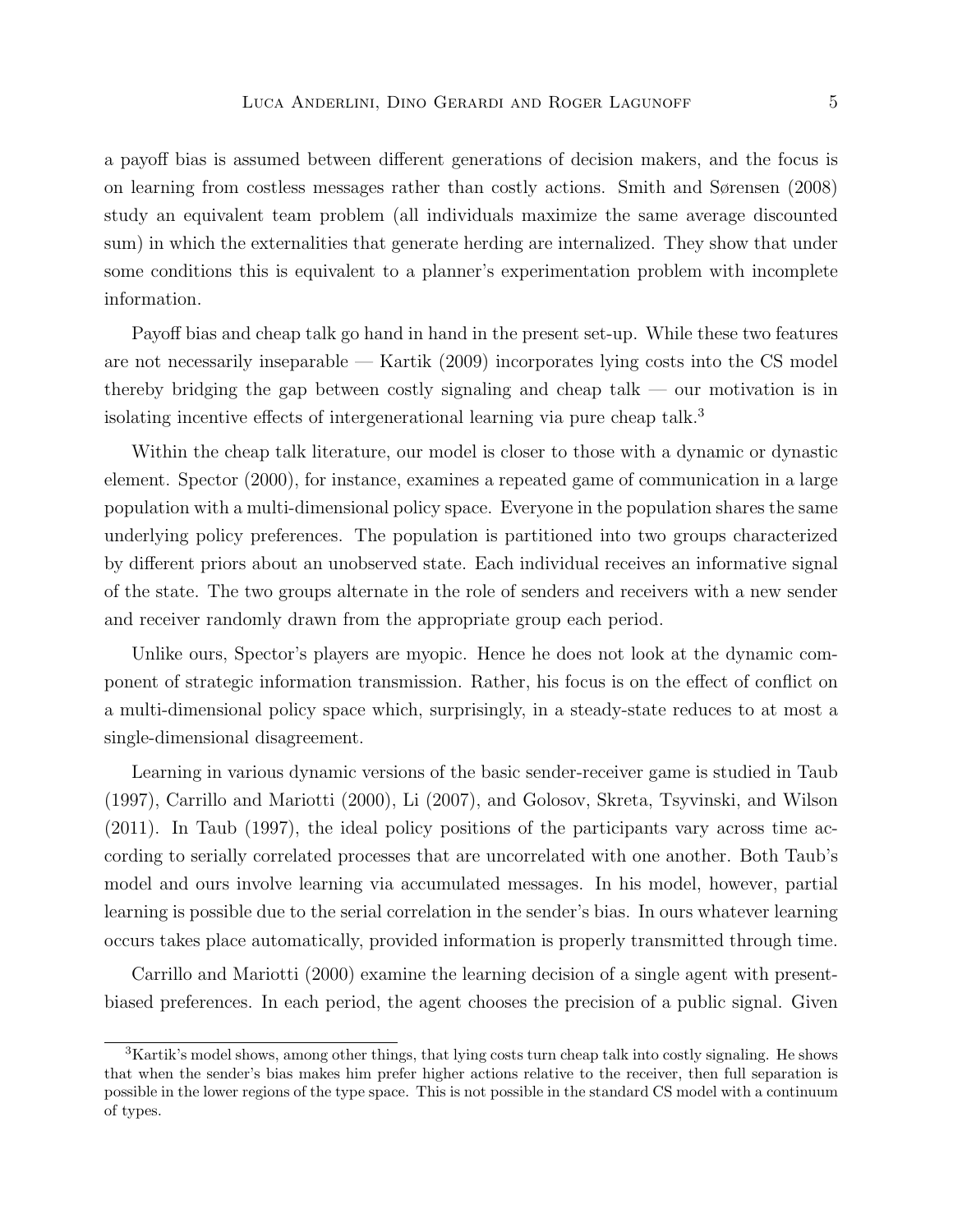a payoff bias is assumed between different generations of decision makers, and the focus is on learning from costless messages rather than costly actions. Smith and Sørensen (2008) study an equivalent team problem (all individuals maximize the same average discounted sum) in which the externalities that generate herding are internalized. They show that under some conditions this is equivalent to a planner's experimentation problem with incomplete information.

Payoff bias and cheap talk go hand in hand in the present set-up. While these two features are not necessarily inseparable — Kartik (2009) incorporates lying costs into the CS model thereby bridging the gap between costly signaling and cheap talk — our motivation is in isolating incentive effects of intergenerational learning via pure cheap talk.[3]

Within the cheap talk literature, our model is closer to those with a dynamic or dynastic element. Spector (2000), for instance, examines a repeated game of communication in a large population with a multi-dimensional policy space. Everyone in the population shares the same underlying policy preferences. The population is partitioned into two groups characterized by different priors about an unobserved state. Each individual receives an informative signal of the state. The two groups alternate in the role of senders and receivers with a new sender and receiver randomly drawn from the appropriate group each period.

Unlike ours, Spector's players are myopic. Hence he does not look at the dynamic component of strategic information transmission. Rather, his focus is on the effect of conflict on a multi-dimensional policy space which, surprisingly, in a steady-state reduces to at most a single-dimensional disagreement.

Learning in various dynamic versions of the basic sender-receiver game is studied in Taub (1997), Carrillo and Mariotti (2000), Li (2007), and Golosov, Skreta, Tsyvinski, and Wilson (2011). In Taub (1997), the ideal policy positions of the participants vary across time according to serially correlated processes that are uncorrelated with one another. Both Taub's model and ours involve learning via accumulated messages. In his model, however, partial learning is possible due to the serial correlation in the sender's bias. In ours whatever learning occurs takes place automatically, provided information is properly transmitted through time.

Carrillo and Mariotti (2000) examine the learning decision of a single agent with present-biased preferences. In each period, the agent chooses the precision of a public signal. Given

[3]Kartik's model shows, among other things, that lying costs turn cheap talk into costly signaling. He shows that when the sender's bias makes him prefer higher actions relative to the receiver, then full separation is possible in the lower regions of the type space. This is not possible in the standard CS model with a continuum of types.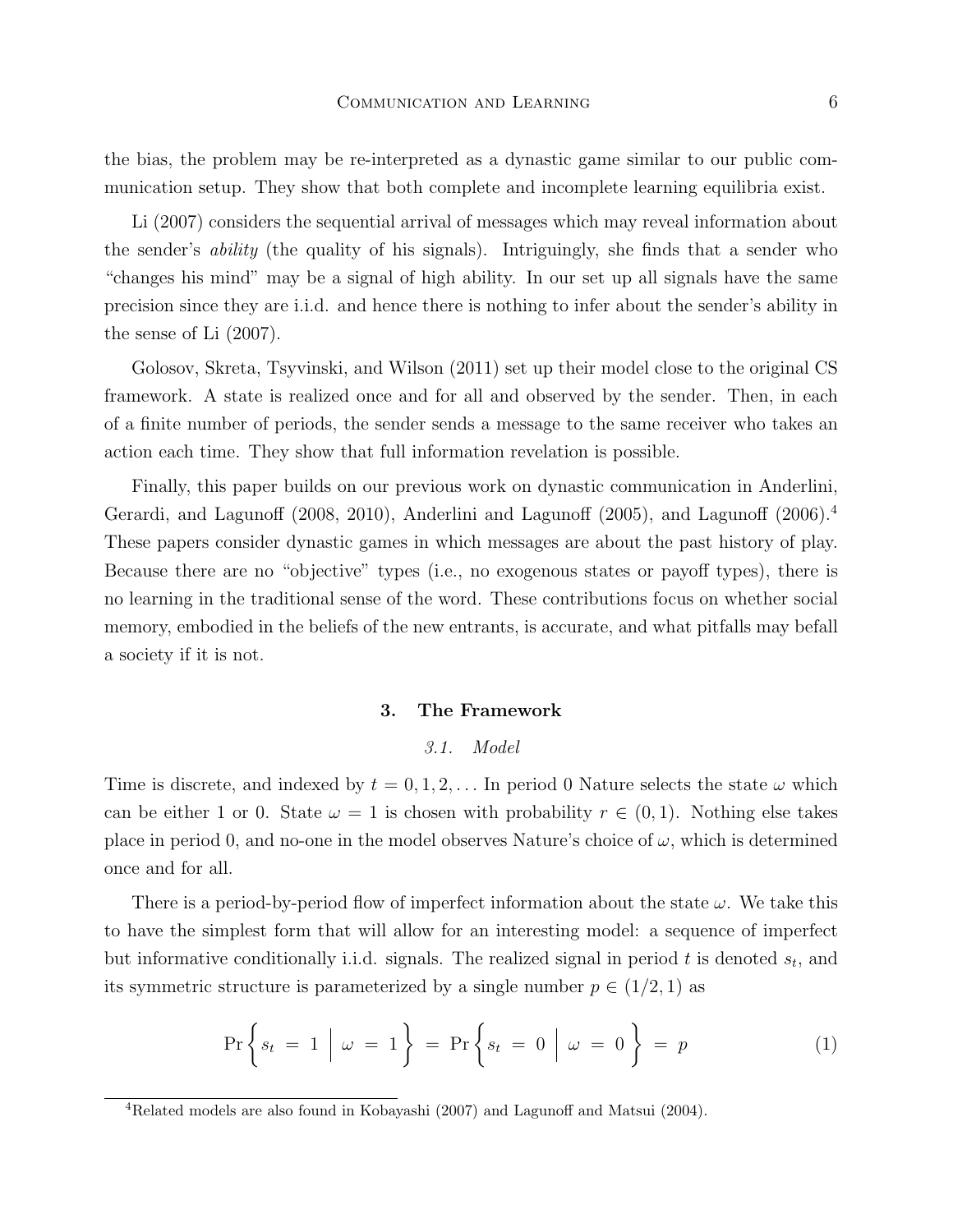the bias, the problem may be re-interpreted as a dynastic game similar to our public communication setup. They show that both complete and incomplete learning equilibria exist.

Li (2007) considers the sequential arrival of messages which may reveal information about the sender's *ability* (the quality of his signals). Intriguingly, she finds that a sender who "changes his mind" may be a signal of high ability. In our set up all signals have the same precision since they are i.i.d. and hence there is nothing to infer about the sender's ability in the sense of Li (2007).

Golosov, Skreta, Tsyvinski, and Wilson (2011) set up their model close to the original CS framework. A state is realized once and for all and observed by the sender. Then, in each of a finite number of periods, the sender sends a message to the same receiver who takes an action each time. They show that full information revelation is possible.

Finally, this paper builds on our previous work on dynastic communication in Anderlini, Gerardi, and Lagunoff (2008, 2010), Anderlini and Lagunoff (2005), and Lagunoff (2006).[4] These papers consider dynastic games in which messages are about the past history of play. Because there are no "objective" types (i.e., no exogenous states or payoff types), there is no learning in the traditional sense of the word. These contributions focus on whether social memory, embodied in the beliefs of the new entrants, is accurate, and what pitfalls may befall a society if it is not.

## 3. The Framework

### *3.1. Model*

Time is discrete, and indexed by $t = 0, 1, 2, \ldots$ In period 0 Nature selects the state $\omega$ which can be either 1 or 0. State $\omega = 1$ is chosen with probability $r \in (0, 1)$. Nothing else takes place in period 0, and no-one in the model observes Nature's choice of $\omega$, which is determined once and for all.

There is a period-by-period flow of imperfect information about the state $\omega$. We take this to have the simplest form that will allow for an interesting model: a sequence of imperfect but informative conditionally i.i.d. signals. The realized signal in period $t$ is denoted $s_t$, and its symmetric structure is parameterized by a single number $p \in (1/2, 1)$ as

$$\Pr\left\{ s_t = 1 \;\middle|\; \omega = 1 \right\} = \Pr\left\{ s_t = 0 \;\middle|\; \omega = 0 \right\} = p \tag{1}$$

[4] Related models are also found in Kobayashi (2007) and Lagunoff and Matsui (2004).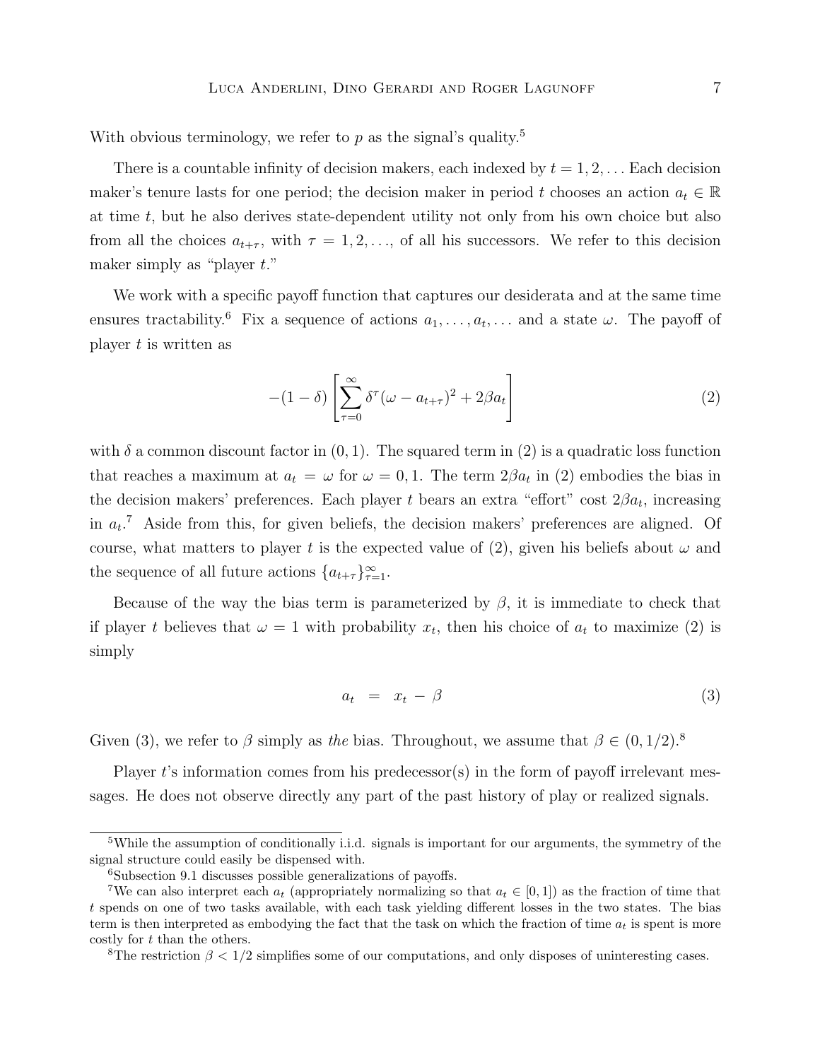With obvious terminology, we refer to $p$ as the signal's quality.[5]

There is a countable infinity of decision makers, each indexed by $t = 1, 2, \ldots$ Each decision maker's tenure lasts for one period; the decision maker in period $t$ chooses an action $a_t \in \mathbb{R}$ at time $t$, but he also derives state-dependent utility not only from his own choice but also from all the choices $a_{t+\tau}$, with $\tau = 1, 2, \ldots$, of all his successors. We refer to this decision maker simply as "player $t$."

We work with a specific payoff function that captures our desiderata and at the same time ensures tractability.[6] Fix a sequence of actions $a_1, \ldots, a_t, \ldots$ and a state $\omega$. The payoff of player $t$ is written as

$$-(1-\delta)\left[\sum_{\tau=0}^{\infty} \delta^{\tau}(\omega - a_{t+\tau})^2 + 2\beta a_t\right] \tag{2}$$

with $\delta$ a common discount factor in $(0, 1)$. The squared term in (2) is a quadratic loss function that reaches a maximum at $a_t = \omega$ for $\omega = 0, 1$. The term $2\beta a_t$ in (2) embodies the bias in the decision makers' preferences. Each player $t$ bears an extra "effort" cost $2\beta a_t$, increasing in $a_t$.[7] Aside from this, for given beliefs, the decision makers' preferences are aligned. Of course, what matters to player $t$ is the expected value of (2), given his beliefs about $\omega$ and the sequence of all future actions $\{a_{t+\tau}\}_{\tau=1}^{\infty}$.

Because of the way the bias term is parameterized by $\beta$, it is immediate to check that if player $t$ believes that $\omega = 1$ with probability $x_t$, then his choice of $a_t$ to maximize (2) is simply

$$a_t \;=\; x_t - \beta \tag{3}$$

Given (3), we refer to $\beta$ simply as *the* bias. Throughout, we assume that $\beta \in (0, 1/2)$.[8]

Player $t$'s information comes from his predecessor(s) in the form of payoff irrelevant messages. He does not observe directly any part of the past history of play or realized signals.

---

[5] While the assumption of conditionally i.i.d. signals is important for our arguments, the symmetry of the signal structure could easily be dispensed with.

[6] Subsection 9.1 discusses possible generalizations of payoffs.

[7] We can also interpret each $a_t$ (appropriately normalizing so that $a_t \in [0, 1]$) as the fraction of time that $t$ spends on one of two tasks available, with each task yielding different losses in the two states. The bias term is then interpreted as embodying the fact that the task on which the fraction of time $a_t$ is spent is more costly for $t$ than the others.

[8] The restriction $\beta < 1/2$ simplifies some of our computations, and only disposes of uninteresting cases.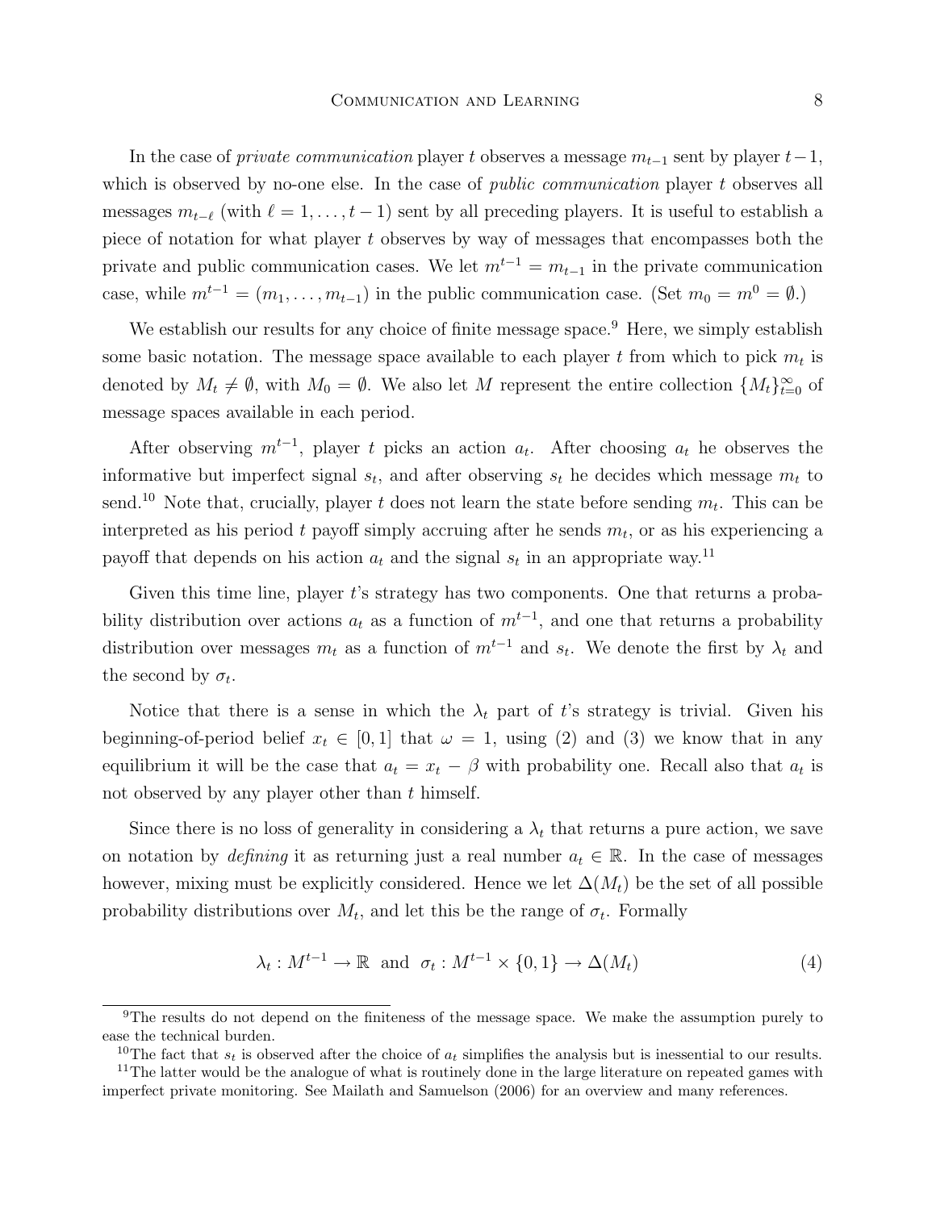In the case of *private communication* player $t$ observes a message $m_{t-1}$ sent by player $t-1$, which is observed by no-one else. In the case of *public communication* player $t$ observes all messages $m_{t-\ell}$ (with $\ell = 1, \ldots, t-1$) sent by all preceding players. It is useful to establish a piece of notation for what player $t$ observes by way of messages that encompasses both the private and public communication cases. We let $m^{t-1} = m_{t-1}$ in the private communication case, while $m^{t-1} = (m_1, \ldots, m_{t-1})$ in the public communication case. (Set $m_0 = m^0 = \emptyset$.)

We establish our results for any choice of finite message space.[9] Here, we simply establish some basic notation. The message space available to each player $t$ from which to pick $m_t$ is denoted by $M_t \neq \emptyset$, with $M_0 = \emptyset$. We also let $M$ represent the entire collection $\{M_t\}_{t=0}^{\infty}$ of message spaces available in each period.

After observing $m^{t-1}$, player $t$ picks an action $a_t$. After choosing $a_t$ he observes the informative but imperfect signal $s_t$, and after observing $s_t$ he decides which message $m_t$ to send.[10] Note that, crucially, player $t$ does not learn the state before sending $m_t$. This can be interpreted as his period $t$ payoff simply accruing after he sends $m_t$, or as his experiencing a payoff that depends on his action $a_t$ and the signal $s_t$ in an appropriate way.[11]

Given this time line, player $t$'s strategy has two components. One that returns a probability distribution over actions $a_t$ as a function of $m^{t-1}$, and one that returns a probability distribution over messages $m_t$ as a function of $m^{t-1}$ and $s_t$. We denote the first by $\lambda_t$ and the second by $\sigma_t$.

Notice that there is a sense in which the $\lambda_t$ part of $t$'s strategy is trivial. Given his beginning-of-period belief $x_t \in [0, 1]$ that $\omega = 1$, using (2) and (3) we know that in any equilibrium it will be the case that $a_t = x_t - \beta$ with probability one. Recall also that $a_t$ is not observed by any player other than $t$ himself.

Since there is no loss of generality in considering a $\lambda_t$ that returns a pure action, we save on notation by *defining* it as returning just a real number $a_t \in \mathbb{R}$. In the case of messages however, mixing must be explicitly considered. Hence we let $\Delta(M_t)$ be the set of all possible probability distributions over $M_t$, and let this be the range of $\sigma_t$. Formally

$$\lambda_t : M^{t-1} \to \mathbb{R} \quad \text{and} \quad \sigma_t : M^{t-1} \times \{0, 1\} \to \Delta(M_t) \tag{4}$$

[9] The results do not depend on the finiteness of the message space. We make the assumption purely to ease the technical burden.

[10] The fact that $s_t$ is observed after the choice of $a_t$ simplifies the analysis but is inessential to our results.

[11] The latter would be the analogue of what is routinely done in the large literature on repeated games with imperfect private monitoring. See Mailath and Samuelson (2006) for an overview and many references.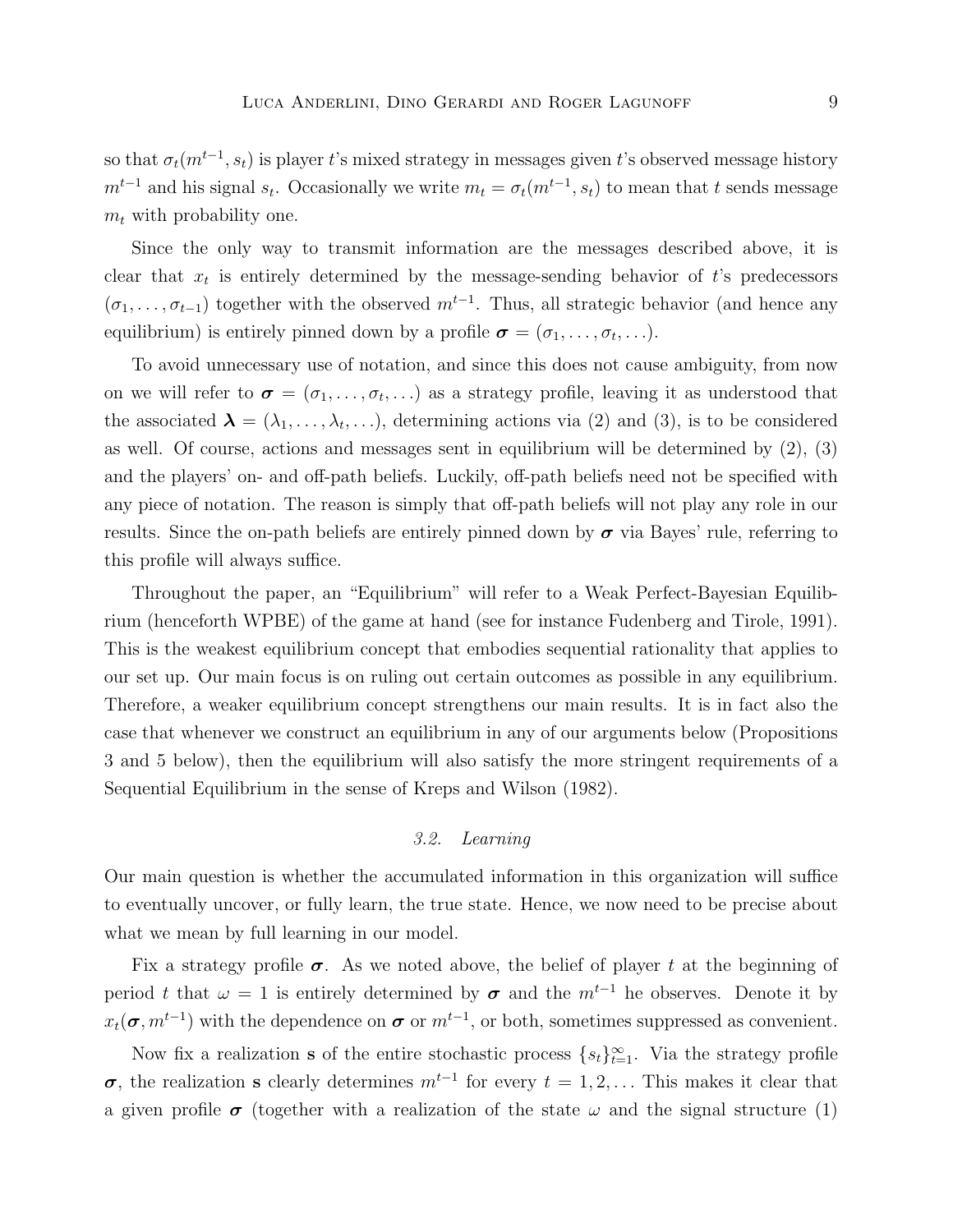so that $\sigma_t(m^{t-1}, s_t)$ is player $t$'s mixed strategy in messages given $t$'s observed message history $m^{t-1}$ and his signal $s_t$. Occasionally we write $m_t = \sigma_t(m^{t-1}, s_t)$ to mean that $t$ sends message $m_t$ with probability one.

Since the only way to transmit information are the messages described above, it is clear that $x_t$ is entirely determined by the message-sending behavior of $t$'s predecessors $(\sigma_1, \ldots, \sigma_{t-1})$ together with the observed $m^{t-1}$. Thus, all strategic behavior (and hence any equilibrium) is entirely pinned down by a profile $\boldsymbol{\sigma} = (\sigma_1, \ldots, \sigma_t, \ldots)$.

To avoid unnecessary use of notation, and since this does not cause ambiguity, from now on we will refer to $\boldsymbol{\sigma} = (\sigma_1, \ldots, \sigma_t, \ldots)$ as a strategy profile, leaving it as understood that the associated $\boldsymbol{\lambda} = (\lambda_1, \ldots, \lambda_t, \ldots)$, determining actions via (2) and (3), is to be considered as well. Of course, actions and messages sent in equilibrium will be determined by (2), (3) and the players' on- and off-path beliefs. Luckily, off-path beliefs need not be specified with any piece of notation. The reason is simply that off-path beliefs will not play any role in our results. Since the on-path beliefs are entirely pinned down by $\boldsymbol{\sigma}$ via Bayes' rule, referring to this profile will always suffice.

Throughout the paper, an "Equilibrium" will refer to a Weak Perfect-Bayesian Equilibrium (henceforth WPBE) of the game at hand (see for instance Fudenberg and Tirole, 1991). This is the weakest equilibrium concept that embodies sequential rationality that applies to our set up. Our main focus is on ruling out certain outcomes as possible in any equilibrium. Therefore, a weaker equilibrium concept strengthens our main results. It is in fact also the case that whenever we construct an equilibrium in any of our arguments below (Propositions 3 and 5 below), then the equilibrium will also satisfy the more stringent requirements of a Sequential Equilibrium in the sense of Kreps and Wilson (1982).

### *3.2. Learning*

Our main question is whether the accumulated information in this organization will suffice to eventually uncover, or fully learn, the true state. Hence, we now need to be precise about what we mean by full learning in our model.

Fix a strategy profile $\boldsymbol{\sigma}$. As we noted above, the belief of player $t$ at the beginning of period $t$ that $\omega = 1$ is entirely determined by $\boldsymbol{\sigma}$ and the $m^{t-1}$ he observes. Denote it by $x_t(\boldsymbol{\sigma}, m^{t-1})$ with the dependence on $\boldsymbol{\sigma}$ or $m^{t-1}$, or both, sometimes suppressed as convenient.

Now fix a realization $\mathbf{s}$ of the entire stochastic process $\{s_t\}_{t=1}^{\infty}$. Via the strategy profile $\boldsymbol{\sigma}$, the realization $\mathbf{s}$ clearly determines $m^{t-1}$ for every $t = 1, 2, \ldots$ This makes it clear that a given profile $\boldsymbol{\sigma}$ (together with a realization of the state $\omega$ and the signal structure (1)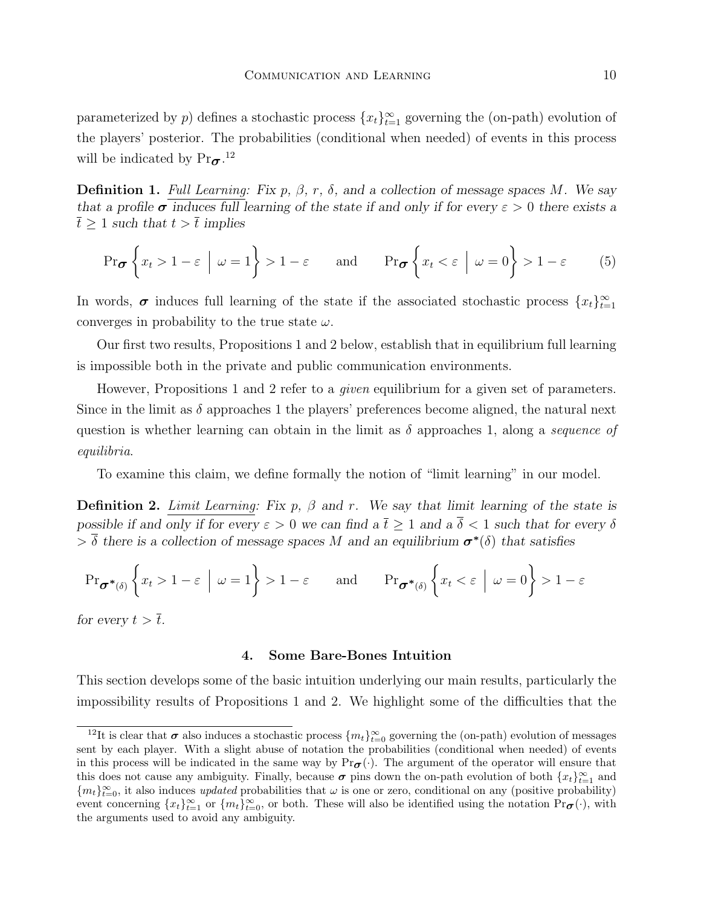parameterized by $p$) defines a stochastic process $\{x_t\}_{t=1}^{\infty}$ governing the (on-path) evolution of the players' posterior. The probabilities (conditional when needed) of events in this process will be indicated by $\Pr_{\boldsymbol{\sigma}}$.[12]

**Definition 1.** *Full Learning: Fix $p$, $\beta$, $r$, $\delta$, and a collection of message spaces $M$. We say that a profile $\boldsymbol{\sigma}$ induces full learning of the state if and only if for every $\varepsilon > 0$ there exists a $\bar{t} \geq 1$ such that $t > \bar{t}$ implies*

$$\Pr_{\boldsymbol{\sigma}}\left\{x_t > 1 - \varepsilon \;\middle|\; \omega = 1\right\} > 1 - \varepsilon \qquad \text{and} \qquad \Pr_{\boldsymbol{\sigma}}\left\{x_t < \varepsilon \;\middle|\; \omega = 0\right\} > 1 - \varepsilon \tag{5}$$

In words, $\boldsymbol{\sigma}$ induces full learning of the state if the associated stochastic process $\{x_t\}_{t=1}^{\infty}$ converges in probability to the true state $\omega$.

Our first two results, Propositions 1 and 2 below, establish that in equilibrium full learning is impossible both in the private and public communication environments.

However, Propositions 1 and 2 refer to a *given* equilibrium for a given set of parameters. Since in the limit as $\delta$ approaches 1 the players' preferences become aligned, the natural next question is whether learning can obtain in the limit as $\delta$ approaches 1, along a *sequence of equilibria*.

To examine this claim, we define formally the notion of "limit learning" in our model.

**Definition 2.** *Limit Learning: Fix $p$, $\beta$ and $r$. We say that limit learning of the state is possible if and only if for every $\varepsilon > 0$ we can find a $\bar{t} \geq 1$ and a $\bar{\delta} < 1$ such that for every $\delta > \bar{\delta}$ there is a collection of message spaces $M$ and an equilibrium $\boldsymbol{\sigma}^*(\delta)$ that satisfies*

$$\Pr_{\boldsymbol{\sigma}^*(\delta)}\left\{x_t > 1 - \varepsilon \;\middle|\; \omega = 1\right\} > 1 - \varepsilon \qquad \text{and} \qquad \Pr_{\boldsymbol{\sigma}^*(\delta)}\left\{x_t < \varepsilon \;\middle|\; \omega = 0\right\} > 1 - \varepsilon$$

*for every $t > \bar{t}$.*

## 4. Some Bare-Bones Intuition

This section develops some of the basic intuition underlying our main results, particularly the impossibility results of Propositions 1 and 2. We highlight some of the difficulties that the

[12] It is clear that $\boldsymbol{\sigma}$ also induces a stochastic process $\{m_t\}_{t=0}^{\infty}$ governing the (on-path) evolution of messages sent by each player. With a slight abuse of notation the probabilities (conditional when needed) of events in this process will be indicated in the same way by $\Pr_{\boldsymbol{\sigma}}(\cdot)$. The argument of the operator will ensure that this does not cause any ambiguity. Finally, because $\boldsymbol{\sigma}$ pins down the on-path evolution of both $\{x_t\}_{t=1}^{\infty}$ and $\{m_t\}_{t=0}^{\infty}$, it also induces *updated* probabilities that $\omega$ is one or zero, conditional on any (positive probability) event concerning $\{x_t\}_{t=1}^{\infty}$ or $\{m_t\}_{t=0}^{\infty}$, or both. These will also be identified using the notation $\Pr_{\boldsymbol{\sigma}}(\cdot)$, with the arguments used to avoid any ambiguity.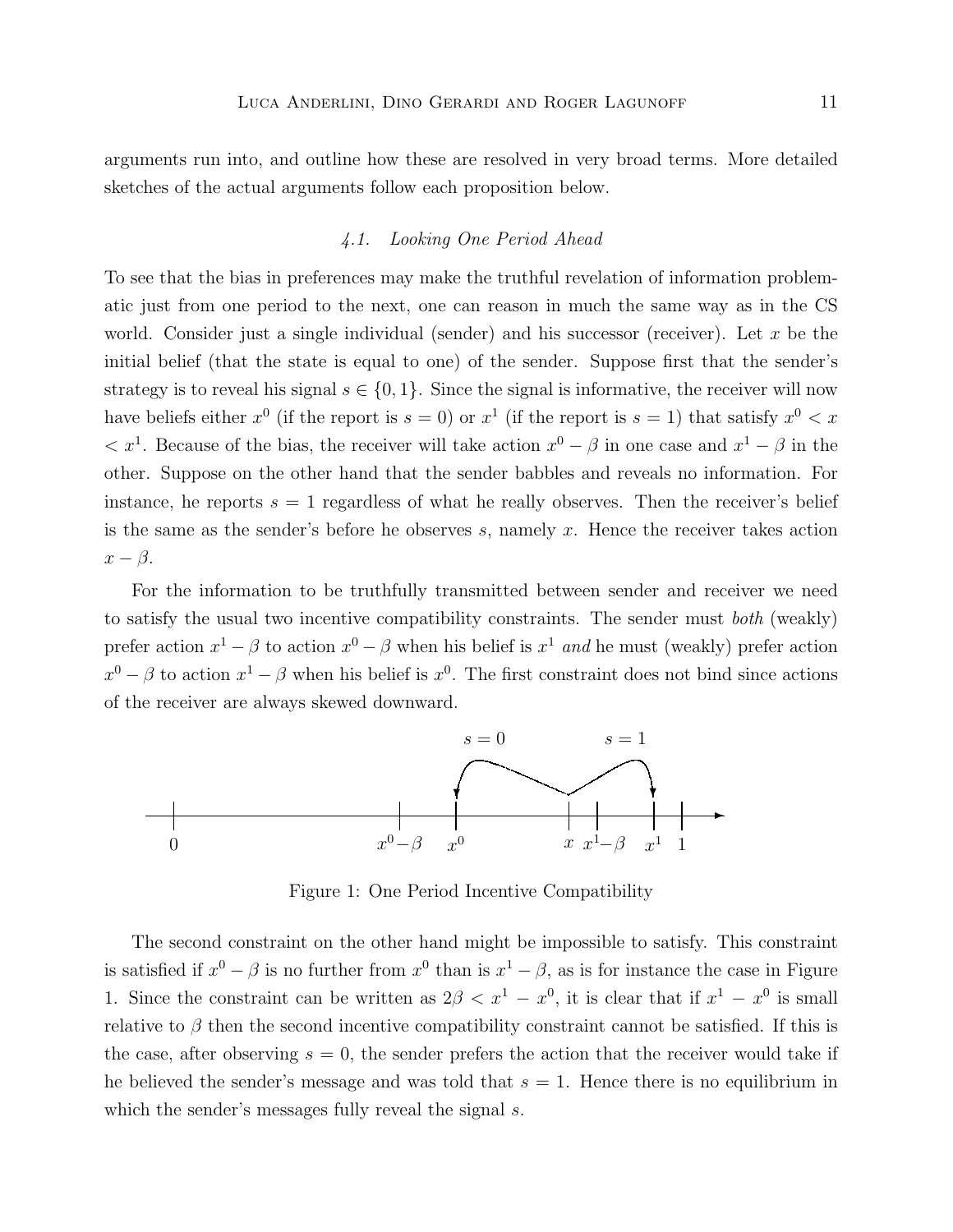arguments run into, and outline how these are resolved in very broad terms. More detailed sketches of the actual arguments follow each proposition below.

### *4.1. Looking One Period Ahead*

To see that the bias in preferences may make the truthful revelation of information problematic just from one period to the next, one can reason in much the same way as in the CS world. Consider just a single individual (sender) and his successor (receiver). Let $x$ be the initial belief (that the state is equal to one) of the sender. Suppose first that the sender's strategy is to reveal his signal $s \in \{0, 1\}$. Since the signal is informative, the receiver will now have beliefs either $x^0$ (if the report is $s = 0$) or $x^1$ (if the report is $s = 1$) that satisfy $x^0 < x < x^1$. Because of the bias, the receiver will take action $x^0 - \beta$ in one case and $x^1 - \beta$ in the other. Suppose on the other hand that the sender babbles and reveals no information. For instance, he reports $s = 1$ regardless of what he really observes. Then the receiver's belief is the same as the sender's before he observes $s$, namely $x$. Hence the receiver takes action $x - \beta$.

For the information to be truthfully transmitted between sender and receiver we need to satisfy the usual two incentive compatibility constraints. The sender must *both* (weakly) prefer action $x^1 - \beta$ to action $x^0 - \beta$ when his belief is $x^1$ *and* he must (weakly) prefer action $x^0 - \beta$ to action $x^1 - \beta$ when his belief is $x^0$. The first constraint does not bind since actions of the receiver are always skewed downward.

$s = 0$

$s = 1$

0

$x^0 - \beta$

$x^0$

$x$

$x^1 - \beta$

$x^1$

1

Figure 1: One Period Incentive Compatibility

The second constraint on the other hand might be impossible to satisfy. This constraint is satisfied if $x^0 - \beta$ is no further from $x^0$ than is $x^1 - \beta$, as is for instance the case in Figure 1. Since the constraint can be written as $2\beta < x^1 - x^0$, it is clear that if $x^1 - x^0$ is small relative to $\beta$ then the second incentive compatibility constraint cannot be satisfied. If this is the case, after observing $s = 0$, the sender prefers the action that the receiver would take if he believed the sender's message and was told that $s = 1$. Hence there is no equilibrium in which the sender's messages fully reveal the signal $s$.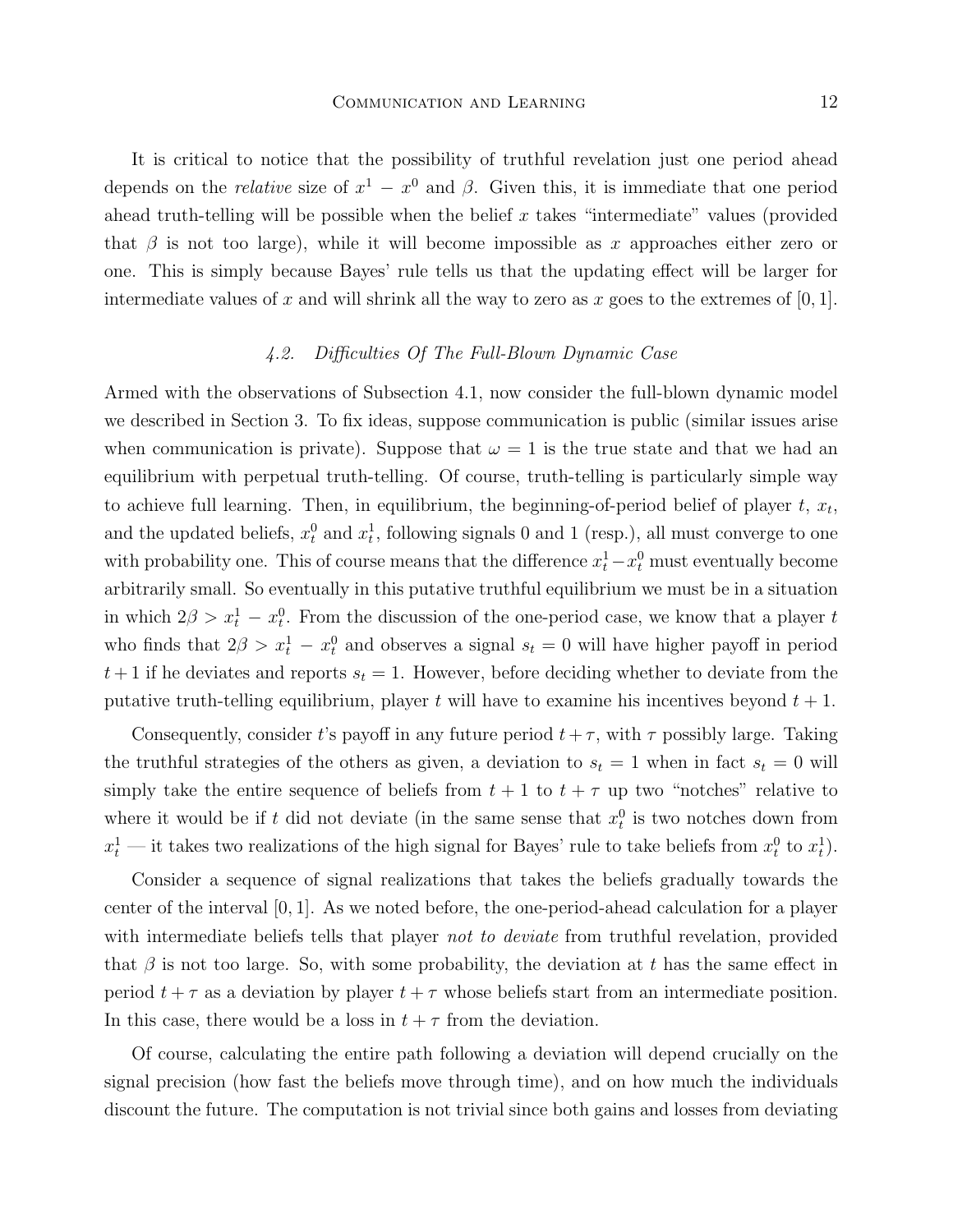It is critical to notice that the possibility of truthful revelation just one period ahead depends on the *relative* size of $x^1 - x^0$ and $\beta$. Given this, it is immediate that one period ahead truth-telling will be possible when the belief $x$ takes "intermediate" values (provided that $\beta$ is not too large), while it will become impossible as $x$ approaches either zero or one. This is simply because Bayes' rule tells us that the updating effect will be larger for intermediate values of $x$ and will shrink all the way to zero as $x$ goes to the extremes of $[0, 1]$.

### 4.2. *Difficulties Of The Full-Blown Dynamic Case*

Armed with the observations of Subsection 4.1, now consider the full-blown dynamic model we described in Section 3. To fix ideas, suppose communication is public (similar issues arise when communication is private). Suppose that $\omega = 1$ is the true state and that we had an equilibrium with perpetual truth-telling. Of course, truth-telling is particularly simple way to achieve full learning. Then, in equilibrium, the beginning-of-period belief of player $t$, $x_t$, and the updated beliefs, $x_t^0$ and $x_t^1$, following signals 0 and 1 (resp.), all must converge to one with probability one. This of course means that the difference $x_t^1 - x_t^0$ must eventually become arbitrarily small. So eventually in this putative truthful equilibrium we must be in a situation in which $2\beta > x_t^1 - x_t^0$. From the discussion of the one-period case, we know that a player $t$ who finds that $2\beta > x_t^1 - x_t^0$ and observes a signal $s_t = 0$ will have higher payoff in period $t + 1$ if he deviates and reports $s_t = 1$. However, before deciding whether to deviate from the putative truth-telling equilibrium, player $t$ will have to examine his incentives beyond $t + 1$.

Consequently, consider $t$'s payoff in any future period $t + \tau$, with $\tau$ possibly large. Taking the truthful strategies of the others as given, a deviation to $s_t = 1$ when in fact $s_t = 0$ will simply take the entire sequence of beliefs from $t + 1$ to $t + \tau$ up two "notches" relative to where it would be if $t$ did not deviate (in the same sense that $x_t^0$ is two notches down from $x_t^1$ — it takes two realizations of the high signal for Bayes' rule to take beliefs from $x_t^0$ to $x_t^1$).

Consider a sequence of signal realizations that takes the beliefs gradually towards the center of the interval $[0, 1]$. As we noted before, the one-period-ahead calculation for a player with intermediate beliefs tells that player *not to deviate* from truthful revelation, provided that $\beta$ is not too large. So, with some probability, the deviation at $t$ has the same effect in period $t + \tau$ as a deviation by player $t + \tau$ whose beliefs start from an intermediate position. In this case, there would be a loss in $t + \tau$ from the deviation.

Of course, calculating the entire path following a deviation will depend crucially on the signal precision (how fast the beliefs move through time), and on how much the individuals discount the future. The computation is not trivial since both gains and losses from deviating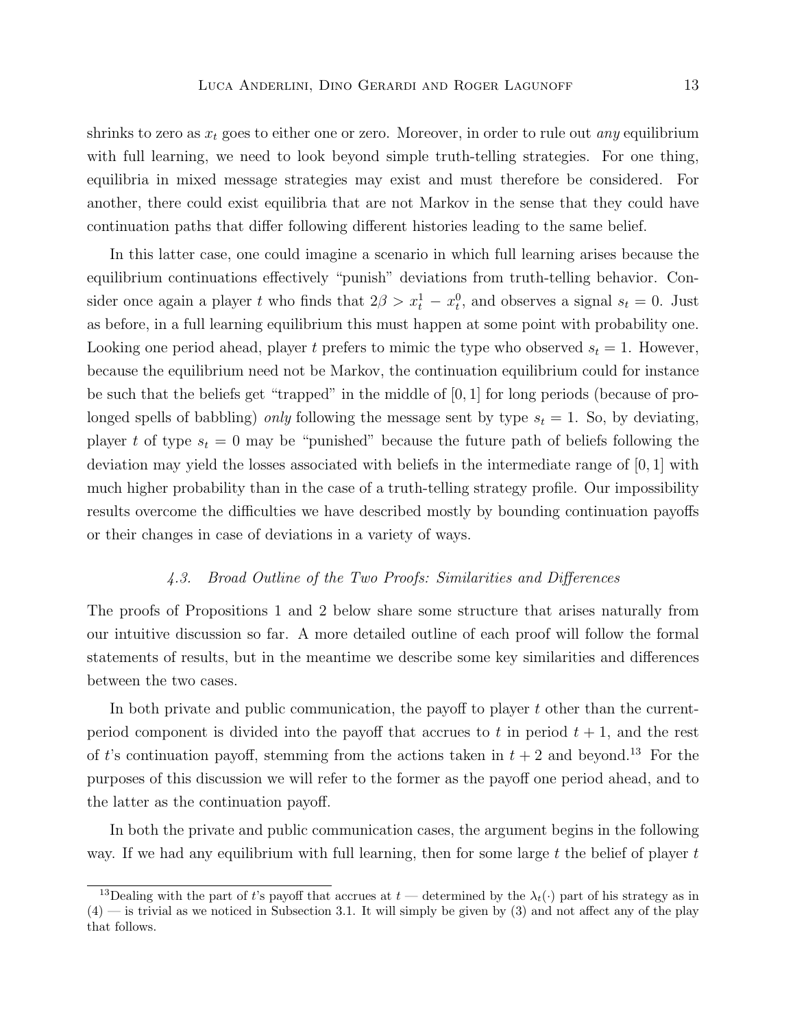shrinks to zero as $x_t$ goes to either one or zero. Moreover, in order to rule out *any* equilibrium with full learning, we need to look beyond simple truth-telling strategies. For one thing, equilibria in mixed message strategies may exist and must therefore be considered. For another, there could exist equilibria that are not Markov in the sense that they could have continuation paths that differ following different histories leading to the same belief.

In this latter case, one could imagine a scenario in which full learning arises because the equilibrium continuations effectively "punish" deviations from truth-telling behavior. Consider once again a player $t$ who finds that $2\beta > x_t^1 - x_t^0$, and observes a signal $s_t = 0$. Just as before, in a full learning equilibrium this must happen at some point with probability one. Looking one period ahead, player $t$ prefers to mimic the type who observed $s_t = 1$. However, because the equilibrium need not be Markov, the continuation equilibrium could for instance be such that the beliefs get "trapped" in the middle of $[0, 1]$ for long periods (because of prolonged spells of babbling) *only* following the message sent by type $s_t = 1$. So, by deviating, player $t$ of type $s_t = 0$ may be "punished" because the future path of beliefs following the deviation may yield the losses associated with beliefs in the intermediate range of $[0, 1]$ with much higher probability than in the case of a truth-telling strategy profile. Our impossibility results overcome the difficulties we have described mostly by bounding continuation payoffs or their changes in case of deviations in a variety of ways.

### *4.3. Broad Outline of the Two Proofs: Similarities and Differences*

The proofs of Propositions 1 and 2 below share some structure that arises naturally from our intuitive discussion so far. A more detailed outline of each proof will follow the formal statements of results, but in the meantime we describe some key similarities and differences between the two cases.

In both private and public communication, the payoff to player $t$ other than the current-period component is divided into the payoff that accrues to $t$ in period $t + 1$, and the rest of $t$'s continuation payoff, stemming from the actions taken in $t + 2$ and beyond.[13] For the purposes of this discussion we will refer to the former as the payoff one period ahead, and to the latter as the continuation payoff.

In both the private and public communication cases, the argument begins in the following way. If we had any equilibrium with full learning, then for some large $t$ the belief of player $t$

[13]Dealing with the part of $t$'s payoff that accrues at $t$ — determined by the $\lambda_t(\cdot)$ part of his strategy as in (4) — is trivial as we noticed in Subsection 3.1. It will simply be given by (3) and not affect any of the play that follows.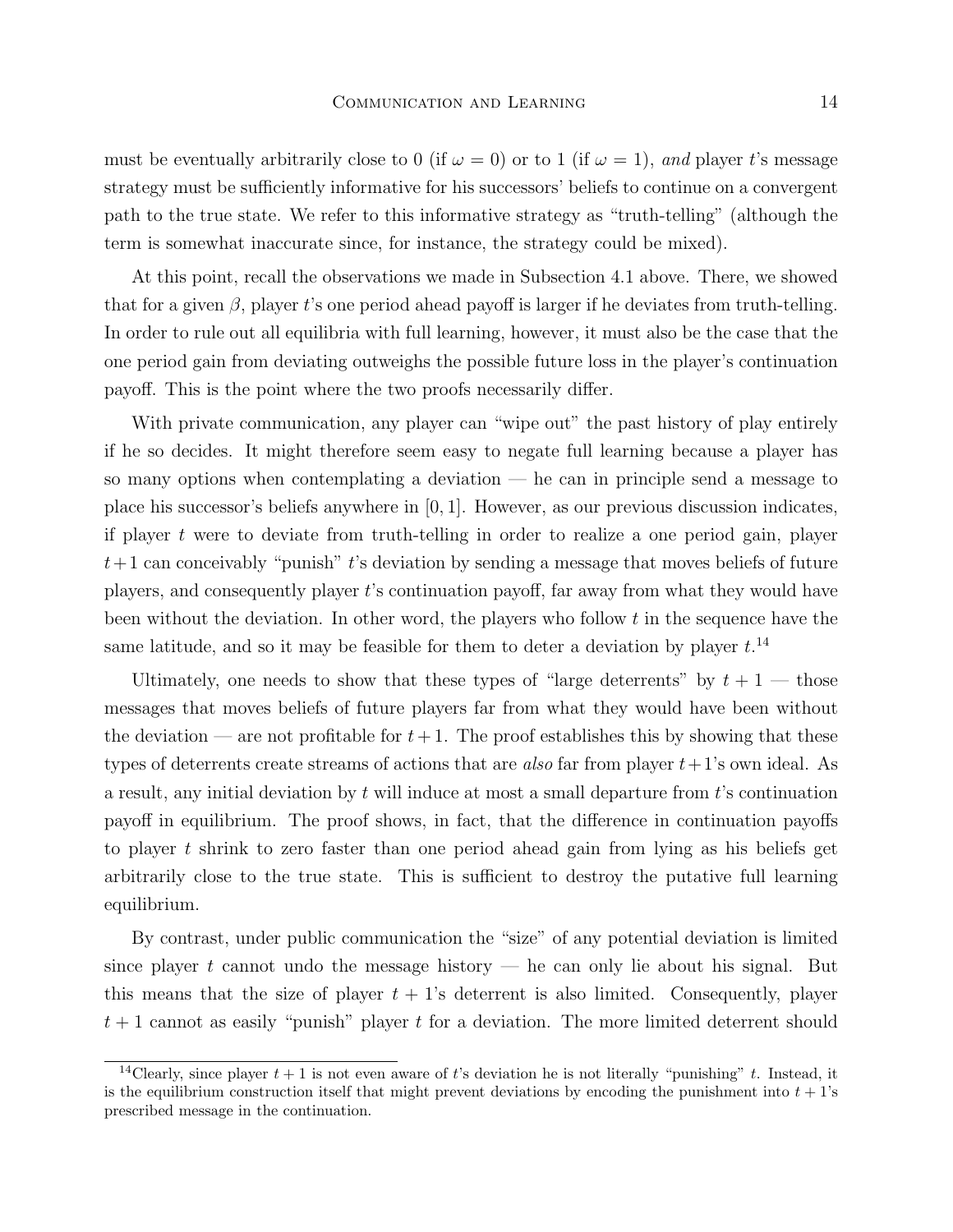must be eventually arbitrarily close to 0 (if $\omega = 0$) or to 1 (if $\omega = 1$), *and* player $t$'s message strategy must be sufficiently informative for his successors' beliefs to continue on a convergent path to the true state. We refer to this informative strategy as "truth-telling" (although the term is somewhat inaccurate since, for instance, the strategy could be mixed).

At this point, recall the observations we made in Subsection 4.1 above. There, we showed that for a given $\beta$, player $t$'s one period ahead payoff is larger if he deviates from truth-telling. In order to rule out all equilibria with full learning, however, it must also be the case that the one period gain from deviating outweighs the possible future loss in the player's continuation payoff. This is the point where the two proofs necessarily differ.

With private communication, any player can "wipe out" the past history of play entirely if he so decides. It might therefore seem easy to negate full learning because a player has so many options when contemplating a deviation — he can in principle send a message to place his successor's beliefs anywhere in $[0, 1]$. However, as our previous discussion indicates, if player $t$ were to deviate from truth-telling in order to realize a one period gain, player $t+1$ can conceivably "punish" $t$'s deviation by sending a message that moves beliefs of future players, and consequently player $t$'s continuation payoff, far away from what they would have been without the deviation. In other word, the players who follow $t$ in the sequence have the same latitude, and so it may be feasible for them to deter a deviation by player $t$.[14]

Ultimately, one needs to show that these types of "large deterrents" by $t + 1$ — those messages that moves beliefs of future players far from what they would have been without the deviation — are not profitable for $t + 1$. The proof establishes this by showing that these types of deterrents create streams of actions that are *also* far from player $t+1$'s own ideal. As a result, any initial deviation by $t$ will induce at most a small departure from $t$'s continuation payoff in equilibrium. The proof shows, in fact, that the difference in continuation payoffs to player $t$ shrink to zero faster than one period ahead gain from lying as his beliefs get arbitrarily close to the true state. This is sufficient to destroy the putative full learning equilibrium.

By contrast, under public communication the "size" of any potential deviation is limited since player $t$ cannot undo the message history — he can only lie about his signal. But this means that the size of player $t + 1$'s deterrent is also limited. Consequently, player $t + 1$ cannot as easily "punish" player $t$ for a deviation. The more limited deterrent should

[14]Clearly, since player $t + 1$ is not even aware of $t$'s deviation he is not literally "punishing" $t$. Instead, it is the equilibrium construction itself that might prevent deviations by encoding the punishment into $t + 1$'s prescribed message in the continuation.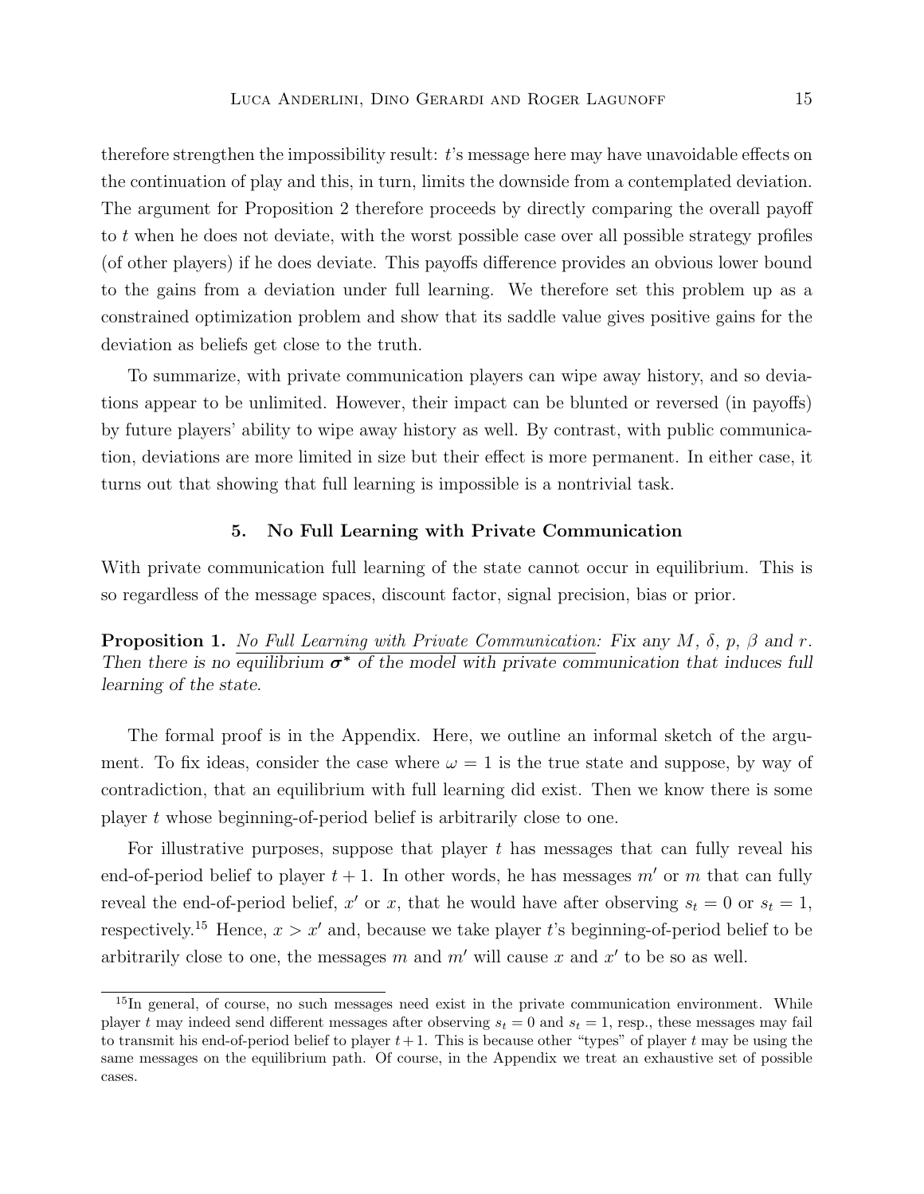therefore strengthen the impossibility result: $t$'s message here may have unavoidable effects on the continuation of play and this, in turn, limits the downside from a contemplated deviation. The argument for Proposition 2 therefore proceeds by directly comparing the overall payoff to $t$ when he does not deviate, with the worst possible case over all possible strategy profiles (of other players) if he does deviate. This payoffs difference provides an obvious lower bound to the gains from a deviation under full learning. We therefore set this problem up as a constrained optimization problem and show that its saddle value gives positive gains for the deviation as beliefs get close to the truth.

To summarize, with private communication players can wipe away history, and so deviations appear to be unlimited. However, their impact can be blunted or reversed (in payoffs) by future players' ability to wipe away history as well. By contrast, with public communication, deviations are more limited in size but their effect is more permanent. In either case, it turns out that showing that full learning is impossible is a nontrivial task.

## 5. No Full Learning with Private Communication

With private communication full learning of the state cannot occur in equilibrium. This is so regardless of the message spaces, discount factor, signal precision, bias or prior.

**Proposition 1.** *No Full Learning with Private Communication: Fix any $M$, $\delta$, $p$, $\beta$ and $r$. Then there is no equilibrium $\boldsymbol{\sigma}^*$ of the model with private communication that induces full learning of the state.*

The formal proof is in the Appendix. Here, we outline an informal sketch of the argument. To fix ideas, consider the case where $\omega = 1$ is the true state and suppose, by way of contradiction, that an equilibrium with full learning did exist. Then we know there is some player $t$ whose beginning-of-period belief is arbitrarily close to one.

For illustrative purposes, suppose that player $t$ has messages that can fully reveal his end-of-period belief to player $t+1$. In other words, he has messages $m'$ or $m$ that can fully reveal the end-of-period belief, $x'$ or $x$, that he would have after observing $s_t = 0$ or $s_t = 1$, respectively.[15] Hence, $x > x'$ and, because we take player $t$'s beginning-of-period belief to be arbitrarily close to one, the messages $m$ and $m'$ will cause $x$ and $x'$ to be so as well.

[15] In general, of course, no such messages need exist in the private communication environment. While player $t$ may indeed send different messages after observing $s_t = 0$ and $s_t = 1$, resp., these messages may fail to transmit his end-of-period belief to player $t+1$. This is because other "types" of player $t$ may be using the same messages on the equilibrium path. Of course, in the Appendix we treat an exhaustive set of possible cases.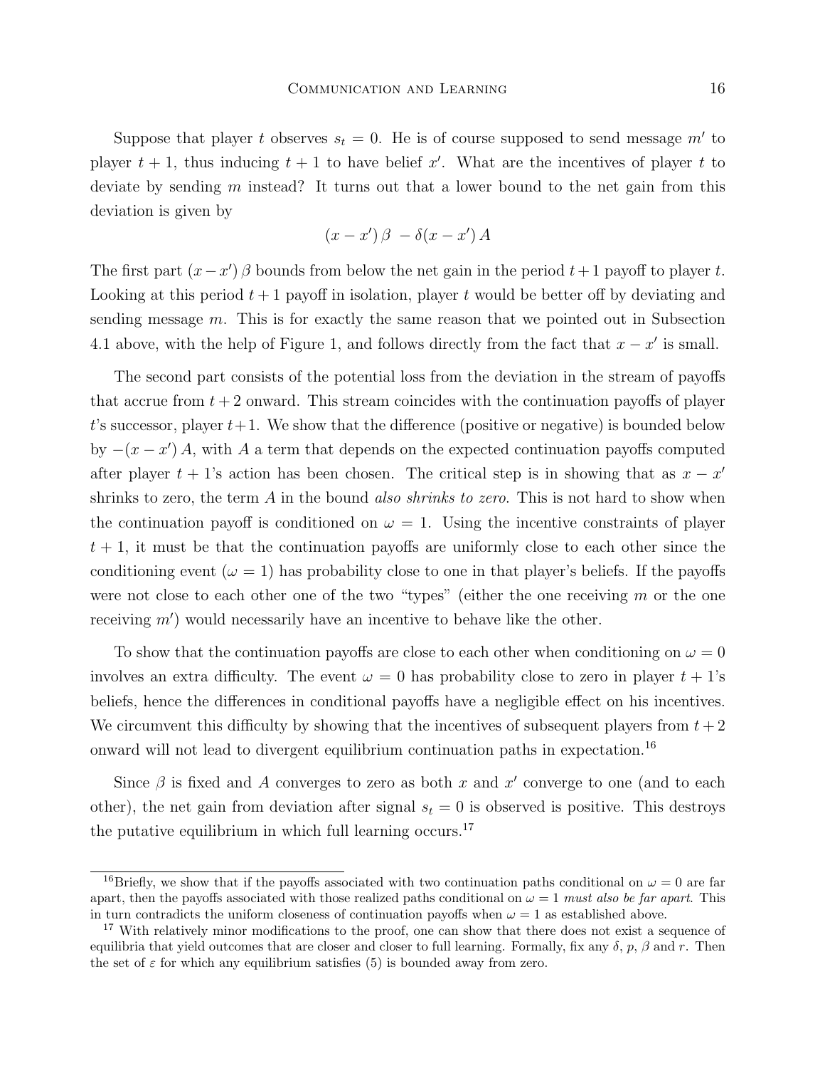Suppose that player $t$ observes $s_t = 0$. He is of course supposed to send message $m'$ to player $t+1$, thus inducing $t+1$ to have belief $x'$. What are the incentives of player $t$ to deviate by sending $m$ instead? It turns out that a lower bound to the net gain from this deviation is given by

$$(x - x')\,\beta \; - \delta(x - x')\,A$$

The first part $(x - x')\,\beta$ bounds from below the net gain in the period $t+1$ payoff to player $t$. Looking at this period $t+1$ payoff in isolation, player $t$ would be better off by deviating and sending message $m$. This is for exactly the same reason that we pointed out in Subsection 4.1 above, with the help of Figure 1, and follows directly from the fact that $x - x'$ is small.

The second part consists of the potential loss from the deviation in the stream of payoffs that accrue from $t+2$ onward. This stream coincides with the continuation payoffs of player $t$'s successor, player $t+1$. We show that the difference (positive or negative) is bounded below by $-(x - x')\,A$, with $A$ a term that depends on the expected continuation payoffs computed after player $t+1$'s action has been chosen. The critical step is in showing that as $x - x'$ shrinks to zero, the term $A$ in the bound *also shrinks to zero*. This is not hard to show when the continuation payoff is conditioned on $\omega = 1$. Using the incentive constraints of player $t+1$, it must be that the continuation payoffs are uniformly close to each other since the conditioning event ($\omega = 1$) has probability close to one in that player's beliefs. If the payoffs were not close to each other one of the two "types" (either the one receiving $m$ or the one receiving $m'$) would necessarily have an incentive to behave like the other.

To show that the continuation payoffs are close to each other when conditioning on $\omega = 0$ involves an extra difficulty. The event $\omega = 0$ has probability close to zero in player $t+1$'s beliefs, hence the differences in conditional payoffs have a negligible effect on his incentives. We circumvent this difficulty by showing that the incentives of subsequent players from $t+2$ onward will not lead to divergent equilibrium continuation paths in expectation.[16]

Since $\beta$ is fixed and $A$ converges to zero as both $x$ and $x'$ converge to one (and to each other), the net gain from deviation after signal $s_t = 0$ is observed is positive. This destroys the putative equilibrium in which full learning occurs.[17]

[16]Briefly, we show that if the payoffs associated with two continuation paths conditional on $\omega = 0$ are far apart, then the payoffs associated with those realized paths conditional on $\omega = 1$ *must also be far apart*. This in turn contradicts the uniform closeness of continuation payoffs when $\omega = 1$ as established above.

[17] With relatively minor modifications to the proof, one can show that there does not exist a sequence of equilibria that yield outcomes that are closer and closer to full learning. Formally, fix any $\delta$, $p$, $\beta$ and $r$. Then the set of $\varepsilon$ for which any equilibrium satisfies (5) is bounded away from zero.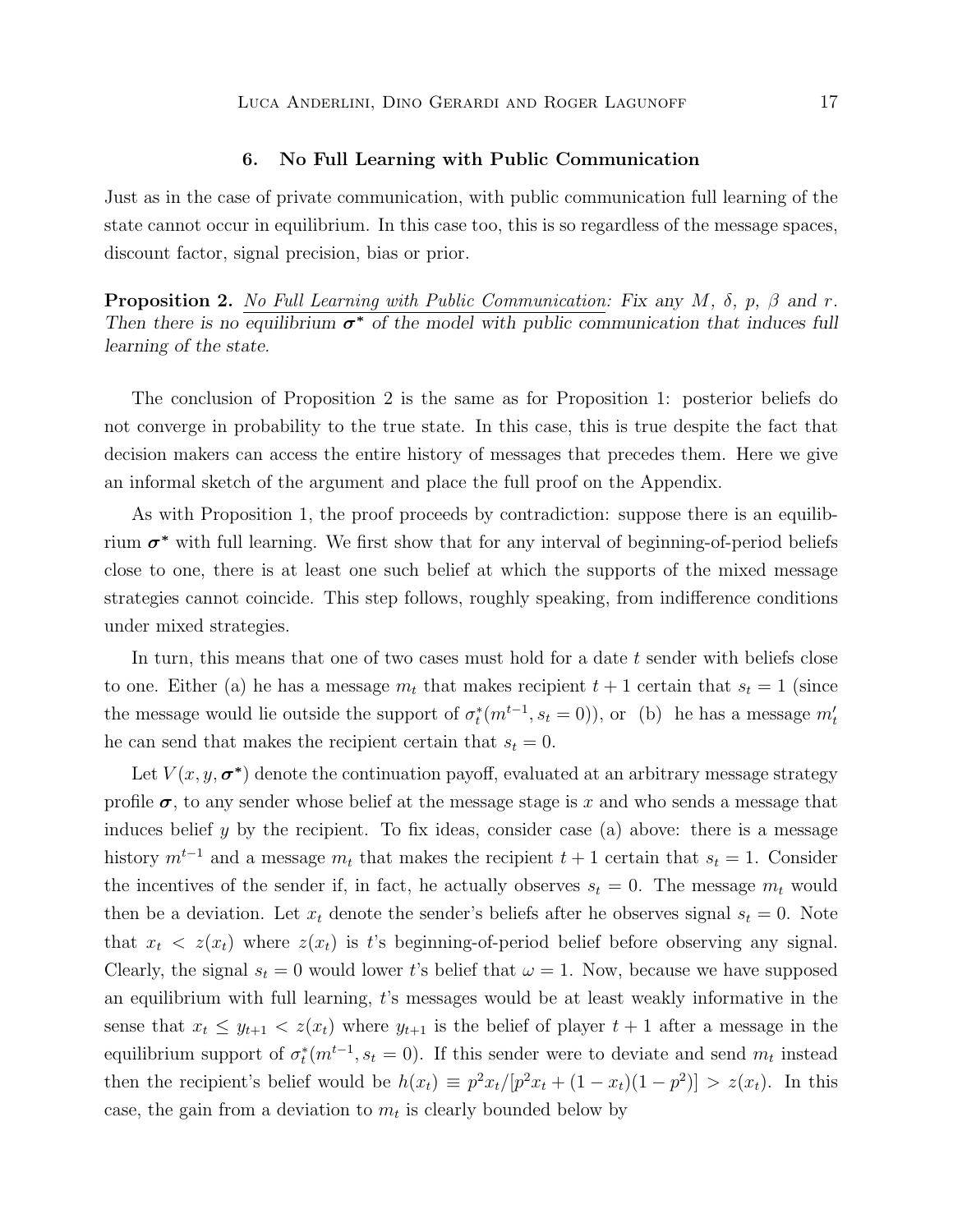## 6. No Full Learning with Public Communication

Just as in the case of private communication, with public communication full learning of the state cannot occur in equilibrium. In this case too, this is so regardless of the message spaces, discount factor, signal precision, bias or prior.

**Proposition 2.** <u>No Full Learning with Public Communication:</u> *Fix any $M$, $\delta$, $p$, $\beta$ and $r$. Then there is no equilibrium $\boldsymbol{\sigma}^*$ of the model with public communication that induces full learning of the state.*

The conclusion of Proposition 2 is the same as for Proposition 1: posterior beliefs do not converge in probability to the true state. In this case, this is true despite the fact that decision makers can access the entire history of messages that precedes them. Here we give an informal sketch of the argument and place the full proof on the Appendix.

As with Proposition 1, the proof proceeds by contradiction: suppose there is an equilibrium $\boldsymbol{\sigma}^*$ with full learning. We first show that for any interval of beginning-of-period beliefs close to one, there is at least one such belief at which the supports of the mixed message strategies cannot coincide. This step follows, roughly speaking, from indifference conditions under mixed strategies.

In turn, this means that one of two cases must hold for a date $t$ sender with beliefs close to one. Either (a) he has a message $m_t$ that makes recipient $t+1$ certain that $s_t = 1$ (since the message would lie outside the support of $\sigma_t^*(m^{t-1}, s_t = 0)$), or (b) he has a message $m_t'$ he can send that makes the recipient certain that $s_t = 0$.

Let $V(x, y, \boldsymbol{\sigma}^*)$ denote the continuation payoff, evaluated at an arbitrary message strategy profile $\boldsymbol{\sigma}$, to any sender whose belief at the message stage is $x$ and who sends a message that induces belief $y$ by the recipient. To fix ideas, consider case (a) above: there is a message history $m^{t-1}$ and a message $m_t$ that makes the recipient $t+1$ certain that $s_t = 1$. Consider the incentives of the sender if, in fact, he actually observes $s_t = 0$. The message $m_t$ would then be a deviation. Let $x_t$ denote the sender's beliefs after he observes signal $s_t = 0$. Note that $x_t < z(x_t)$ where $z(x_t)$ is $t$'s beginning-of-period belief before observing any signal. Clearly, the signal $s_t = 0$ would lower $t$'s belief that $\omega = 1$. Now, because we have supposed an equilibrium with full learning, $t$'s messages would be at least weakly informative in the sense that $x_t \leq y_{t+1} < z(x_t)$ where $y_{t+1}$ is the belief of player $t+1$ after a message in the equilibrium support of $\sigma_t^*(m^{t-1}, s_t = 0)$. If this sender were to deviate and send $m_t$ instead then the recipient's belief would be $h(x_t) \equiv p^2 x_t / [p^2 x_t + (1 - x_t)(1 - p^2)] > z(x_t)$. In this case, the gain from a deviation to $m_t$ is clearly bounded below by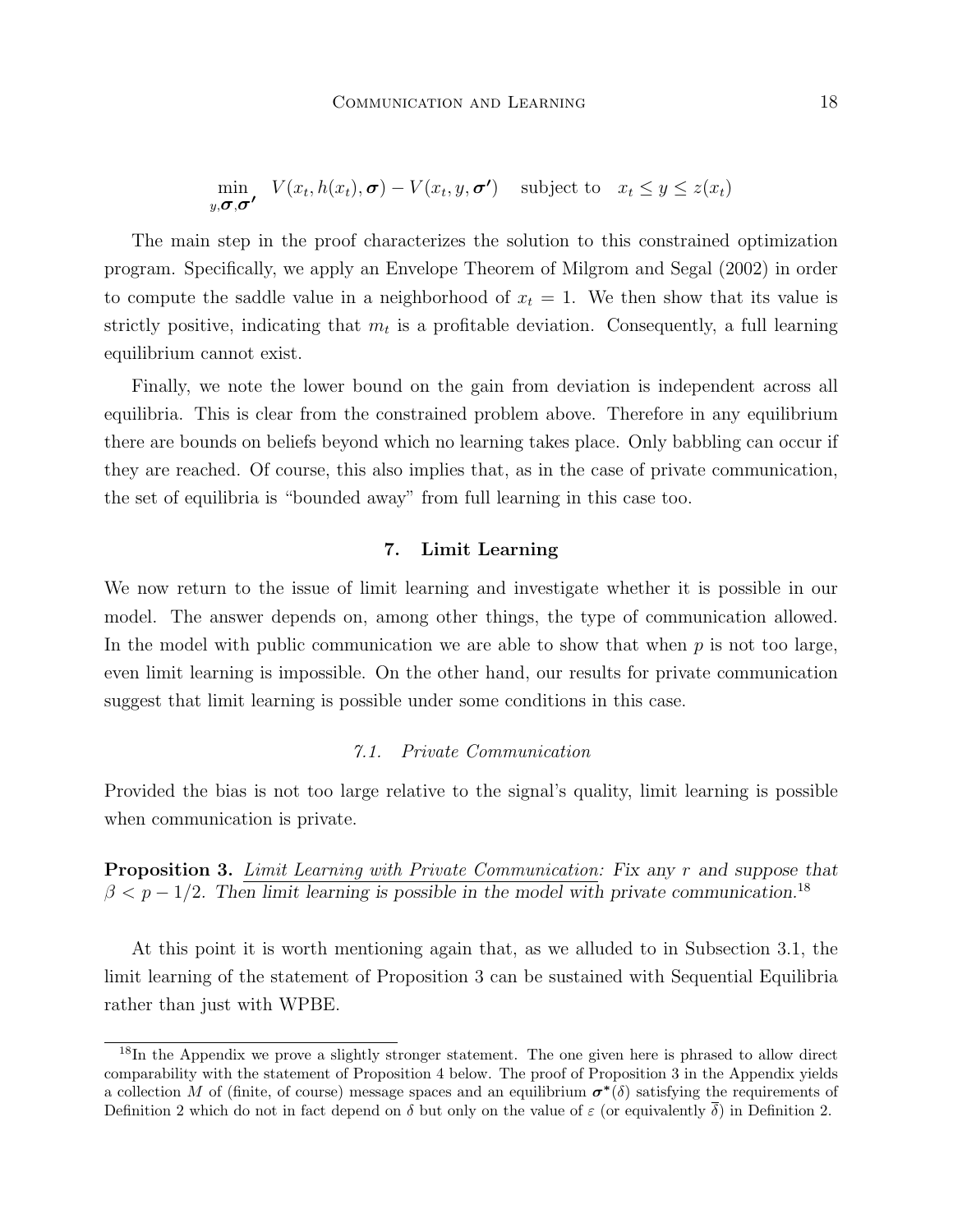$$\min_{y,\boldsymbol{\sigma},\boldsymbol{\sigma'}} \quad V(x_t, h(x_t), \boldsymbol{\sigma}) - V(x_t, y, \boldsymbol{\sigma'}) \quad \text{subject to} \quad x_t \leq y \leq z(x_t)$$

The main step in the proof characterizes the solution to this constrained optimization program. Specifically, we apply an Envelope Theorem of Milgrom and Segal (2002) in order to compute the saddle value in a neighborhood of $x_t = 1$. We then show that its value is strictly positive, indicating that $m_t$ is a profitable deviation. Consequently, a full learning equilibrium cannot exist.

Finally, we note the lower bound on the gain from deviation is independent across all equilibria. This is clear from the constrained problem above. Therefore in any equilibrium there are bounds on beliefs beyond which no learning takes place. Only babbling can occur if they are reached. Of course, this also implies that, as in the case of private communication, the set of equilibria is "bounded away" from full learning in this case too.

## 7. Limit Learning

We now return to the issue of limit learning and investigate whether it is possible in our model. The answer depends on, among other things, the type of communication allowed. In the model with public communication we are able to show that when $p$ is not too large, even limit learning is impossible. On the other hand, our results for private communication suggest that limit learning is possible under some conditions in this case.

### 7.1. *Private Communication*

Provided the bias is not too large relative to the signal's quality, limit learning is possible when communication is private.

**Proposition 3.** *Limit Learning with Private Communication: Fix any $r$ and suppose that $\beta < p - 1/2$. Then limit learning is possible in the model with private communication.*[18]

At this point it is worth mentioning again that, as we alluded to in Subsection 3.1, the limit learning of the statement of Proposition 3 can be sustained with Sequential Equilibria rather than just with WPBE.

[18] In the Appendix we prove a slightly stronger statement. The one given here is phrased to allow direct comparability with the statement of Proposition 4 below. The proof of Proposition 3 in the Appendix yields a collection $M$ of (finite, of course) message spaces and an equilibrium $\boldsymbol{\sigma}^*(\delta)$ satisfying the requirements of Definition 2 which do not in fact depend on $\delta$ but only on the value of $\varepsilon$ (or equivalently $\overline{\delta}$) in Definition 2.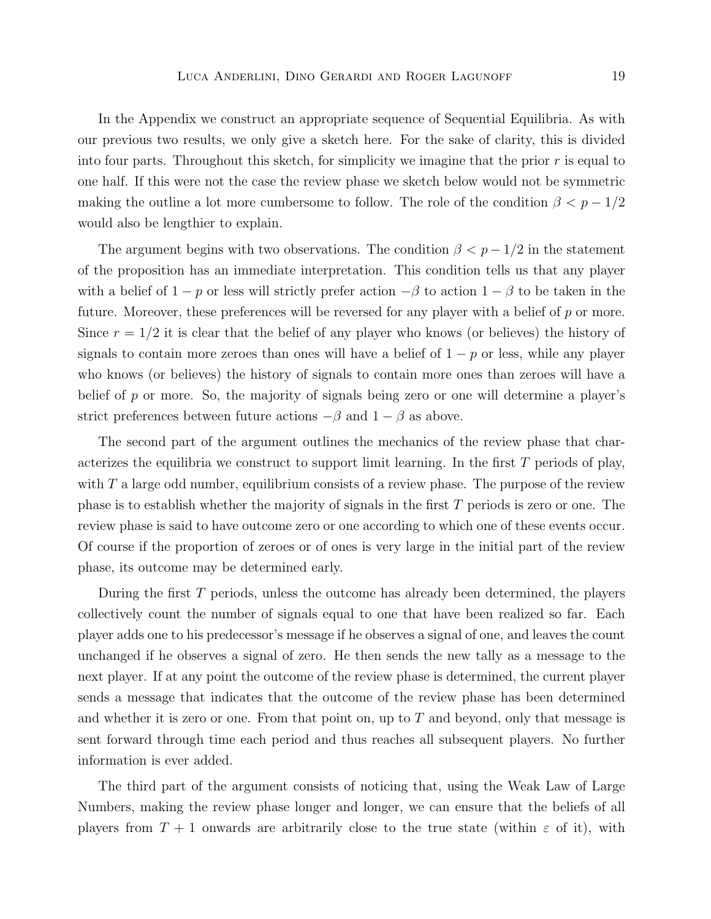In the Appendix we construct an appropriate sequence of Sequential Equilibria. As with our previous two results, we only give a sketch here. For the sake of clarity, this is divided into four parts. Throughout this sketch, for simplicity we imagine that the prior $r$ is equal to one half. If this were not the case the review phase we sketch below would not be symmetric making the outline a lot more cumbersome to follow. The role of the condition $\beta < p - 1/2$ would also be lengthier to explain.

The argument begins with two observations. The condition $\beta < p - 1/2$ in the statement of the proposition has an immediate interpretation. This condition tells us that any player with a belief of $1 - p$ or less will strictly prefer action $-\beta$ to action $1 - \beta$ to be taken in the future. Moreover, these preferences will be reversed for any player with a belief of $p$ or more. Since $r = 1/2$ it is clear that the belief of any player who knows (or believes) the history of signals to contain more zeroes than ones will have a belief of $1 - p$ or less, while any player who knows (or believes) the history of signals to contain more ones than zeroes will have a belief of $p$ or more. So, the majority of signals being zero or one will determine a player's strict preferences between future actions $-\beta$ and $1 - \beta$ as above.

The second part of the argument outlines the mechanics of the review phase that characterizes the equilibria we construct to support limit learning. In the first $T$ periods of play, with $T$ a large odd number, equilibrium consists of a review phase. The purpose of the review phase is to establish whether the majority of signals in the first $T$ periods is zero or one. The review phase is said to have outcome zero or one according to which one of these events occur. Of course if the proportion of zeroes or of ones is very large in the initial part of the review phase, its outcome may be determined early.

During the first $T$ periods, unless the outcome has already been determined, the players collectively count the number of signals equal to one that have been realized so far. Each player adds one to his predecessor's message if he observes a signal of one, and leaves the count unchanged if he observes a signal of zero. He then sends the new tally as a message to the next player. If at any point the outcome of the review phase is determined, the current player sends a message that indicates that the outcome of the review phase has been determined and whether it is zero or one. From that point on, up to $T$ and beyond, only that message is sent forward through time each period and thus reaches all subsequent players. No further information is ever added.

The third part of the argument consists of noticing that, using the Weak Law of Large Numbers, making the review phase longer and longer, we can ensure that the beliefs of all players from $T + 1$ onwards are arbitrarily close to the true state (within $\varepsilon$ of it), with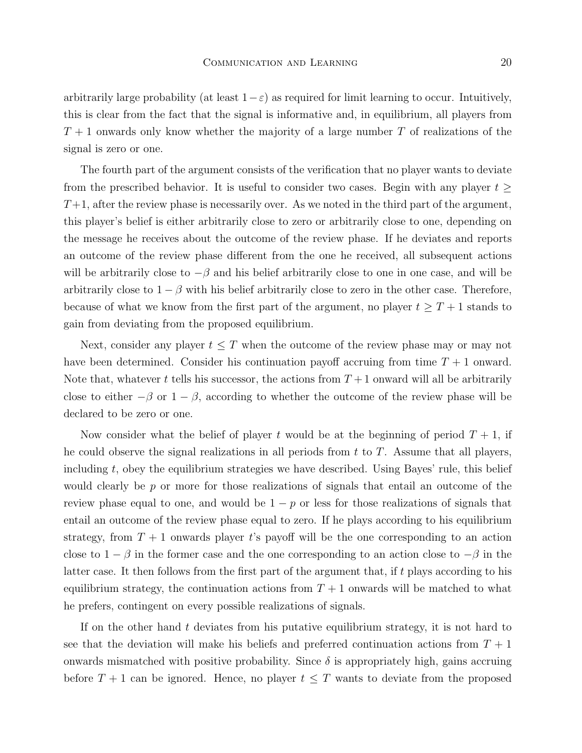arbitrarily large probability (at least $1-\varepsilon$) as required for limit learning to occur. Intuitively, this is clear from the fact that the signal is informative and, in equilibrium, all players from $T+1$ onwards only know whether the majority of a large number $T$ of realizations of the signal is zero or one.

The fourth part of the argument consists of the verification that no player wants to deviate from the prescribed behavior. It is useful to consider two cases. Begin with any player $t \geq T+1$, after the review phase is necessarily over. As we noted in the third part of the argument, this player's belief is either arbitrarily close to zero or arbitrarily close to one, depending on the message he receives about the outcome of the review phase. If he deviates and reports an outcome of the review phase different from the one he received, all subsequent actions will be arbitrarily close to $-\beta$ and his belief arbitrarily close to one in one case, and will be arbitrarily close to $1-\beta$ with his belief arbitrarily close to zero in the other case. Therefore, because of what we know from the first part of the argument, no player $t \geq T+1$ stands to gain from deviating from the proposed equilibrium.

Next, consider any player $t \leq T$ when the outcome of the review phase may or may not have been determined. Consider his continuation payoff accruing from time $T+1$ onward. Note that, whatever $t$ tells his successor, the actions from $T+1$ onward will all be arbitrarily close to either $-\beta$ or $1-\beta$, according to whether the outcome of the review phase will be declared to be zero or one.

Now consider what the belief of player $t$ would be at the beginning of period $T+1$, if he could observe the signal realizations in all periods from $t$ to $T$. Assume that all players, including $t$, obey the equilibrium strategies we have described. Using Bayes' rule, this belief would clearly be $p$ or more for those realizations of signals that entail an outcome of the review phase equal to one, and would be $1-p$ or less for those realizations of signals that entail an outcome of the review phase equal to zero. If he plays according to his equilibrium strategy, from $T+1$ onwards player $t$'s payoff will be the one corresponding to an action close to $1-\beta$ in the former case and the one corresponding to an action close to $-\beta$ in the latter case. It then follows from the first part of the argument that, if $t$ plays according to his equilibrium strategy, the continuation actions from $T+1$ onwards will be matched to what he prefers, contingent on every possible realizations of signals.

If on the other hand $t$ deviates from his putative equilibrium strategy, it is not hard to see that the deviation will make his beliefs and preferred continuation actions from $T+1$ onwards mismatched with positive probability. Since $\delta$ is appropriately high, gains accruing before $T+1$ can be ignored. Hence, no player $t \leq T$ wants to deviate from the proposed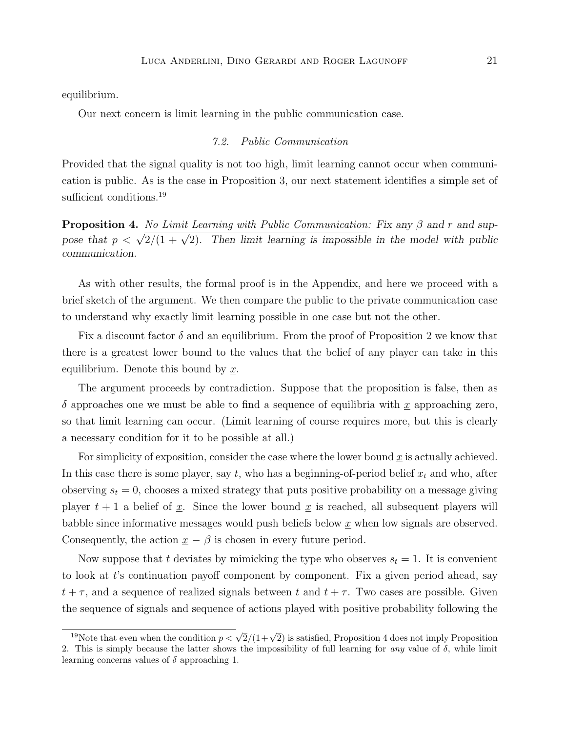equilibrium.

Our next concern is limit learning in the public communication case.

### 7.2. Public Communication

Provided that the signal quality is not too high, limit learning cannot occur when communication is public. As is the case in Proposition 3, our next statement identifies a simple set of sufficient conditions.[19]

**Proposition 4.** *No Limit Learning with Public Communication: Fix any $\beta$ and $r$ and suppose that $p < \sqrt{2}/(1+\sqrt{2})$. Then limit learning is impossible in the model with public communication.*

As with other results, the formal proof is in the Appendix, and here we proceed with a brief sketch of the argument. We then compare the public to the private communication case to understand why exactly limit learning possible in one case but not the other.

Fix a discount factor $\delta$ and an equilibrium. From the proof of Proposition 2 we know that there is a greatest lower bound to the values that the belief of any player can take in this equilibrium. Denote this bound by $\underline{x}$.

The argument proceeds by contradiction. Suppose that the proposition is false, then as $\delta$ approaches one we must be able to find a sequence of equilibria with $\underline{x}$ approaching zero, so that limit learning can occur. (Limit learning of course requires more, but this is clearly a necessary condition for it to be possible at all.)

For simplicity of exposition, consider the case where the lower bound $\underline{x}$ is actually achieved. In this case there is some player, say $t$, who has a beginning-of-period belief $x_t$ and who, after observing $s_t = 0$, chooses a mixed strategy that puts positive probability on a message giving player $t+1$ a belief of $\underline{x}$. Since the lower bound $\underline{x}$ is reached, all subsequent players will babble since informative messages would push beliefs below $\underline{x}$ when low signals are observed. Consequently, the action $\underline{x} - \beta$ is chosen in every future period.

Now suppose that $t$ deviates by mimicking the type who observes $s_t = 1$. It is convenient to look at $t$'s continuation payoff component by component. Fix a given period ahead, say $t+\tau$, and a sequence of realized signals between $t$ and $t+\tau$. Two cases are possible. Given the sequence of signals and sequence of actions played with positive probability following the

[19] Note that even when the condition $p < \sqrt{2}/(1+\sqrt{2})$ is satisfied, Proposition 4 does not imply Proposition 2. This is simply because the latter shows the impossibility of full learning for *any* value of $\delta$, while limit learning concerns values of $\delta$ approaching 1.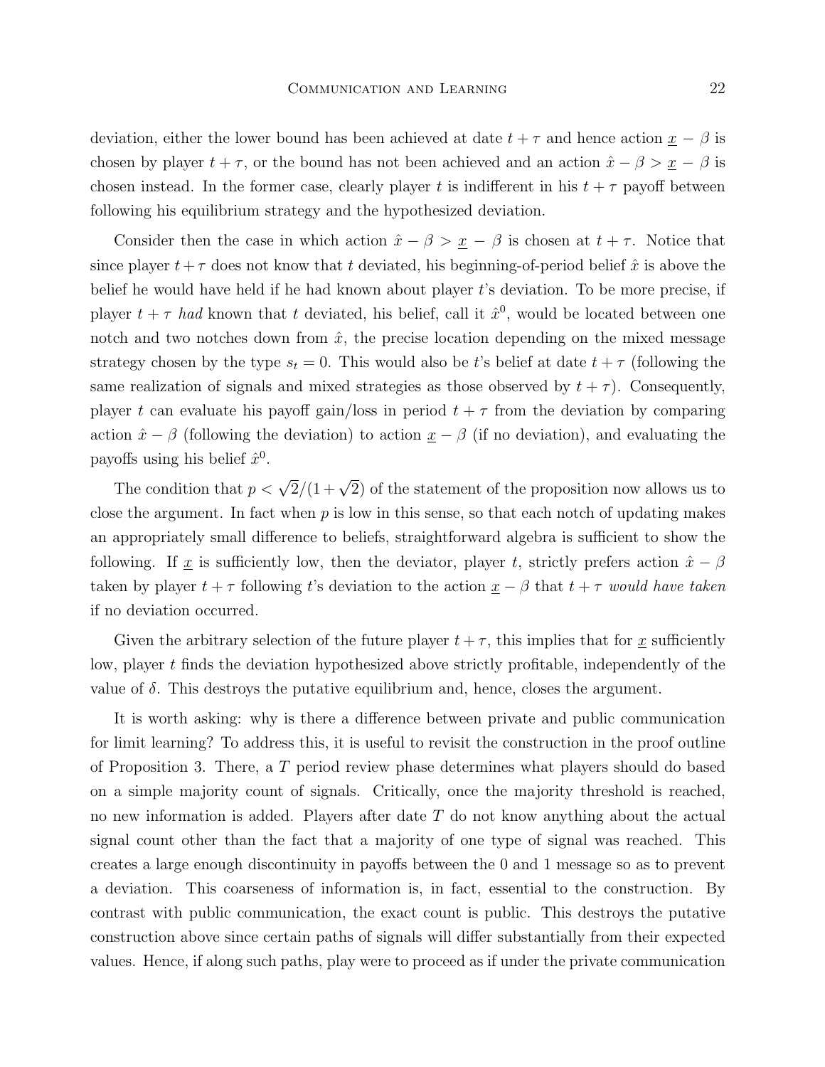deviation, either the lower bound has been achieved at date $t+\tau$ and hence action $\underline{x}-\beta$ is chosen by player $t+\tau$, or the bound has not been achieved and an action $\hat{x}-\beta > \underline{x}-\beta$ is chosen instead. In the former case, clearly player $t$ is indifferent in his $t+\tau$ payoff between following his equilibrium strategy and the hypothesized deviation.

Consider then the case in which action $\hat{x}-\beta > \underline{x}-\beta$ is chosen at $t+\tau$. Notice that since player $t+\tau$ does not know that $t$ deviated, his beginning-of-period belief $\hat{x}$ is above the belief he would have held if he had known about player $t$'s deviation. To be more precise, if player $t+\tau$ *had* known that $t$ deviated, his belief, call it $\hat{x}^0$, would be located between one notch and two notches down from $\hat{x}$, the precise location depending on the mixed message strategy chosen by the type $s_t = 0$. This would also be $t$'s belief at date $t+\tau$ (following the same realization of signals and mixed strategies as those observed by $t+\tau$). Consequently, player $t$ can evaluate his payoff gain/loss in period $t+\tau$ from the deviation by comparing action $\hat{x}-\beta$ (following the deviation) to action $\underline{x}-\beta$ (if no deviation), and evaluating the payoffs using his belief $\hat{x}^0$.

The condition that $p < \sqrt{2}/(1+\sqrt{2})$ of the statement of the proposition now allows us to close the argument. In fact when $p$ is low in this sense, so that each notch of updating makes an appropriately small difference to beliefs, straightforward algebra is sufficient to show the following. If $\underline{x}$ is sufficiently low, then the deviator, player $t$, strictly prefers action $\hat{x}-\beta$ taken by player $t+\tau$ following $t$'s deviation to the action $\underline{x}-\beta$ that $t+\tau$ *would have taken* if no deviation occurred.

Given the arbitrary selection of the future player $t+\tau$, this implies that for $\underline{x}$ sufficiently low, player $t$ finds the deviation hypothesized above strictly profitable, independently of the value of $\delta$. This destroys the putative equilibrium and, hence, closes the argument.

It is worth asking: why is there a difference between private and public communication for limit learning? To address this, it is useful to revisit the construction in the proof outline of Proposition 3. There, a $T$ period review phase determines what players should do based on a simple majority count of signals. Critically, once the majority threshold is reached, no new information is added. Players after date $T$ do not know anything about the actual signal count other than the fact that a majority of one type of signal was reached. This creates a large enough discontinuity in payoffs between the 0 and 1 message so as to prevent a deviation. This coarseness of information is, in fact, essential to the construction. By contrast with public communication, the exact count is public. This destroys the putative construction above since certain paths of signals will differ substantially from their expected values. Hence, if along such paths, play were to proceed as if under the private communication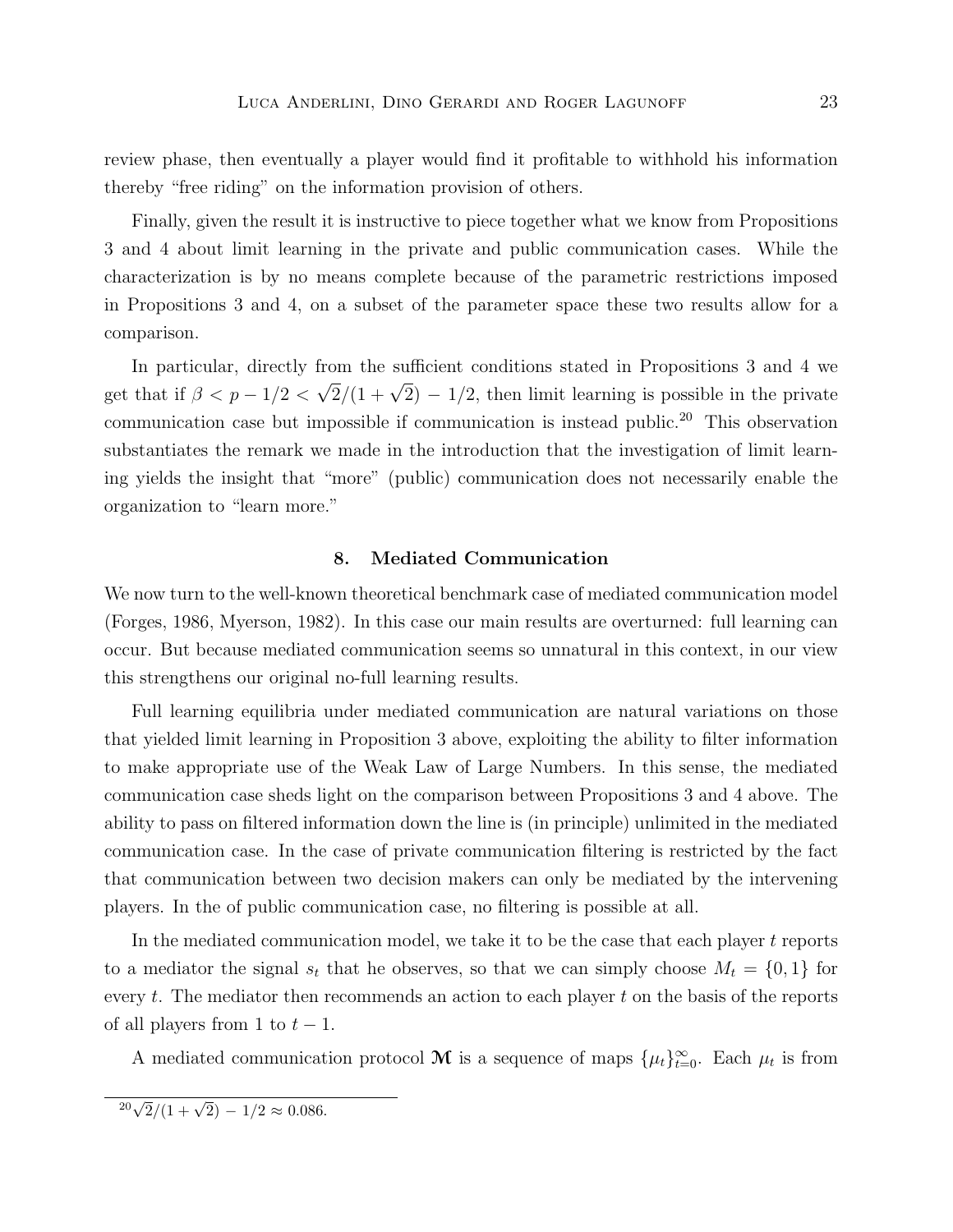review phase, then eventually a player would find it profitable to withhold his information thereby "free riding" on the information provision of others.

Finally, given the result it is instructive to piece together what we know from Propositions 3 and 4 about limit learning in the private and public communication cases. While the characterization is by no means complete because of the parametric restrictions imposed in Propositions 3 and 4, on a subset of the parameter space these two results allow for a comparison.

In particular, directly from the sufficient conditions stated in Propositions 3 and 4 we get that if $\beta < p - 1/2 < \sqrt{2}/(1 + \sqrt{2}) - 1/2$, then limit learning is possible in the private communication case but impossible if communication is instead public.[20] This observation substantiates the remark we made in the introduction that the investigation of limit learning yields the insight that "more" (public) communication does not necessarily enable the organization to "learn more."

## 8. Mediated Communication

We now turn to the well-known theoretical benchmark case of mediated communication model (Forges, 1986, Myerson, 1982). In this case our main results are overturned: full learning can occur. But because mediated communication seems so unnatural in this context, in our view this strengthens our original no-full learning results.

Full learning equilibria under mediated communication are natural variations on those that yielded limit learning in Proposition 3 above, exploiting the ability to filter information to make appropriate use of the Weak Law of Large Numbers. In this sense, the mediated communication case sheds light on the comparison between Propositions 3 and 4 above. The ability to pass on filtered information down the line is (in principle) unlimited in the mediated communication case. In the case of private communication filtering is restricted by the fact that communication between two decision makers can only be mediated by the intervening players. In the of public communication case, no filtering is possible at all.

In the mediated communication model, we take it to be the case that each player $t$ reports to a mediator the signal $s_t$ that he observes, so that we can simply choose $M_t = \{0, 1\}$ for every $t$. The mediator then recommends an action to each player $t$ on the basis of the reports of all players from 1 to $t - 1$.

A mediated communication protocol $\mathcal{M}$ is a sequence of maps $\{\mu_t\}_{t=0}^{\infty}$. Each $\mu_t$ is from

[20] $\sqrt{2}/(1 + \sqrt{2}) - 1/2 \approx 0.086$.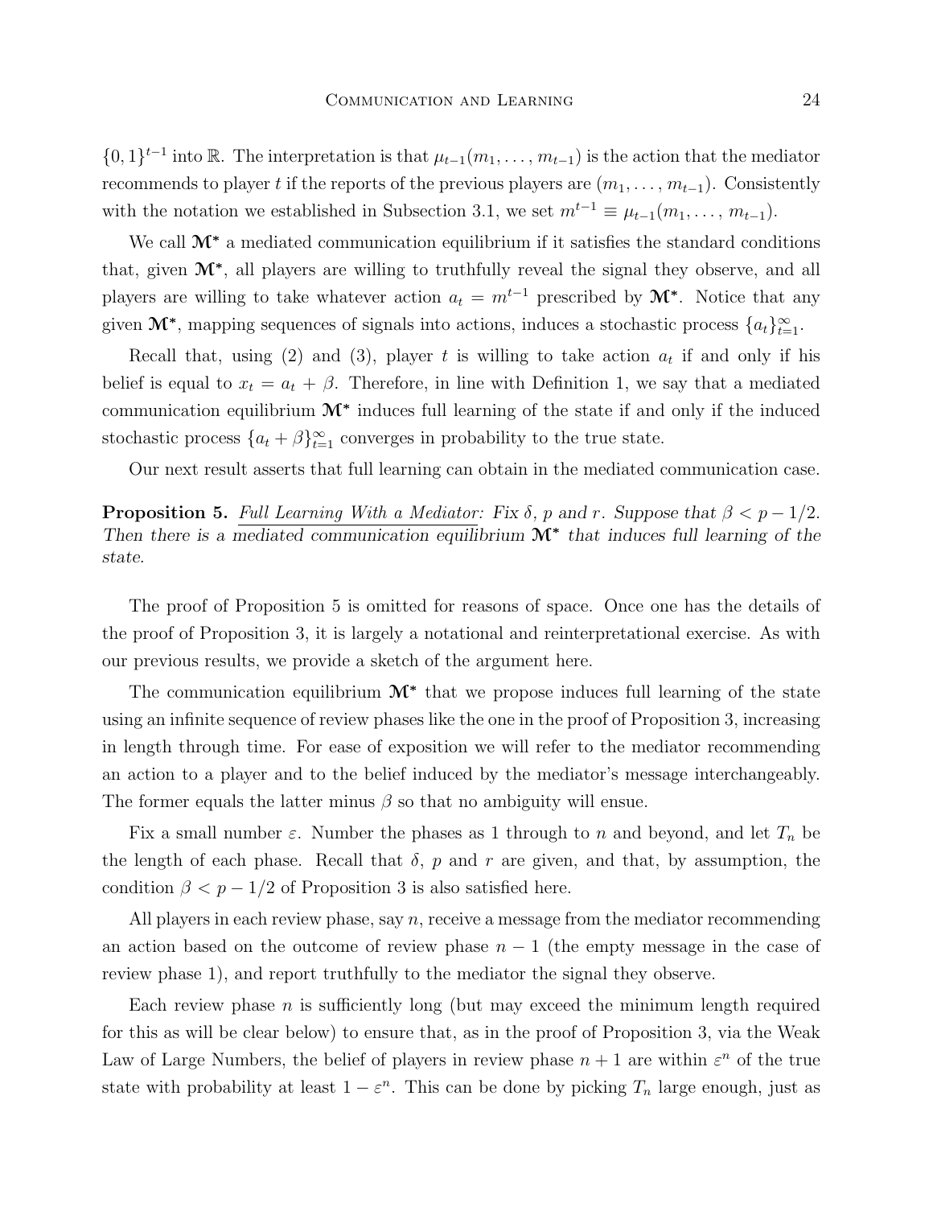$\{0,1\}^{t-1}$ into $\mathbb{R}$. The interpretation is that $\mu_{t-1}(m_1, \ldots, m_{t-1})$ is the action that the mediator recommends to player $t$ if the reports of the previous players are $(m_1, \ldots, m_{t-1})$. Consistently with the notation we established in Subsection 3.1, we set $m^{t-1} \equiv \mu_{t-1}(m_1, \ldots, m_{t-1})$.

We call $\mathcal{M}^*$ a mediated communication equilibrium if it satisfies the standard conditions that, given $\mathcal{M}^*$, all players are willing to truthfully reveal the signal they observe, and all players are willing to take whatever action $a_t = m^{t-1}$ prescribed by $\mathcal{M}^*$. Notice that any given $\mathcal{M}^*$, mapping sequences of signals into actions, induces a stochastic process $\{a_t\}_{t=1}^{\infty}$.

Recall that, using (2) and (3), player $t$ is willing to take action $a_t$ if and only if his belief is equal to $x_t = a_t + \beta$. Therefore, in line with Definition 1, we say that a mediated communication equilibrium $\mathcal{M}^*$ induces full learning of the state if and only if the induced stochastic process $\{a_t + \beta\}_{t=1}^{\infty}$ converges in probability to the true state.

Our next result asserts that full learning can obtain in the mediated communication case.

**Proposition 5.** *Full Learning With a Mediator: Fix $\delta$, $p$ and $r$. Suppose that $\beta < p - 1/2$. Then there is a mediated communication equilibrium $\mathcal{M}^*$ that induces full learning of the state.*

The proof of Proposition 5 is omitted for reasons of space. Once one has the details of the proof of Proposition 3, it is largely a notational and reinterpretational exercise. As with our previous results, we provide a sketch of the argument here.

The communication equilibrium $\mathcal{M}^*$ that we propose induces full learning of the state using an infinite sequence of review phases like the one in the proof of Proposition 3, increasing in length through time. For ease of exposition we will refer to the mediator recommending an action to a player and to the belief induced by the mediator's message interchangeably. The former equals the latter minus $\beta$ so that no ambiguity will ensue.

Fix a small number $\varepsilon$. Number the phases as 1 through to $n$ and beyond, and let $T_n$ be the length of each phase. Recall that $\delta$, $p$ and $r$ are given, and that, by assumption, the condition $\beta < p - 1/2$ of Proposition 3 is also satisfied here.

All players in each review phase, say $n$, receive a message from the mediator recommending an action based on the outcome of review phase $n - 1$ (the empty message in the case of review phase 1), and report truthfully to the mediator the signal they observe.

Each review phase $n$ is sufficiently long (but may exceed the minimum length required for this as will be clear below) to ensure that, as in the proof of Proposition 3, via the Weak Law of Large Numbers, the belief of players in review phase $n + 1$ are within $\varepsilon^n$ of the true state with probability at least $1 - \varepsilon^n$. This can be done by picking $T_n$ large enough, just as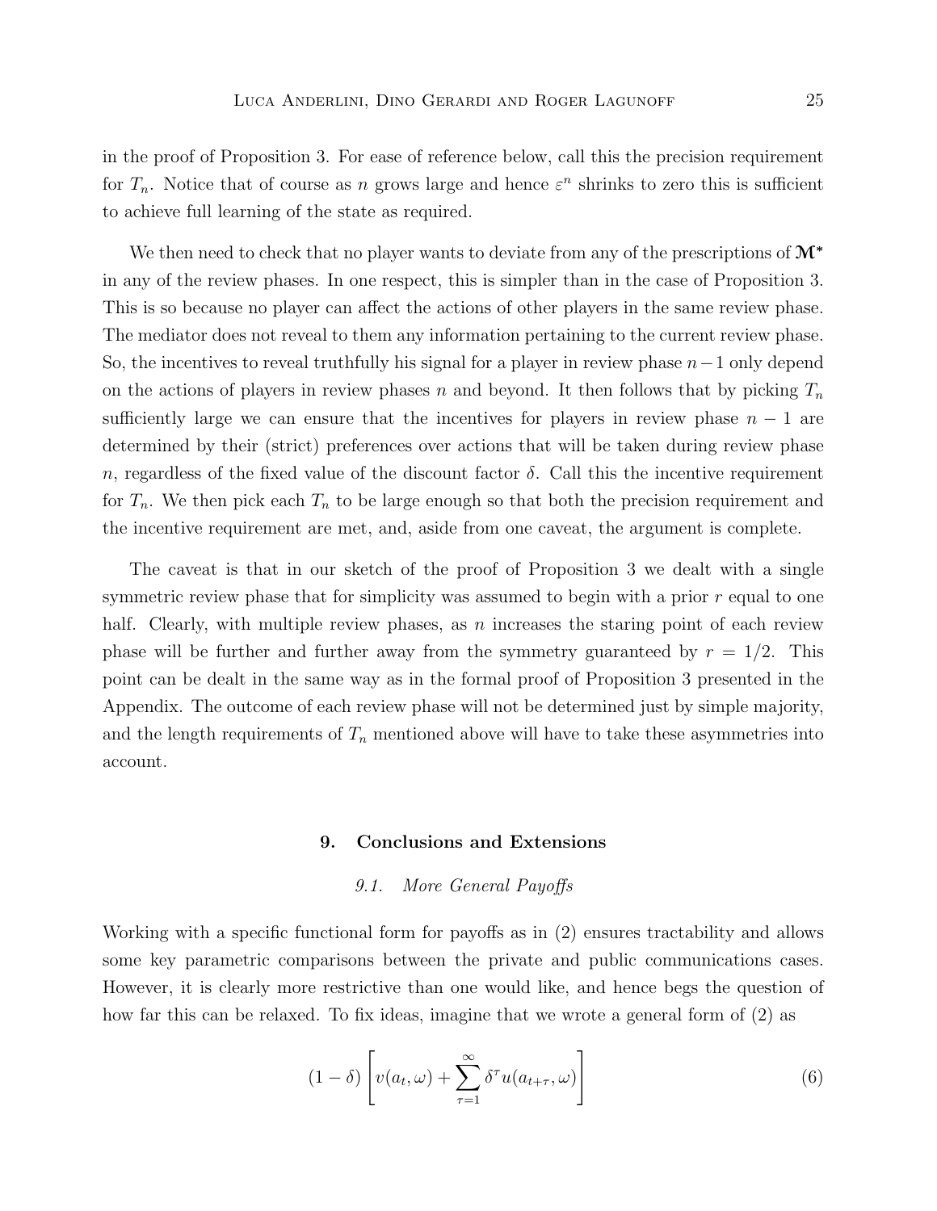in the proof of Proposition 3. For ease of reference below, call this the precision requirement for $T_n$. Notice that of course as $n$ grows large and hence $\varepsilon^n$ shrinks to zero this is sufficient to achieve full learning of the state as required.

We then need to check that no player wants to deviate from any of the prescriptions of $\mathfrak{M}^*$ in any of the review phases. In one respect, this is simpler than in the case of Proposition 3. This is so because no player can affect the actions of other players in the same review phase. The mediator does not reveal to them any information pertaining to the current review phase. So, the incentives to reveal truthfully his signal for a player in review phase $n-1$ only depend on the actions of players in review phases $n$ and beyond. It then follows that by picking $T_n$ sufficiently large we can ensure that the incentives for players in review phase $n-1$ are determined by their (strict) preferences over actions that will be taken during review phase $n$, regardless of the fixed value of the discount factor $\delta$. Call this the incentive requirement for $T_n$. We then pick each $T_n$ to be large enough so that both the precision requirement and the incentive requirement are met, and, aside from one caveat, the argument is complete.

The caveat is that in our sketch of the proof of Proposition 3 we dealt with a single symmetric review phase that for simplicity was assumed to begin with a prior $r$ equal to one half. Clearly, with multiple review phases, as $n$ increases the staring point of each review phase will be further and further away from the symmetry guaranteed by $r = 1/2$. This point can be dealt in the same way as in the formal proof of Proposition 3 presented in the Appendix. The outcome of each review phase will not be determined just by simple majority, and the length requirements of $T_n$ mentioned above will have to take these asymmetries into account.

## 9. Conclusions and Extensions

### 9.1. *More General Payoffs*

Working with a specific functional form for payoffs as in (2) ensures tractability and allows some key parametric comparisons between the private and public communications cases. However, it is clearly more restrictive than one would like, and hence begs the question of how far this can be relaxed. To fix ideas, imagine that we wrote a general form of (2) as

$$(1-\delta)\left[v(a_t,\omega)+\sum_{\tau=1}^{\infty}\delta^{\tau}u(a_{t+\tau},\omega)\right] \tag{6}$$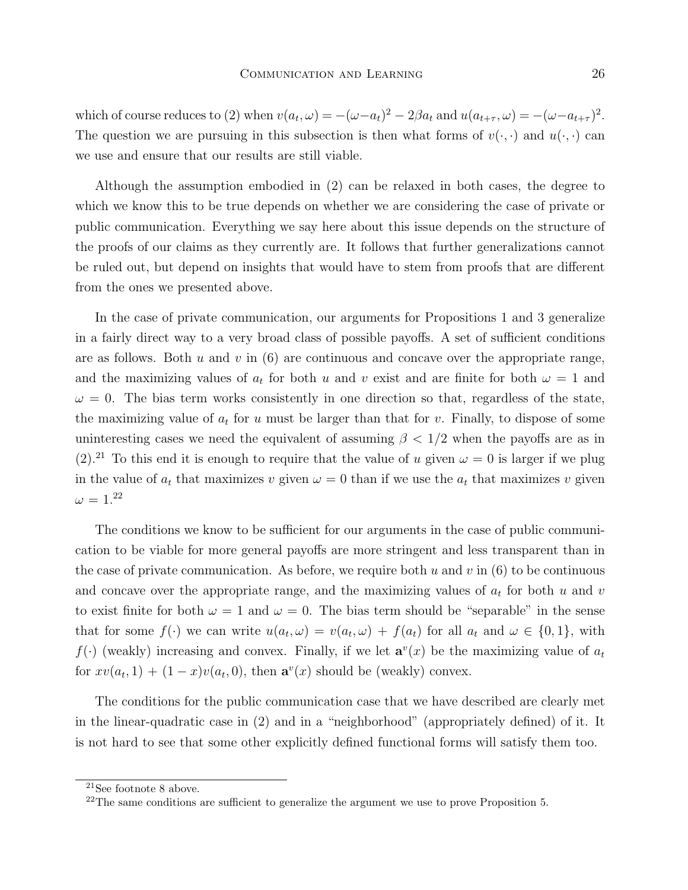which of course reduces to (2) when $v(a_t, \omega) = -(\omega - a_t)^2 - 2\beta a_t$ and $u(a_{t+\tau}, \omega) = -(\omega - a_{t+\tau})^2$. The question we are pursuing in this subsection is then what forms of $v(\cdot, \cdot)$ and $u(\cdot, \cdot)$ can we use and ensure that our results are still viable.

Although the assumption embodied in (2) can be relaxed in both cases, the degree to which we know this to be true depends on whether we are considering the case of private or public communication. Everything we say here about this issue depends on the structure of the proofs of our claims as they currently are. It follows that further generalizations cannot be ruled out, but depend on insights that would have to stem from proofs that are different from the ones we presented above.

In the case of private communication, our arguments for Propositions 1 and 3 generalize in a fairly direct way to a very broad class of possible payoffs. A set of sufficient conditions are as follows. Both $u$ and $v$ in (6) are continuous and concave over the appropriate range, and the maximizing values of $a_t$ for both $u$ and $v$ exist and are finite for both $\omega = 1$ and $\omega = 0$. The bias term works consistently in one direction so that, regardless of the state, the maximizing value of $a_t$ for $u$ must be larger than that for $v$. Finally, to dispose of some uninteresting cases we need the equivalent of assuming $\beta < 1/2$ when the payoffs are as in (2).[21] To this end it is enough to require that the value of $u$ given $\omega = 0$ is larger if we plug in the value of $a_t$ that maximizes $v$ given $\omega = 0$ than if we use the $a_t$ that maximizes $v$ given $\omega = 1$.[22]

The conditions we know to be sufficient for our arguments in the case of public communication to be viable for more general payoffs are more stringent and less transparent than in the case of private communication. As before, we require both $u$ and $v$ in (6) to be continuous and concave over the appropriate range, and the maximizing values of $a_t$ for both $u$ and $v$ to exist finite for both $\omega = 1$ and $\omega = 0$. The bias term should be "separable" in the sense that for some $f(\cdot)$ we can write $u(a_t, \omega) = v(a_t, \omega) + f(a_t)$ for all $a_t$ and $\omega \in \{0, 1\}$, with $f(\cdot)$ (weakly) increasing and convex. Finally, if we let $\mathbf{a}^v(x)$ be the maximizing value of $a_t$ for $xv(a_t, 1) + (1 - x)v(a_t, 0)$, then $\mathbf{a}^v(x)$ should be (weakly) convex.

The conditions for the public communication case that we have described are clearly met in the linear-quadratic case in (2) and in a "neighborhood" (appropriately defined) of it. It is not hard to see that some other explicitly defined functional forms will satisfy them too.

[21] See footnote 8 above.

[22] The same conditions are sufficient to generalize the argument we use to prove Proposition 5.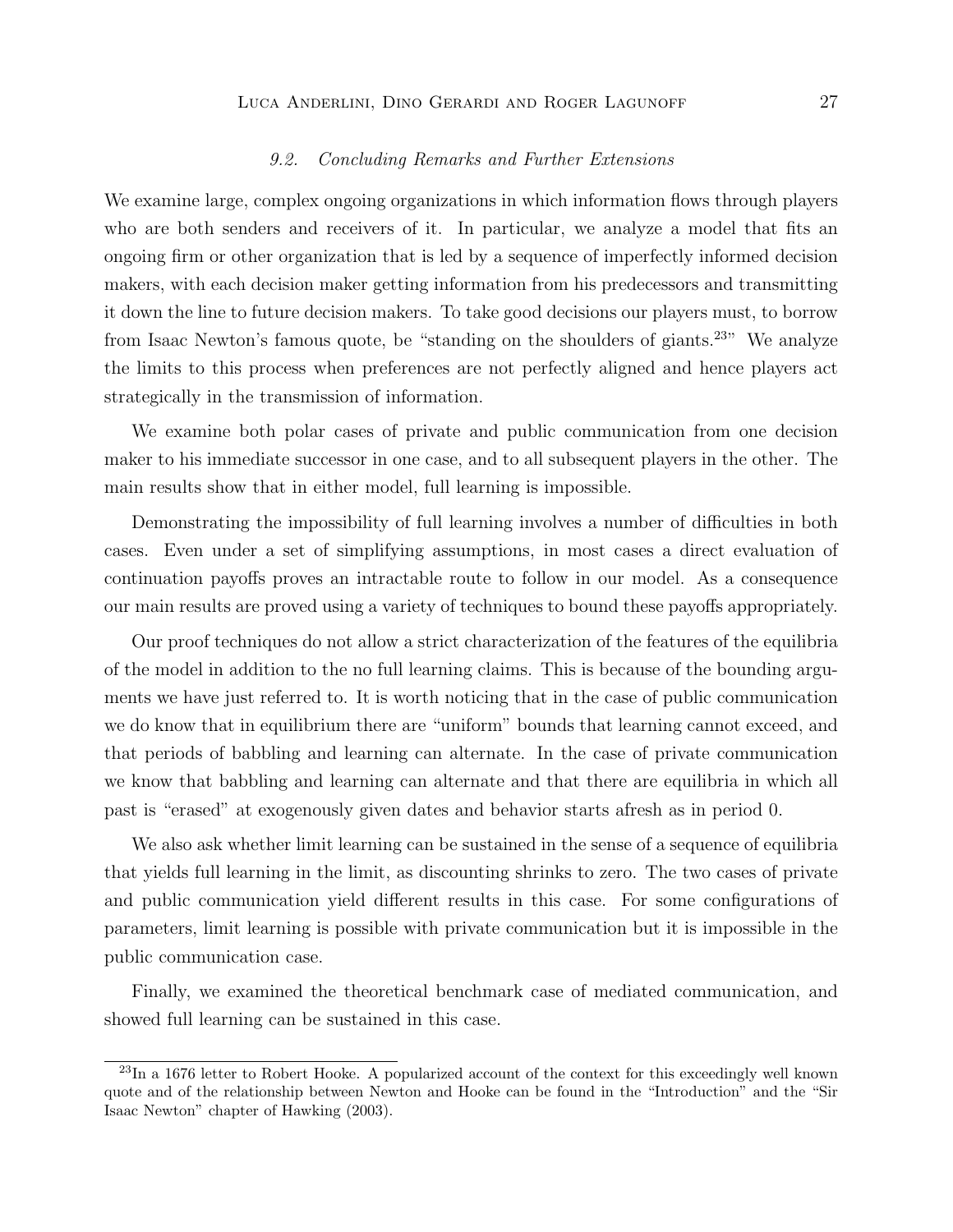### 9.2. Concluding Remarks and Further Extensions

We examine large, complex ongoing organizations in which information flows through players who are both senders and receivers of it. In particular, we analyze a model that fits an ongoing firm or other organization that is led by a sequence of imperfectly informed decision makers, with each decision maker getting information from his predecessors and transmitting it down the line to future decision makers. To take good decisions our players must, to borrow from Isaac Newton's famous quote, be "standing on the shoulders of giants.[23]" We analyze the limits to this process when preferences are not perfectly aligned and hence players act strategically in the transmission of information.

We examine both polar cases of private and public communication from one decision maker to his immediate successor in one case, and to all subsequent players in the other. The main results show that in either model, full learning is impossible.

Demonstrating the impossibility of full learning involves a number of difficulties in both cases. Even under a set of simplifying assumptions, in most cases a direct evaluation of continuation payoffs proves an intractable route to follow in our model. As a consequence our main results are proved using a variety of techniques to bound these payoffs appropriately.

Our proof techniques do not allow a strict characterization of the features of the equilibria of the model in addition to the no full learning claims. This is because of the bounding arguments we have just referred to. It is worth noticing that in the case of public communication we do know that in equilibrium there are "uniform" bounds that learning cannot exceed, and that periods of babbling and learning can alternate. In the case of private communication we know that babbling and learning can alternate and that there are equilibria in which all past is "erased" at exogenously given dates and behavior starts afresh as in period 0.

We also ask whether limit learning can be sustained in the sense of a sequence of equilibria that yields full learning in the limit, as discounting shrinks to zero. The two cases of private and public communication yield different results in this case. For some configurations of parameters, limit learning is possible with private communication but it is impossible in the public communication case.

Finally, we examined the theoretical benchmark case of mediated communication, and showed full learning can be sustained in this case.

[23] In a 1676 letter to Robert Hooke. A popularized account of the context for this exceedingly well known quote and of the relationship between Newton and Hooke can be found in the "Introduction" and the "Sir Isaac Newton" chapter of Hawking (2003).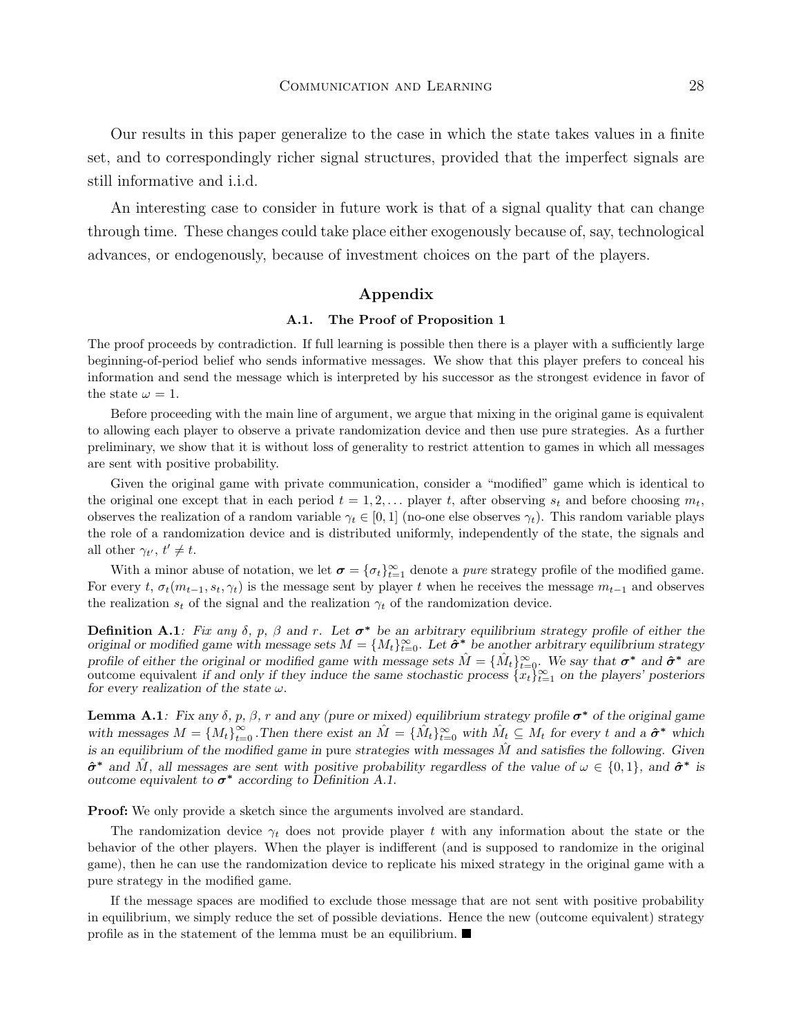Our results in this paper generalize to the case in which the state takes values in a finite set, and to correspondingly richer signal structures, provided that the imperfect signals are still informative and i.i.d.

An interesting case to consider in future work is that of a signal quality that can change through time. These changes could take place either exogenously because of, say, technological advances, or endogenously, because of investment choices on the part of the players.

## Appendix

### A.1. The Proof of Proposition 1

The proof proceeds by contradiction. If full learning is possible then there is a player with a sufficiently large beginning-of-period belief who sends informative messages. We show that this player prefers to conceal his information and send the message which is interpreted by his successor as the strongest evidence in favor of the state $\omega = 1$.

Before proceeding with the main line of argument, we argue that mixing in the original game is equivalent to allowing each player to observe a private randomization device and then use pure strategies. As a further preliminary, we show that it is without loss of generality to restrict attention to games in which all messages are sent with positive probability.

Given the original game with private communication, consider a "modified" game which is identical to the original one except that in each period $t = 1, 2, \ldots$ player $t$, after observing $s_t$ and before choosing $m_t$, observes the realization of a random variable $\gamma_t \in [0, 1]$ (no-one else observes $\gamma_t$). This random variable plays the role of a randomization device and is distributed uniformly, independently of the state, the signals and all other $\gamma_{t'}$, $t' \neq t$.

With a minor abuse of notation, we let $\boldsymbol{\sigma} = \{\sigma_t\}_{t=1}^{\infty}$ denote a *pure* strategy profile of the modified game. For every $t$, $\sigma_t(m_{t-1}, s_t, \gamma_t)$ is the message sent by player $t$ when he receives the message $m_{t-1}$ and observes the realization $s_t$ of the signal and the realization $\gamma_t$ of the randomization device.

**Definition A.1**: *Fix any $\delta$, $p$, $\beta$ and $r$. Let $\boldsymbol{\sigma}^*$ be an arbitrary equilibrium strategy profile of either the original or modified game with message sets $M = \{M_t\}_{t=0}^{\infty}$. Let $\hat{\boldsymbol{\sigma}}^*$ be another arbitrary equilibrium strategy profile of either the original or modified game with message sets $\hat{M} = \{\hat{M}_t\}_{t=0}^{\infty}$. We say that $\boldsymbol{\sigma}^*$ and $\hat{\boldsymbol{\sigma}}^*$ are* outcome equivalent *if and only if they induce the same stochastic process $\{x_t\}_{t=1}^{\infty}$ on the players' posteriors for every realization of the state $\omega$.*

**Lemma A.1**: *Fix any $\delta$, $p$, $\beta$, $r$ and any (pure or mixed) equilibrium strategy profile $\boldsymbol{\sigma}^*$ of the original game with messages $M = \{M_t\}_{t=0}^{\infty}$. Then there exist an $\hat{M} = \{\hat{M}_t\}_{t=0}^{\infty}$ with $\hat{M}_t \subseteq M_t$ for every $t$ and a $\hat{\boldsymbol{\sigma}}^*$ which is an equilibrium of the modified game in* pure *strategies with messages $\hat{M}$ and satisfies the following. Given $\hat{\boldsymbol{\sigma}}^*$ and $\hat{M}$, all messages are sent with positive probability regardless of the value of $\omega \in \{0, 1\}$, and $\hat{\boldsymbol{\sigma}}^*$ is outcome equivalent to $\boldsymbol{\sigma}^*$ according to Definition A.1.*

**Proof:** We only provide a sketch since the arguments involved are standard.

The randomization device $\gamma_t$ does not provide player $t$ with any information about the state or the behavior of the other players. When the player is indifferent (and is supposed to randomize in the original game), then he can use the randomization device to replicate his mixed strategy in the original game with a pure strategy in the modified game.

If the message spaces are modified to exclude those message that are not sent with positive probability in equilibrium, we simply reduce the set of possible deviations. Hence the new (outcome equivalent) strategy profile as in the statement of the lemma must be an equilibrium. ■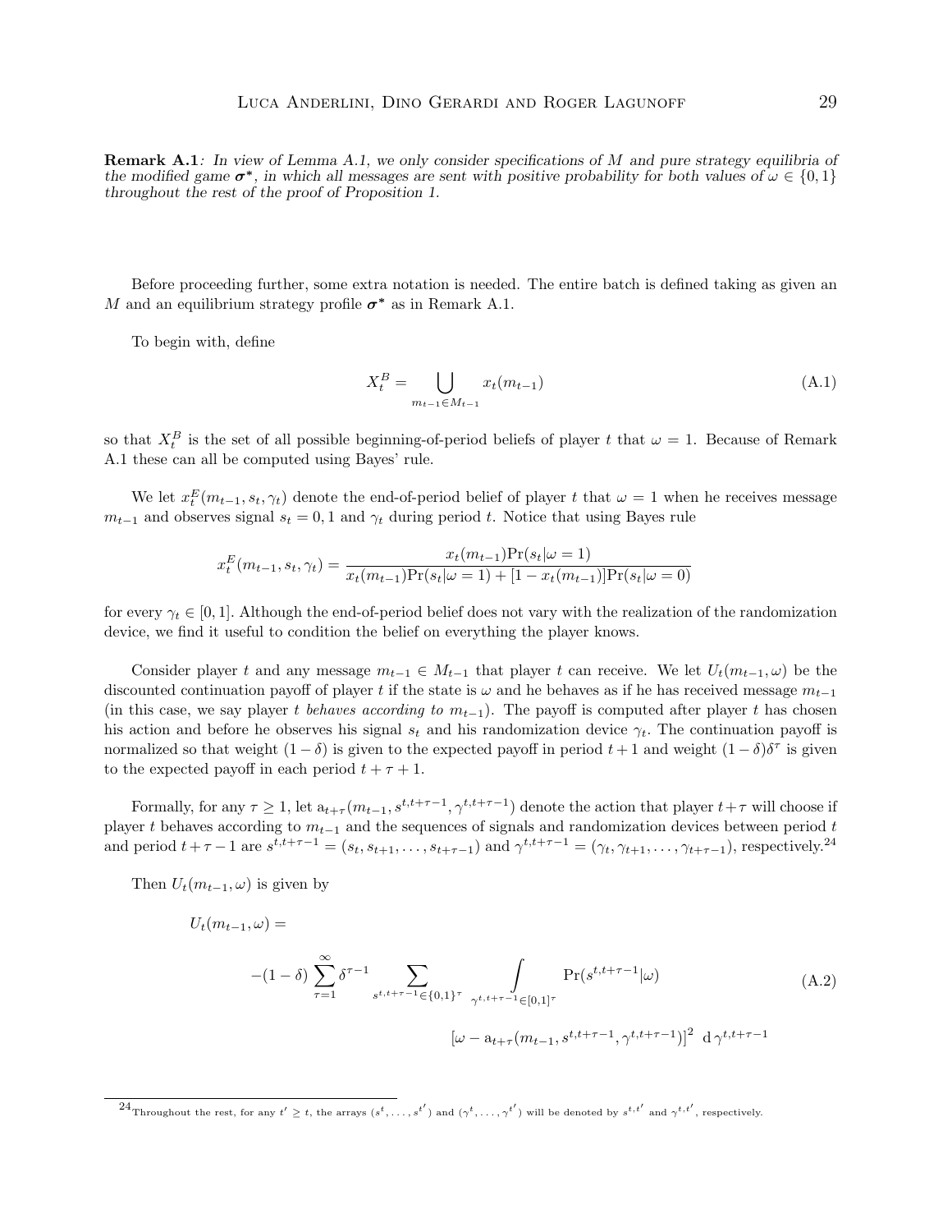**Remark A.1**: *In view of Lemma A.1, we only consider specifications of $M$ and pure strategy equilibria of the modified game $\boldsymbol{\sigma}^*$, in which all messages are sent with positive probability for both values of $\omega \in \{0, 1\}$ throughout the rest of the proof of Proposition 1.*

Before proceeding further, some extra notation is needed. The entire batch is defined taking as given an $M$ and an equilibrium strategy profile $\boldsymbol{\sigma}^*$ as in Remark A.1.

To begin with, define

$$X_t^B = \bigcup_{m_{t-1} \in M_{t-1}} x_t(m_{t-1}) \tag{A.1}$$

so that $X_t^B$ is the set of all possible beginning-of-period beliefs of player $t$ that $\omega = 1$. Because of Remark A.1 these can all be computed using Bayes' rule.

We let $x_t^E(m_{t-1}, s_t, \gamma_t)$ denote the end-of-period belief of player $t$ that $\omega = 1$ when he receives message $m_{t-1}$ and observes signal $s_t = 0, 1$ and $\gamma_t$ during period $t$. Notice that using Bayes rule

$$x_t^E(m_{t-1}, s_t, \gamma_t) = \frac{x_t(m_{t-1})\Pr(s_t|\omega = 1)}{x_t(m_{t-1})\Pr(s_t|\omega = 1) + [1 - x_t(m_{t-1})]\Pr(s_t|\omega = 0)}$$

for every $\gamma_t \in [0, 1]$. Although the end-of-period belief does not vary with the realization of the randomization device, we find it useful to condition the belief on everything the player knows.

Consider player $t$ and any message $m_{t-1} \in M_{t-1}$ that player $t$ can receive. We let $U_t(m_{t-1}, \omega)$ be the discounted continuation payoff of player $t$ if the state is $\omega$ and he behaves as if he has received message $m_{t-1}$ (in this case, we say player $t$ *behaves according to* $m_{t-1}$). The payoff is computed after player $t$ has chosen his action and before he observes his signal $s_t$ and his randomization device $\gamma_t$. The continuation payoff is normalized so that weight $(1 - \delta)$ is given to the expected payoff in period $t + 1$ and weight $(1 - \delta)\delta^\tau$ is given to the expected payoff in each period $t + \tau + 1$.

Formally, for any $\tau \geq 1$, let $\mathrm{a}_{t+\tau}(m_{t-1}, s^{t,t+\tau-1}, \gamma^{t,t+\tau-1})$ denote the action that player $t+\tau$ will choose if player $t$ behaves according to $m_{t-1}$ and the sequences of signals and randomization devices between period $t$ and period $t+\tau-1$ are $s^{t,t+\tau-1} = (s_t, s_{t+1}, \ldots, s_{t+\tau-1})$ and $\gamma^{t,t+\tau-1} = (\gamma_t, \gamma_{t+1}, \ldots, \gamma_{t+\tau-1})$, respectively.[24]

Then $U_t(m_{t-1}, \omega)$ is given by

$$U_t(m_{t-1}, \omega) =$$

$$-(1 - \delta) \sum_{\tau=1}^{\infty} \delta^{\tau-1} \sum_{s^{t,t+\tau-1} \in \{0,1\}^\tau} \int_{\gamma^{t,t+\tau-1} \in [0,1]^\tau} \Pr(s^{t,t+\tau-1}|\omega) \left[\omega - \mathrm{a}_{t+\tau}(m_{t-1}, s^{t,t+\tau-1}, \gamma^{t,t+\tau-1})\right]^2 \, \mathrm{d}\, \gamma^{t,t+\tau-1} \tag{A.2}$$

[24] Throughout the rest, for any $t' \geq t$, the arrays $(s^t, \ldots, s^{t'})$ and $(\gamma^t, \ldots, \gamma^{t'})$ will be denoted by $s^{t,t'}$ and $\gamma^{t,t'}$, respectively.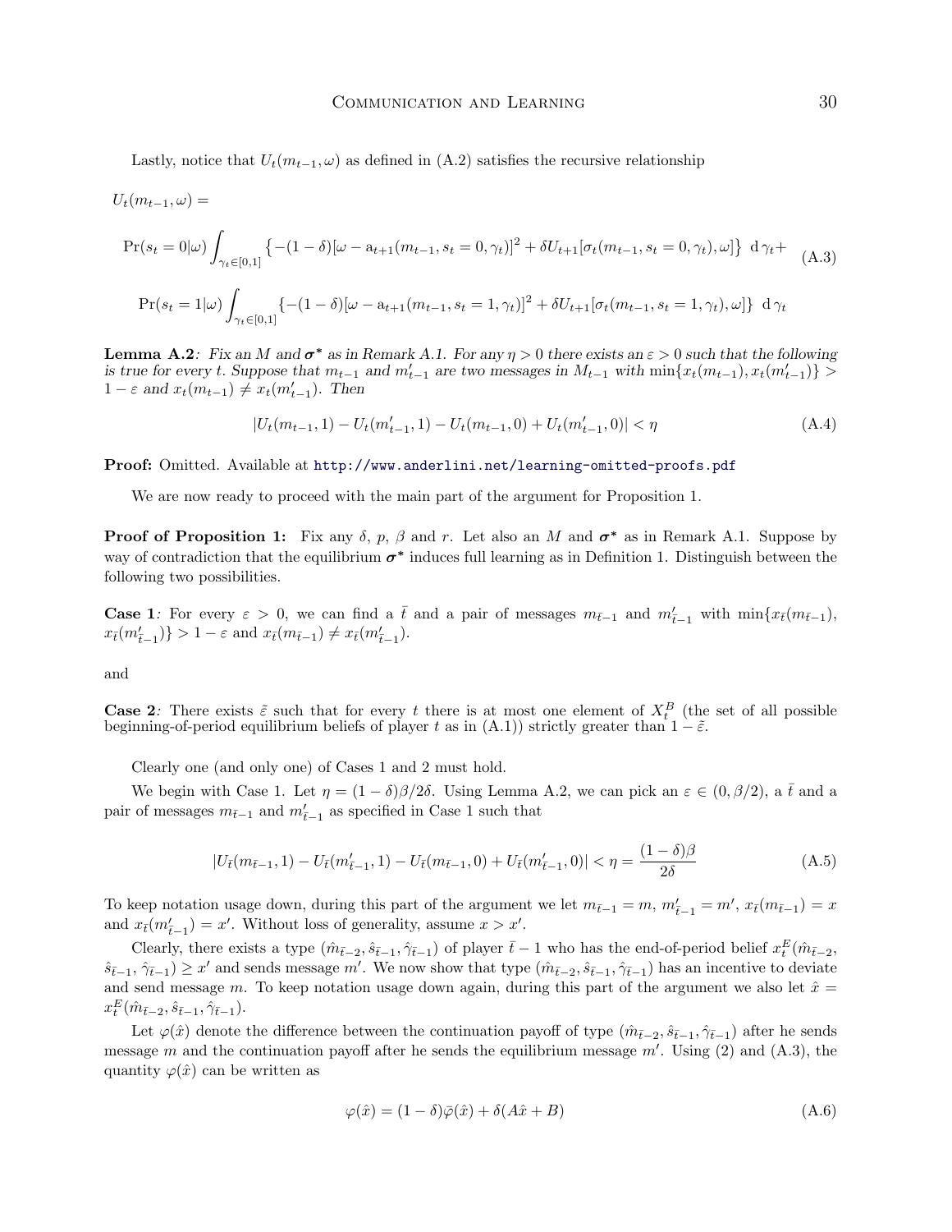Lastly, notice that $U_t(m_{t-1}, \omega)$ as defined in (A.2) satisfies the recursive relationship

$$
\begin{aligned}
U_t(m_{t-1}, \omega) = \\
\Pr(s_t = 0|\omega) \int_{\gamma_t \in [0,1]} \left\{ -(1-\delta)[\omega - \mathrm{a}_{t+1}(m_{t-1}, s_t = 0, \gamma_t)]^2 + \delta U_{t+1}[\sigma_t(m_{t-1}, s_t = 0, \gamma_t), \omega] \right\} \, \mathrm{d}\, \gamma_t + \\
\Pr(s_t = 1|\omega) \int_{\gamma_t \in [0,1]} \{ -(1-\delta)[\omega - \mathrm{a}_{t+1}(m_{t-1}, s_t = 1, \gamma_t)]^2 + \delta U_{t+1}[\sigma_t(m_{t-1}, s_t = 1, \gamma_t), \omega] \} \, \mathrm{d}\, \gamma_t
\end{aligned}
\tag{A.3}
$$

**Lemma A.2**: *Fix an $M$ and $\boldsymbol{\sigma}^*$ as in Remark A.1. For any $\eta > 0$ there exists an $\varepsilon > 0$ such that the following is true for every $t$. Suppose that $m_{t-1}$ and $m'_{t-1}$ are two messages in $M_{t-1}$ with $\min\{x_t(m_{t-1}), x_t(m'_{t-1})\} > 1 - \varepsilon$ and $x_t(m_{t-1}) \neq x_t(m'_{t-1})$. Then*

$$
|U_t(m_{t-1}, 1) - U_t(m'_{t-1}, 1) - U_t(m_{t-1}, 0) + U_t(m'_{t-1}, 0)| < \eta \tag{A.4}
$$

**Proof:** Omitted. Available at http://www.anderlini.net/learning-omitted-proofs.pdf

We are now ready to proceed with the main part of the argument for Proposition 1.

**Proof of Proposition 1:** Fix any $\delta$, $p$, $\beta$ and $r$. Let also an $M$ and $\boldsymbol{\sigma}^*$ as in Remark A.1. Suppose by way of contradiction that the equilibrium $\boldsymbol{\sigma}^*$ induces full learning as in Definition 1. Distinguish between the following two possibilities.

**Case 1**: *For every $\varepsilon > 0$, we can find a $\bar{t}$ and a pair of messages $m_{\bar{t}-1}$ and $m'_{\bar{t}-1}$ with $\min\{x_{\bar{t}}(m_{\bar{t}-1}), x_{\bar{t}}(m'_{\bar{t}-1})\} > 1 - \varepsilon$ and $x_{\bar{t}}(m_{\bar{t}-1}) \neq x_{\bar{t}}(m'_{\bar{t}-1})$.*

and

**Case 2**: *There exists $\tilde{\varepsilon}$ such that for every $t$ there is at most one element of $X_t^B$ (the set of all possible beginning-of-period equilibrium beliefs of player $t$ as in (A.1)) strictly greater than $1 - \tilde{\varepsilon}$.*

Clearly one (and only one) of Cases 1 and 2 must hold.

We begin with Case 1. Let $\eta = (1-\delta)\beta/2\delta$. Using Lemma A.2, we can pick an $\varepsilon \in (0, \beta/2)$, a $\bar{t}$ and a pair of messages $m_{\bar{t}-1}$ and $m'_{\bar{t}-1}$ as specified in Case 1 such that

$$
|U_{\bar{t}}(m_{\bar{t}-1}, 1) - U_{\bar{t}}(m'_{\bar{t}-1}, 1) - U_{\bar{t}}(m_{\bar{t}-1}, 0) + U_{\bar{t}}(m'_{\bar{t}-1}, 0)| < \eta = \frac{(1-\delta)\beta}{2\delta} \tag{A.5}
$$

To keep notation usage down, during this part of the argument we let $m_{\bar{t}-1} = m$, $m'_{\bar{t}-1} = m'$, $x_{\bar{t}}(m_{\bar{t}-1}) = x$ and $x_{\bar{t}}(m'_{\bar{t}-1}) = x'$. Without loss of generality, assume $x > x'$.

Clearly, there exists a type $(\hat{m}_{\bar{t}-2}, \hat{s}_{\bar{t}-1}, \hat{\gamma}_{\bar{t}-1})$ of player $\bar{t}-1$ who has the end-of-period belief $x_t^E(\hat{m}_{\bar{t}-2}, \hat{s}_{\bar{t}-1}, \hat{\gamma}_{\bar{t}-1}) \geq x'$ and sends message $m'$. We now show that type $(\hat{m}_{\bar{t}-2}, \hat{s}_{\bar{t}-1}, \hat{\gamma}_{\bar{t}-1})$ has an incentive to deviate and send message $m$. To keep notation usage down again, during this part of the argument we also let $\hat{x} = x_t^E(\hat{m}_{\bar{t}-2}, \hat{s}_{\bar{t}-1}, \hat{\gamma}_{\bar{t}-1})$.

Let $\varphi(\hat{x})$ denote the difference between the continuation payoff of type $(\hat{m}_{\bar{t}-2}, \hat{s}_{\bar{t}-1}, \hat{\gamma}_{\bar{t}-1})$ after he sends message $m$ and the continuation payoff after he sends the equilibrium message $m'$. Using (2) and (A.3), the quantity $\varphi(\hat{x})$ can be written as

$$
\varphi(\hat{x}) = (1-\delta)\bar{\varphi}(\hat{x}) + \delta(A\hat{x} + B) \tag{A.6}
$$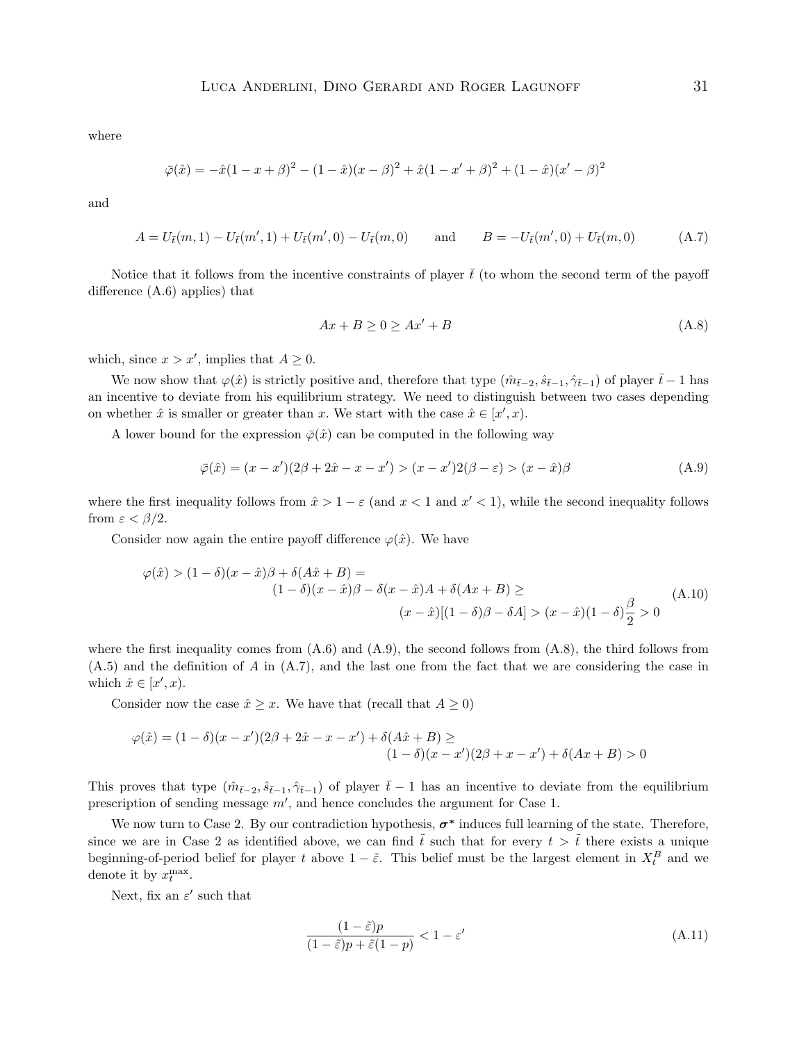where

$$\bar{\varphi}(\hat{x}) = -\hat{x}(1 - x + \beta)^2 - (1 - \hat{x})(x - \beta)^2 + \hat{x}(1 - x' + \beta)^2 + (1 - \hat{x})(x' - \beta)^2$$

and

$$A = U_{\bar{t}}(m, 1) - U_{\bar{t}}(m', 1) + U_{\bar{t}}(m', 0) - U_{\bar{t}}(m, 0) \qquad \text{and} \qquad B = -U_{\bar{t}}(m', 0) + U_{\bar{t}}(m, 0) \tag{A.7}$$

Notice that it follows from the incentive constraints of player $\bar{t}$ (to whom the second term of the payoff difference (A.6) applies) that

$$Ax + B \geq 0 \geq Ax' + B \tag{A.8}$$

which, since $x > x'$, implies that $A \geq 0$.

We now show that $\varphi(\hat{x})$ is strictly positive and, therefore that type $(\hat{m}_{\bar{t}-2}, \hat{s}_{\bar{t}-1}, \hat{\gamma}_{\bar{t}-1})$ of player $\bar{t} - 1$ has an incentive to deviate from his equilibrium strategy. We need to distinguish between two cases depending on whether $\hat{x}$ is smaller or greater than $x$. We start with the case $\hat{x} \in [x', x)$.

A lower bound for the expression $\bar{\varphi}(\hat{x})$ can be computed in the following way

$$\bar{\varphi}(\hat{x}) = (x - x')(2\beta + 2\hat{x} - x - x') > (x - x')2(\beta - \varepsilon) > (x - \hat{x})\beta \tag{A.9}$$

where the first inequality follows from $\hat{x} > 1 - \varepsilon$ (and $x < 1$ and $x' < 1$), while the second inequality follows from $\varepsilon < \beta/2$.

Consider now again the entire payoff difference $\varphi(\hat{x})$. We have

$$\begin{aligned} \varphi(\hat{x}) > (1 - \delta)(x - \hat{x})\beta + \delta(A\hat{x} + B) = \\ (1 - \delta)(x - \hat{x})\beta - \delta(x - \hat{x})A + \delta(Ax + B) \geq \\ (x - \hat{x})[(1 - \delta)\beta - \delta A] > (x - \hat{x})(1 - \delta)\frac{\beta}{2} > 0 \end{aligned} \tag{A.10}$$

where the first inequality comes from (A.6) and (A.9), the second follows from (A.8), the third follows from (A.5) and the definition of $A$ in (A.7), and the last one from the fact that we are considering the case in which $\hat{x} \in [x', x)$.

Consider now the case $\hat{x} \geq x$. We have that (recall that $A \geq 0$)

$$\begin{aligned} \varphi(\hat{x}) = (1 - \delta)(x - x')(2\beta + 2\hat{x} - x - x') + \delta(A\hat{x} + B) \geq \\ (1 - \delta)(x - x')(2\beta + x - x') + \delta(Ax + B) > 0 \end{aligned}$$

This proves that type $(\hat{m}_{\bar{t}-2}, \hat{s}_{\bar{t}-1}, \hat{\gamma}_{\bar{t}-1})$ of player $\bar{t} - 1$ has an incentive to deviate from the equilibrium prescription of sending message $m'$, and hence concludes the argument for Case 1.

We now turn to Case 2. By our contradiction hypothesis, $\boldsymbol{\sigma}^*$ induces full learning of the state. Therefore, since we are in Case 2 as identified above, we can find $\tilde{t}$ such that for every $t > \tilde{t}$ there exists a unique beginning-of-period belief for player $t$ above $1 - \tilde{\varepsilon}$. This belief must be the largest element in $X_t^B$ and we denote it by $x_t^{\max}$.

Next, fix an $\varepsilon'$ such that

$$\frac{(1 - \tilde{\varepsilon})p}{(1 - \tilde{\varepsilon})p + \tilde{\varepsilon}(1 - p)} < 1 - \varepsilon' \tag{A.11}$$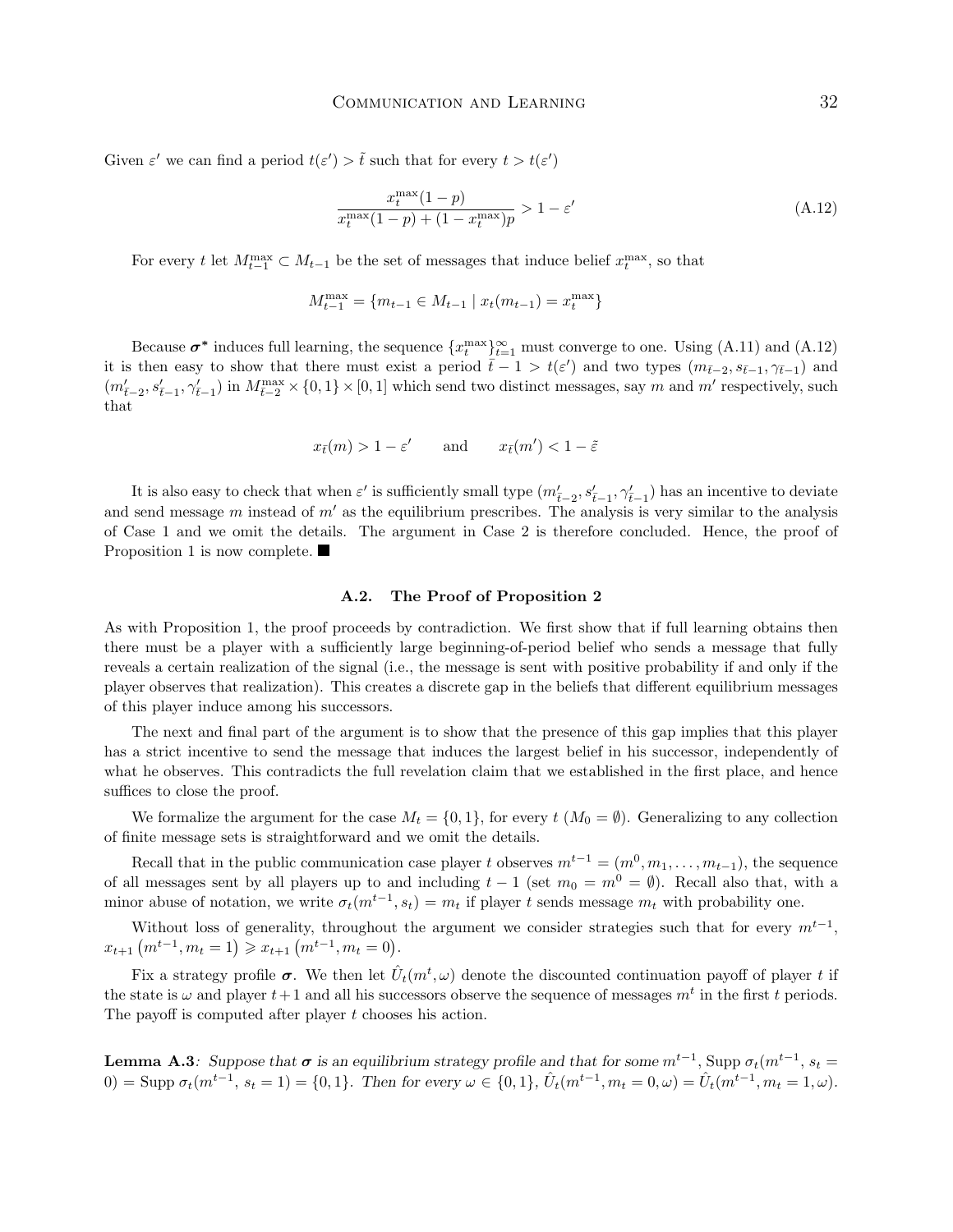Given $\varepsilon'$ we can find a period $t(\varepsilon') > \tilde{t}$ such that for every $t > t(\varepsilon')$

$$\frac{x_t^{\max}(1-p)}{x_t^{\max}(1-p) + (1-x_t^{\max})p} > 1 - \varepsilon' \tag{A.12}$$

For every $t$ let $M_{t-1}^{\max} \subset M_{t-1}$ be the set of messages that induce belief $x_t^{\max}$, so that

$$M_{t-1}^{\max} = \{m_{t-1} \in M_{t-1} \mid x_t(m_{t-1}) = x_t^{\max}\}$$

Because $\boldsymbol{\sigma}^*$ induces full learning, the sequence $\{x_t^{\max}\}_{t=1}^{\infty}$ must converge to one. Using (A.11) and (A.12) it is then easy to show that there must exist a period $\bar{t} - 1 > t(\varepsilon')$ and two types $(m_{\bar{t}-2}, s_{\bar{t}-1}, \gamma_{\bar{t}-1})$ and $(m'_{\bar{t}-2}, s'_{\bar{t}-1}, \gamma'_{\bar{t}-1})$ in $M_{\bar{t}-2}^{\max} \times \{0,1\} \times [0,1]$ which send two distinct messages, say $m$ and $m'$ respectively, such that

$$x_{\bar{t}}(m) > 1 - \varepsilon' \qquad \text{and} \qquad x_{\bar{t}}(m') < 1 - \tilde{\varepsilon}$$

It is also easy to check that when $\varepsilon'$ is sufficiently small type $(m'_{\bar{t}-2}, s'_{\bar{t}-1}, \gamma'_{\bar{t}-1})$ has an incentive to deviate and send message $m$ instead of $m'$ as the equilibrium prescribes. The analysis is very similar to the analysis of Case 1 and we omit the details. The argument in Case 2 is therefore concluded. Hence, the proof of Proposition 1 is now complete. ■

### A.2. The Proof of Proposition 2

As with Proposition 1, the proof proceeds by contradiction. We first show that if full learning obtains then there must be a player with a sufficiently large beginning-of-period belief who sends a message that fully reveals a certain realization of the signal (i.e., the message is sent with positive probability if and only if the player observes that realization). This creates a discrete gap in the beliefs that different equilibrium messages of this player induce among his successors.

The next and final part of the argument is to show that the presence of this gap implies that this player has a strict incentive to send the message that induces the largest belief in his successor, independently of what he observes. This contradicts the full revelation claim that we established in the first place, and hence suffices to close the proof.

We formalize the argument for the case $M_t = \{0,1\}$, for every $t$ ($M_0 = \emptyset$). Generalizing to any collection of finite message sets is straightforward and we omit the details.

Recall that in the public communication case player $t$ observes $m^{t-1} = (m^0, m_1, \ldots, m_{t-1})$, the sequence of all messages sent by all players up to and including $t-1$ (set $m_0 = m^0 = \emptyset$). Recall also that, with a minor abuse of notation, we write $\sigma_t(m^{t-1}, s_t) = m_t$ if player $t$ sends message $m_t$ with probability one.

Without loss of generality, throughout the argument we consider strategies such that for every $m^{t-1}$, $x_{t+1}\left(m^{t-1}, m_t = 1\right) \geqslant x_{t+1}\left(m^{t-1}, m_t = 0\right)$.

Fix a strategy profile $\boldsymbol{\sigma}$. We then let $\hat{U}_t(m^t, \omega)$ denote the discounted continuation payoff of player $t$ if the state is $\omega$ and player $t+1$ and all his successors observe the sequence of messages $m^t$ in the first $t$ periods. The payoff is computed after player $t$ chooses his action.

**Lemma A.3**: *Suppose that $\boldsymbol{\sigma}$ is an equilibrium strategy profile and that for some $m^{t-1}$, $\text{Supp}\ \sigma_t(m^{t-1}, s_t = 0) = \text{Supp}\ \sigma_t(m^{t-1}, s_t = 1) = \{0,1\}$. Then for every $\omega \in \{0,1\}$, $\hat{U}_t(m^{t-1}, m_t = 0, \omega) = \hat{U}_t(m^{t-1}, m_t = 1, \omega)$.*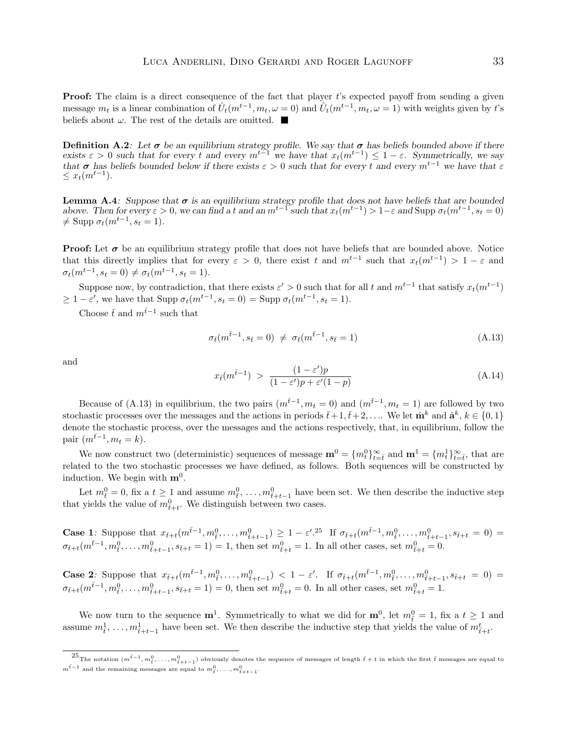**Proof:** The claim is a direct consequence of the fact that player $t$'s expected payoff from sending a given message $m_t$ is a linear combination of $\hat{U}_t(m^{t-1}, m_t, \omega = 0)$ and $\hat{U}_t(m^{t-1}, m_t, \omega = 1)$ with weights given by $t$'s beliefs about $\omega$. The rest of the details are omitted. ■

**Definition A.2**: *Let $\boldsymbol{\sigma}$ be an equilibrium strategy profile. We say that $\boldsymbol{\sigma}$ has beliefs bounded above if there exists $\varepsilon > 0$ such that for every $t$ and every $m^{t-1}$ we have that $x_t(m^{t-1}) \leq 1 - \varepsilon$. Symmetrically, we say that $\boldsymbol{\sigma}$ has beliefs bounded below if there exists $\varepsilon > 0$ such that for every $t$ and every $m^{t-1}$ we have that $\varepsilon \leq x_t(m^{t-1})$.*

**Lemma A.4**: *Suppose that $\boldsymbol{\sigma}$ is an equilibrium strategy profile that does not have beliefs that are bounded above. Then for every $\varepsilon > 0$, we can find a $t$ and an $m^{t-1}$ such that $x_t(m^{t-1}) > 1-\varepsilon$ and $\text{Supp } \sigma_t(m^{t-1}, s_t = 0) \neq \text{Supp } \sigma_t(m^{t-1}, s_t = 1)$.*

**Proof:** Let $\boldsymbol{\sigma}$ be an equilibrium strategy profile that does not have beliefs that are bounded above. Notice that this directly implies that for every $\varepsilon > 0$, there exist $t$ and $m^{t-1}$ such that $x_t(m^{t-1}) > 1 - \varepsilon$ and $\sigma_t(m^{t-1}, s_t = 0) \neq \sigma_t(m^{t-1}, s_t = 1)$.

Suppose now, by contradiction, that there exists $\varepsilon' > 0$ such that for all $t$ and $m^{t-1}$ that satisfy $x_t(m^{t-1}) \geq 1 - \varepsilon'$, we have that $\text{Supp } \sigma_t(m^{t-1}, s_t = 0) = \text{Supp } \sigma_t(m^{t-1}, s_t = 1)$.

Choose $\bar{t}$ and $m^{\bar{t}-1}$ such that

$$\sigma_{\bar{t}}(m^{\bar{t}-1}, s_{\bar{t}} = 0) \neq \sigma_{\bar{t}}(m^{\bar{t}-1}, s_{\bar{t}} = 1) \tag{A.13}$$

and

$$x_{\bar{t}}(m^{\bar{t}-1}) > \frac{(1-\varepsilon')p}{(1-\varepsilon')p + \varepsilon'(1-p)} \tag{A.14}$$

Because of (A.13) in equilibrium, the two pairs $(m^{\bar{t}-1}, m_t = 0)$ and $(m^{\bar{t}-1}, m_t = 1)$ are followed by two stochastic processes over the messages and the actions in periods $\bar{t}+1, \bar{t}+2, \ldots$. We let $\hat{\mathbf{m}}^k$ and $\hat{\mathbf{a}}^k$, $k \in \{0, 1\}$ denote the stochastic process, over the messages and the actions respectively, that, in equilibrium, follow the pair $(m^{\bar{t}-1}, m_t = k)$.

We now construct two (deterministic) sequences of message $\mathbf{m}^0 = \{m^0_t\}_{t=\bar{t}}^{\infty}$ and $\mathbf{m}^1 = \{m^1_t\}_{t=\bar{t}}^{\infty}$, that are related to the two stochastic processes we have defined, as follows. Both sequences will be constructed by induction. We begin with $\mathbf{m}^0$.

Let $m^0_{\bar{t}} = 0$, fix a $t \geq 1$ and assume $m^0_{\bar{t}}, \ldots, m^0_{\bar{t}+t-1}$ have been set. We then describe the inductive step that yields the value of $m^0_{\bar{t}+t}$. We distinguish between two cases.

**Case 1**: Suppose that $x_{\bar{t}+t}(m^{\bar{t}-1}, m^0_{\bar{t}}, \ldots, m^0_{\bar{t}+t-1}) \geq 1 - \varepsilon'$.[25] If $\sigma_{\bar{t}+t}(m^{\bar{t}-1}, m^0_{\bar{t}}, \ldots, m^0_{\bar{t}+t-1}, s_{\bar{t}+t} = 0) = \sigma_{\bar{t}+t}(m^{\bar{t}-1}, m^0_{\bar{t}}, \ldots, m^0_{\bar{t}+t-1}, s_{\bar{t}+t} = 1) = 1$, then set $m^0_{\bar{t}+t} = 1$. In all other cases, set $m^0_{\bar{t}+t} = 0$.

**Case 2**: Suppose that $x_{\bar{t}+t}(m^{\bar{t}-1}, m^0_{\bar{t}}, \ldots, m^0_{\bar{t}+t-1}) < 1 - \varepsilon'$. If $\sigma_{\bar{t}+t}(m^{\bar{t}-1}, m^0_{\bar{t}}, \ldots, m^0_{\bar{t}+t-1}, s_{\bar{t}+t} = 0) = \sigma_{\bar{t}+t}(m^{\bar{t}-1}, m^0_{\bar{t}}, \ldots, m^0_{\bar{t}+t-1}, s_{\bar{t}+t} = 1) = 0$, then set $m^0_{\bar{t}+t} = 0$. In all other cases, set $m^0_{\bar{t}+t} = 1$.

We now turn to the sequence $\mathbf{m}^1$. Symmetrically to what we did for $\mathbf{m}^0$, let $m^0_{\bar{t}} = 1$, fix a $t \geq 1$ and assume $m^1_{\bar{t}}, \ldots, m^1_{\bar{t}+t-1}$ have been set. We then describe the inductive step that yields the value of $m^t_{\bar{t}+t}$.

---

[25] The notation $(m^{\bar{t}-1}, m^0_{\bar{t}}, \ldots, m^0_{\bar{t}+t-1})$ obviously denotes the sequence of messages of length $\bar{t}+t$ in which the first $\bar{t}$ messages are equal to $m^{\bar{t}-1}$ and the remaining messages are equal to $m^0_{\bar{t}}, \ldots, m^0_{\bar{t}+t-1}$.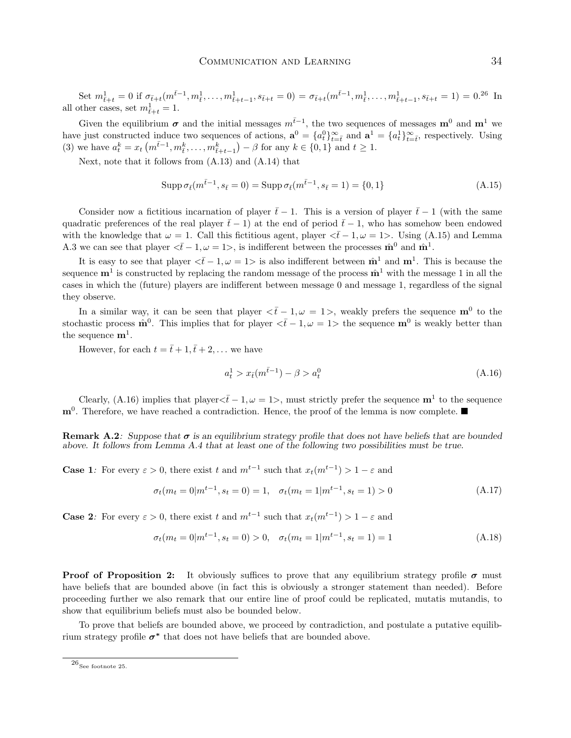Set $m^1_{\bar{t}+t} = 0$ if $\sigma_{\bar{t}+t}(m^{\bar{t}-1}, m^1_{\bar{t}}, \ldots, m^1_{\bar{t}+t-1}, s_{\bar{t}+t} = 0) = \sigma_{\bar{t}+t}(m^{\bar{t}-1}, m^1_{\bar{t}}, \ldots, m^1_{\bar{t}+t-1}, s_{\bar{t}+t} = 1) = 0$.[26] In all other cases, set $m^1_{\bar{t}+t} = 1$.

Given the equilibrium $\boldsymbol{\sigma}$ and the initial messages $m^{\bar{t}-1}$, the two sequences of messages $\mathbf{m}^0$ and $\mathbf{m}^1$ we have just constructed induce two sequences of actions, $\mathbf{a}^0 = \{a^0_t\}^\infty_{t=\bar{t}}$ and $\mathbf{a}^1 = \{a^1_t\}^\infty_{t=\bar{t}}$, respectively. Using (3) we have $a^k_t = x_t\left(m^{\bar{t}-1}, m^k_{\bar{t}}, \ldots, m^k_{\bar{t}+t-1}\right) - \beta$ for any $k \in \{0, 1\}$ and $t \geq 1$.

Next, note that it follows from (A.13) and (A.14) that

$$\operatorname{Supp} \sigma_{\bar{t}}(m^{\bar{t}-1}, s_{\bar{t}} = 0) = \operatorname{Supp} \sigma_{\bar{t}}(m^{\bar{t}-1}, s_{\bar{t}} = 1) = \{0, 1\} \tag{A.15}$$

Consider now a fictitious incarnation of player $\bar{t} - 1$. This is a version of player $\bar{t} - 1$ (with the same quadratic preferences of the real player $\bar{t} - 1$) at the end of period $\bar{t} - 1$, who has somehow been endowed with the knowledge that $\omega = 1$. Call this fictitious agent, player $<\bar{t} - 1, \omega = 1>$. Using (A.15) and Lemma A.3 we can see that player $<\bar{t} - 1, \omega = 1>$, is indifferent between the processes $\hat{\mathbf{m}}^0$ and $\hat{\mathbf{m}}^1$.

It is easy to see that player $<\bar{t} - 1, \omega = 1>$ is also indifferent between $\hat{\mathbf{m}}^1$ and $\mathbf{m}^1$. This is because the sequence $\mathbf{m}^1$ is constructed by replacing the random message of the process $\hat{\mathbf{m}}^1$ with the message 1 in all the cases in which the (future) players are indifferent between message 0 and message 1, regardless of the signal they observe.

In a similar way, it can be seen that player $<\bar{t} - 1, \omega = 1>$, weakly prefers the sequence $\mathbf{m}^0$ to the stochastic process $\hat{\mathbf{m}}^0$. This implies that for player $<\bar{t} - 1, \omega = 1>$ the sequence $\mathbf{m}^0$ is weakly better than the sequence $\mathbf{m}^1$.

However, for each $t = \bar{t} + 1, \bar{t} + 2, \ldots$ we have

$$a^1_t > x_{\bar{t}}(m^{\bar{t}-1}) - \beta > a^0_t \tag{A.16}$$

Clearly, (A.16) implies that player$<\bar{t} - 1, \omega = 1>$, must strictly prefer the sequence $\mathbf{m}^1$ to the sequence $\mathbf{m}^0$. Therefore, we have reached a contradiction. Hence, the proof of the lemma is now complete. ■

**Remark A.2***: Suppose that $\boldsymbol{\sigma}$ is an equilibrium strategy profile that does not have beliefs that are bounded above. It follows from Lemma A.4 that at least one of the following two possibilities must be true.*

**Case 1***:* For every $\varepsilon > 0$, there exist $t$ and $m^{t-1}$ such that $x_t(m^{t-1}) > 1 - \varepsilon$ and

$$\sigma_t(m_t = 0 | m^{t-1}, s_t = 0) = 1, \quad \sigma_t(m_t = 1 | m^{t-1}, s_t = 1) > 0 \tag{A.17}$$

**Case 2***:* For every $\varepsilon > 0$, there exist $t$ and $m^{t-1}$ such that $x_t(m^{t-1}) > 1 - \varepsilon$ and

$$\sigma_t(m_t = 0 | m^{t-1}, s_t = 0) > 0, \quad \sigma_t(m_t = 1 | m^{t-1}, s_t = 1) = 1 \tag{A.18}$$

**Proof of Proposition 2:** It obviously suffices to prove that any equilibrium strategy profile $\boldsymbol{\sigma}$ must have beliefs that are bounded above (in fact this is obviously a stronger statement than needed). Before proceeding further we also remark that our entire line of proof could be replicated, mutatis mutandis, to show that equilibrium beliefs must also be bounded below.

To prove that beliefs are bounded above, we proceed by contradiction, and postulate a putative equilibrium strategy profile $\boldsymbol{\sigma}^*$ that does not have beliefs that are bounded above.

---

[26] See footnote 25.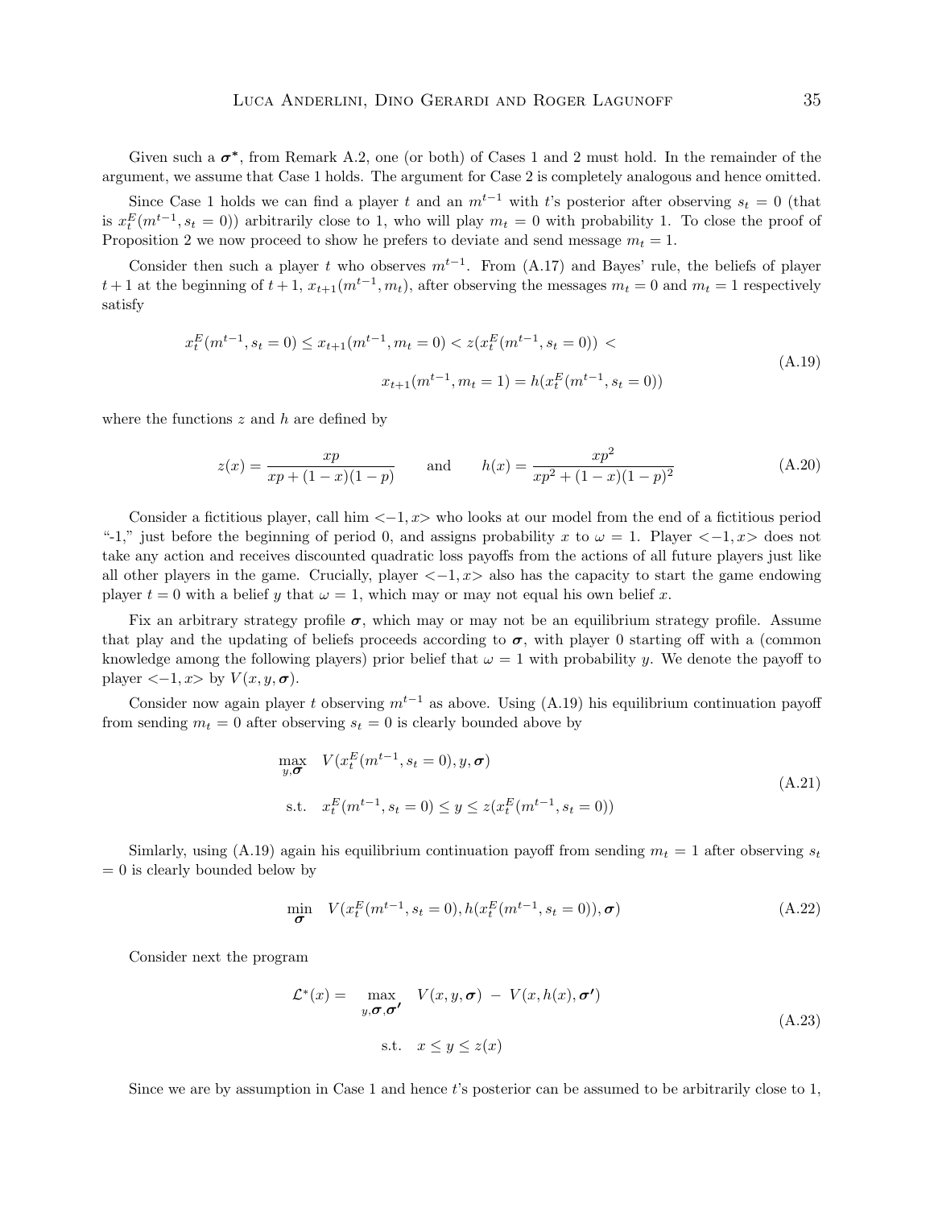Given such a $\boldsymbol{\sigma}^*$, from Remark A.2, one (or both) of Cases 1 and 2 must hold. In the remainder of the argument, we assume that Case 1 holds. The argument for Case 2 is completely analogous and hence omitted.

Since Case 1 holds we can find a player $t$ and an $m^{t-1}$ with $t$'s posterior after observing $s_t = 0$ (that is $x_t^E(m^{t-1}, s_t = 0)$) arbitrarily close to 1, who will play $m_t = 0$ with probability 1. To close the proof of Proposition 2 we now proceed to show he prefers to deviate and send message $m_t = 1$.

Consider then such a player $t$ who observes $m^{t-1}$. From (A.17) and Bayes' rule, the beliefs of player $t+1$ at the beginning of $t+1$, $x_{t+1}(m^{t-1}, m_t)$, after observing the messages $m_t = 0$ and $m_t = 1$ respectively satisfy

$$
\begin{aligned}
x_t^E(m^{t-1}, s_t = 0) \leq x_{t+1}(m^{t-1}, m_t = 0) < z(x_t^E(m^{t-1}, s_t = 0)) <& \\
x_{t+1}(m^{t-1}, m_t = 1) = h(x_t^E(m^{t-1}, s_t = 0))&
\end{aligned}
\tag{A.19}
$$

where the functions $z$ and $h$ are defined by

$$
z(x) = \frac{xp}{xp + (1-x)(1-p)} \qquad \text{and} \qquad h(x) = \frac{xp^2}{xp^2 + (1-x)(1-p)^2}
\tag{A.20}
$$

Consider a fictitious player, call him $<\!-1, x\!>$ who looks at our model from the end of a fictitious period "-1," just before the beginning of period 0, and assigns probability $x$ to $\omega = 1$. Player $<\!-1, x\!>$ does not take any action and receives discounted quadratic loss payoffs from the actions of all future players just like all other players in the game. Crucially, player $<\!-1, x\!>$ also has the capacity to start the game endowing player $t = 0$ with a belief $y$ that $\omega = 1$, which may or may not equal his own belief $x$.

Fix an arbitrary strategy profile $\boldsymbol{\sigma}$, which may or may not be an equilibrium strategy profile. Assume that play and the updating of beliefs proceeds according to $\boldsymbol{\sigma}$, with player 0 starting off with a (common knowledge among the following players) prior belief that $\omega = 1$ with probability $y$. We denote the payoff to player $<\!-1, x\!>$ by $V(x, y, \boldsymbol{\sigma})$.

Consider now again player $t$ observing $m^{t-1}$ as above. Using (A.19) his equilibrium continuation payoff from sending $m_t = 0$ after observing $s_t = 0$ is clearly bounded above by

$$
\begin{aligned}
\max_{y, \boldsymbol{\sigma}} \quad & V(x_t^E(m^{t-1}, s_t = 0), y, \boldsymbol{\sigma}) \\
\text{s.t.} \quad & x_t^E(m^{t-1}, s_t = 0) \leq y \leq z(x_t^E(m^{t-1}, s_t = 0))
\end{aligned}
\tag{A.21}
$$

Simlarly, using (A.19) again his equilibrium continuation payoff from sending $m_t = 1$ after observing $s_t = 0$ is clearly bounded below by

$$
\min_{\boldsymbol{\sigma}} \quad V(x_t^E(m^{t-1}, s_t = 0), h(x_t^E(m^{t-1}, s_t = 0)), \boldsymbol{\sigma})
\tag{A.22}
$$

Consider next the program

$$
\begin{aligned}
\mathcal{L}^*(x) = \quad & \max_{y, \boldsymbol{\sigma}, \boldsymbol{\sigma'}} \quad V(x, y, \boldsymbol{\sigma}) \; - \; V(x, h(x), \boldsymbol{\sigma'}) \\
& \text{s.t.} \quad x \leq y \leq z(x)
\end{aligned}
\tag{A.23}
$$

Since we are by assumption in Case 1 and hence $t$'s posterior can be assumed to be arbitrarily close to 1,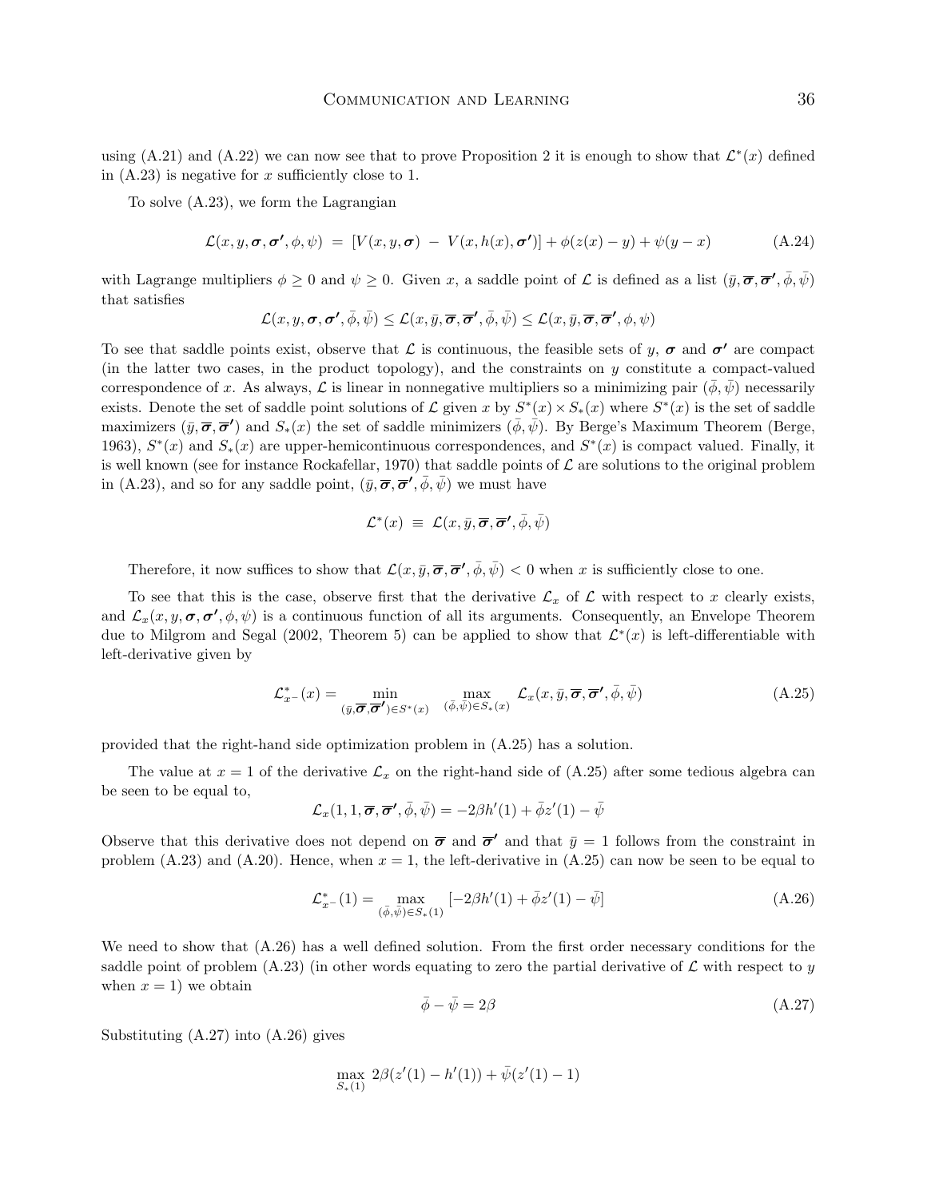using (A.21) and (A.22) we can now see that to prove Proposition 2 it is enough to show that $\mathcal{L}^*(x)$ defined in (A.23) is negative for $x$ sufficiently close to 1.

To solve (A.23), we form the Lagrangian

$$\mathcal{L}(x, y, \boldsymbol{\sigma}, \boldsymbol{\sigma'}, \phi, \psi) \ = \ [V(x, y, \boldsymbol{\sigma}) \ - \ V(x, h(x), \boldsymbol{\sigma'})] + \phi(z(x) - y) + \psi(y - x) \tag{A.24}$$

with Lagrange multipliers $\phi \geq 0$ and $\psi \geq 0$. Given $x$, a saddle point of $\mathcal{L}$ is defined as a list $(\bar{y}, \overline{\boldsymbol{\sigma}}, \overline{\boldsymbol{\sigma}}', \bar{\phi}, \bar{\psi})$ that satisfies

$$\mathcal{L}(x, y, \boldsymbol{\sigma}, \boldsymbol{\sigma'}, \bar{\phi}, \bar{\psi}) \leq \mathcal{L}(x, \bar{y}, \overline{\boldsymbol{\sigma}}, \overline{\boldsymbol{\sigma}}', \bar{\phi}, \bar{\psi}) \leq \mathcal{L}(x, \bar{y}, \overline{\boldsymbol{\sigma}}, \overline{\boldsymbol{\sigma}}', \phi, \psi)$$

To see that saddle points exist, observe that $\mathcal{L}$ is continuous, the feasible sets of $y$, $\boldsymbol{\sigma}$ and $\boldsymbol{\sigma'}$ are compact (in the latter two cases, in the product topology), and the constraints on $y$ constitute a compact-valued correspondence of $x$. As always, $\mathcal{L}$ is linear in nonnegative multipliers so a minimizing pair $(\bar{\phi}, \bar{\psi})$ necessarily exists. Denote the set of saddle point solutions of $\mathcal{L}$ given $x$ by $S^*(x) \times S_*(x)$ where $S^*(x)$ is the set of saddle maximizers $(\bar{y}, \overline{\boldsymbol{\sigma}}, \overline{\boldsymbol{\sigma}}')$ and $S_*(x)$ the set of saddle minimizers $(\bar{\phi}, \bar{\psi})$. By Berge's Maximum Theorem (Berge, 1963), $S^*(x)$ and $S_*(x)$ are upper-hemicontinuous correspondences, and $S^*(x)$ is compact valued. Finally, it is well known (see for instance Rockafellar, 1970) that saddle points of $\mathcal{L}$ are solutions to the original problem in (A.23), and so for any saddle point, $(\bar{y}, \overline{\boldsymbol{\sigma}}, \overline{\boldsymbol{\sigma}}', \bar{\phi}, \bar{\psi})$ we must have

$$\mathcal{L}^*(x) \ \equiv \ \mathcal{L}(x, \bar{y}, \overline{\boldsymbol{\sigma}}, \overline{\boldsymbol{\sigma}}', \bar{\phi}, \bar{\psi})$$

Therefore, it now suffices to show that $\mathcal{L}(x, \bar{y}, \overline{\boldsymbol{\sigma}}, \overline{\boldsymbol{\sigma}}', \bar{\phi}, \bar{\psi}) < 0$ when $x$ is sufficiently close to one.

To see that this is the case, observe first that the derivative $\mathcal{L}_x$ of $\mathcal{L}$ with respect to $x$ clearly exists, and $\mathcal{L}_x(x, y, \boldsymbol{\sigma}, \boldsymbol{\sigma'}, \phi, \psi)$ is a continuous function of all its arguments. Consequently, an Envelope Theorem due to Milgrom and Segal (2002, Theorem 5) can be applied to show that $\mathcal{L}^*(x)$ is left-differentiable with left-derivative given by

$$\mathcal{L}^*_{x^-}(x) = \min_{(\bar{y}, \overline{\boldsymbol{\sigma}}, \overline{\boldsymbol{\sigma}}') \in S^*(x)} \quad \max_{(\bar{\phi}, \bar{\psi}) \in S_*(x)} \ \mathcal{L}_x(x, \bar{y}, \overline{\boldsymbol{\sigma}}, \overline{\boldsymbol{\sigma}}', \bar{\phi}, \bar{\psi}) \tag{A.25}$$

provided that the right-hand side optimization problem in (A.25) has a solution.

The value at $x = 1$ of the derivative $\mathcal{L}_x$ on the right-hand side of (A.25) after some tedious algebra can be seen to be equal to,

$$\mathcal{L}_x(1, 1, \overline{\boldsymbol{\sigma}}, \overline{\boldsymbol{\sigma}}', \bar{\phi}, \bar{\psi}) = -2\beta h'(1) + \bar{\phi} z'(1) - \bar{\psi}$$

Observe that this derivative does not depend on $\overline{\boldsymbol{\sigma}}$ and $\overline{\boldsymbol{\sigma}}'$ and that $\bar{y} = 1$ follows from the constraint in problem (A.23) and (A.20). Hence, when $x = 1$, the left-derivative in (A.25) can now be seen to be equal to

$$\mathcal{L}^*_{x^-}(1) = \max_{(\bar{\phi}, \bar{\psi}) \in S_*(1)} [-2\beta h'(1) + \bar{\phi} z'(1) - \bar{\psi}] \tag{A.26}$$

We need to show that (A.26) has a well defined solution. From the first order necessary conditions for the saddle point of problem (A.23) (in other words equating to zero the partial derivative of $\mathcal{L}$ with respect to $y$ when $x = 1$) we obtain

$$\bar{\phi} - \bar{\psi} = 2\beta \tag{A.27}$$

Substituting (A.27) into (A.26) gives

$$\max_{S_*(1)} \ 2\beta(z'(1) - h'(1)) + \bar{\psi}(z'(1) - 1)$$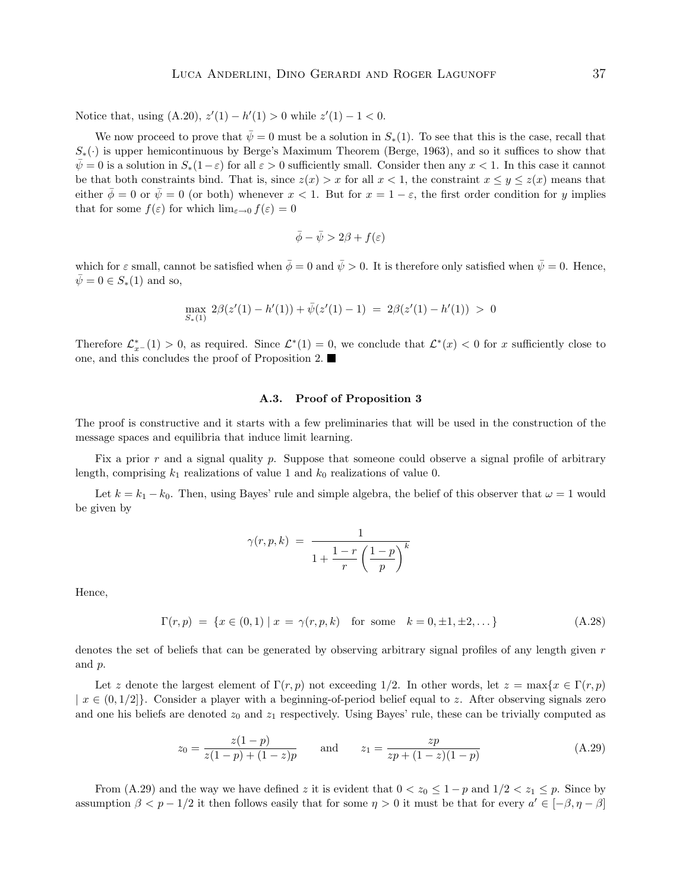Notice that, using (A.20), $z'(1) - h'(1) > 0$ while $z'(1) - 1 < 0$.

We now proceed to prove that $\bar{\psi} = 0$ must be a solution in $S_*(1)$. To see that this is the case, recall that $S_*(\cdot)$ is upper hemicontinuous by Berge's Maximum Theorem (Berge, 1963), and so it suffices to show that $\bar{\psi} = 0$ is a solution in $S_*(1-\varepsilon)$ for all $\varepsilon > 0$ sufficiently small. Consider then any $x < 1$. In this case it cannot be that both constraints bind. That is, since $z(x) > x$ for all $x < 1$, the constraint $x \leq y \leq z(x)$ means that either $\bar{\phi} = 0$ or $\bar{\psi} = 0$ (or both) whenever $x < 1$. But for $x = 1 - \varepsilon$, the first order condition for $y$ implies that for some $f(\varepsilon)$ for which $\lim_{\varepsilon \to 0} f(\varepsilon) = 0$

$$\bar{\phi} - \bar{\psi} > 2\beta + f(\varepsilon)$$

which for $\varepsilon$ small, cannot be satisfied when $\bar{\phi} = 0$ and $\bar{\psi} > 0$. It is therefore only satisfied when $\bar{\psi} = 0$. Hence, $\bar{\psi} = 0 \in S_*(1)$ and so,

$$\max_{S_*(1)} \; 2\beta(z'(1) - h'(1)) + \bar{\psi}(z'(1) - 1) \; = \; 2\beta(z'(1) - h'(1)) \; > \; 0$$

Therefore $\mathcal{L}^*_{x^-}(1) > 0$, as required. Since $\mathcal{L}^*(1) = 0$, we conclude that $\mathcal{L}^*(x) < 0$ for $x$ sufficiently close to one, and this concludes the proof of Proposition 2. ■

### A.3. Proof of Proposition 3

The proof is constructive and it starts with a few preliminaries that will be used in the construction of the message spaces and equilibria that induce limit learning.

Fix a prior $r$ and a signal quality $p$. Suppose that someone could observe a signal profile of arbitrary length, comprising $k_1$ realizations of value 1 and $k_0$ realizations of value 0.

Let $k = k_1 - k_0$. Then, using Bayes' rule and simple algebra, the belief of this observer that $\omega = 1$ would be given by

$$\gamma(r, p, k) \; = \; \frac{1}{1 + \dfrac{1-r}{r}\left(\dfrac{1-p}{p}\right)^k}$$

Hence,

$$\Gamma(r, p) \; = \; \{x \in (0, 1) \mid x \, = \, \gamma(r, p, k) \quad \text{for some} \quad k = 0, \pm 1, \pm 2, \ldots\} \tag{A.28}$$

denotes the set of beliefs that can be generated by observing arbitrary signal profiles of any length given $r$ and $p$.

Let $z$ denote the largest element of $\Gamma(r, p)$ not exceeding 1/2. In other words, let $z = \max\{x \in \Gamma(r, p) \mid x \in (0, 1/2]\}$. Consider a player with a beginning-of-period belief equal to $z$. After observing signals zero and one his beliefs are denoted $z_0$ and $z_1$ respectively. Using Bayes' rule, these can be trivially computed as

$$z_0 = \frac{z(1-p)}{z(1-p) + (1-z)p} \qquad \text{and} \qquad z_1 = \frac{zp}{zp + (1-z)(1-p)} \tag{A.29}$$

From (A.29) and the way we have defined $z$ it is evident that $0 < z_0 \leq 1 - p$ and $1/2 < z_1 \leq p$. Since by assumption $\beta < p - 1/2$ it then follows easily that for some $\eta > 0$ it must be that for every $a' \in [-\beta, \eta - \beta]$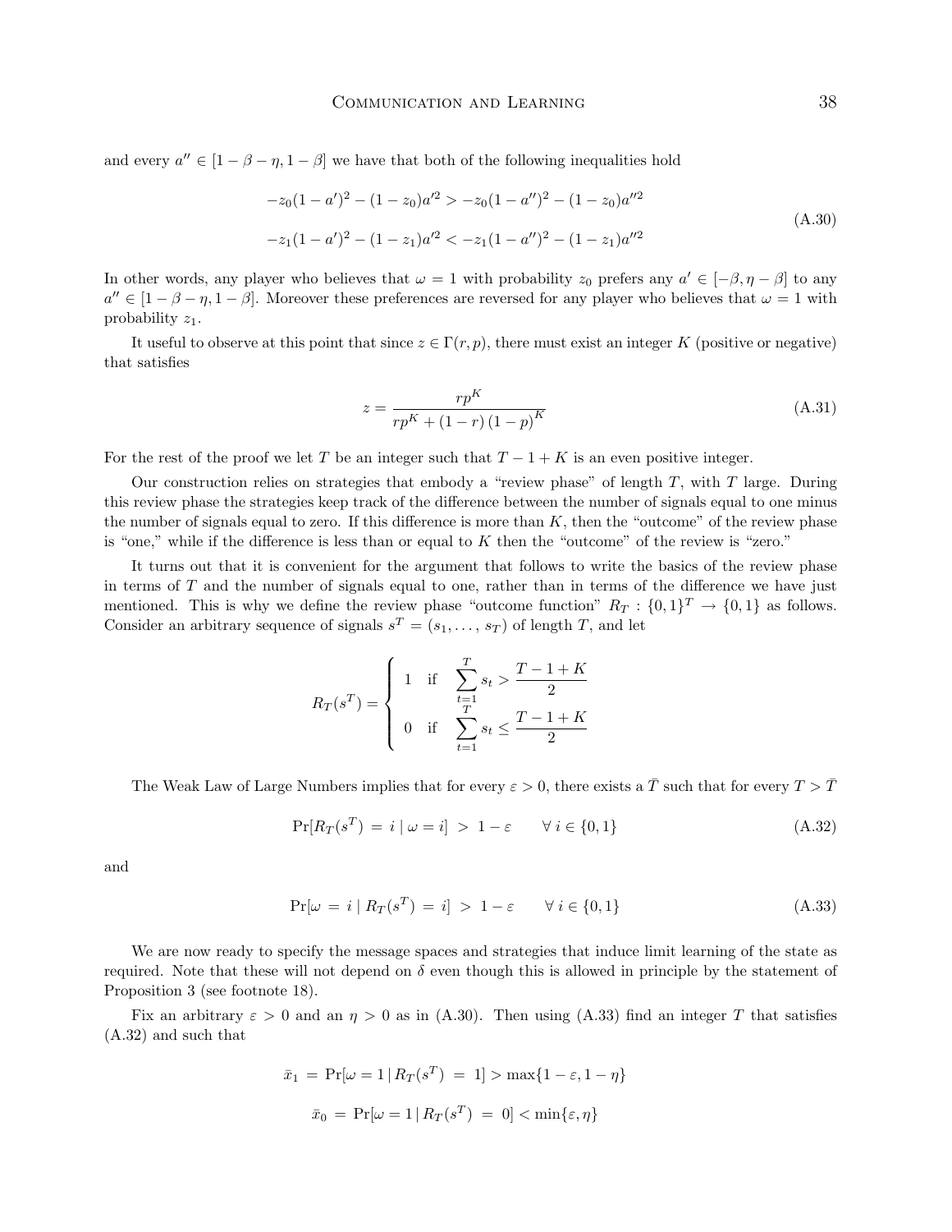and every $a'' \in [1-\beta-\eta, 1-\beta]$ we have that both of the following inequalities hold

$$
\begin{aligned}
-z_0(1-a')^2-(1-z_0)a'^2 &> -z_0(1-a'')^2-(1-z_0)a''^2 \\
-z_1(1-a')^2-(1-z_1)a'^2 &< -z_1(1-a'')^2-(1-z_1)a''^2
\end{aligned}
\tag{A.30}
$$

In other words, any player who believes that $\omega = 1$ with probability $z_0$ prefers any $a' \in [-\beta, \eta-\beta]$ to any $a'' \in [1-\beta-\eta, 1-\beta]$. Moreover these preferences are reversed for any player who believes that $\omega = 1$ with probability $z_1$.

It useful to observe at this point that since $z \in \Gamma(r,p)$, there must exist an integer $K$ (positive or negative) that satisfies

$$
z = \frac{rp^K}{rp^K + (1-r)\,(1-p)^K} \tag{A.31}
$$

For the rest of the proof we let $T$ be an integer such that $T-1+K$ is an even positive integer.

Our construction relies on strategies that embody a "review phase" of length $T$, with $T$ large. During this review phase the strategies keep track of the difference between the number of signals equal to one minus the number of signals equal to zero. If this difference is more than $K$, then the "outcome" of the review phase is "one," while if the difference is less than or equal to $K$ then the "outcome" of the review is "zero."

It turns out that it is convenient for the argument that follows to write the basics of the review phase in terms of $T$ and the number of signals equal to one, rather than in terms of the difference we have just mentioned. This is why we define the review phase "outcome function" $R_T : \{0,1\}^T \to \{0,1\}$ as follows. Consider an arbitrary sequence of signals $s^T = (s_1, \ldots, s_T)$ of length $T$, and let

$$
R_T(s^T) = \begin{cases} 1 & \text{if} \quad \displaystyle\sum_{t=1}^{T} s_t > \frac{T-1+K}{2} \\ 0 & \text{if} \quad \displaystyle\sum_{t=1}^{T} s_t \leq \frac{T-1+K}{2} \end{cases}
$$

The Weak Law of Large Numbers implies that for every $\varepsilon > 0$, there exists a $\bar{T}$ such that for every $T > \bar{T}$

$$
\Pr[R_T(s^T) = i \mid \omega = i] > 1-\varepsilon \qquad \forall\, i \in \{0,1\} \tag{A.32}
$$

and

$$
\Pr[\omega = i \mid R_T(s^T) = i] > 1-\varepsilon \qquad \forall\, i \in \{0,1\} \tag{A.33}
$$

We are now ready to specify the message spaces and strategies that induce limit learning of the state as required. Note that these will not depend on $\delta$ even though this is allowed in principle by the statement of Proposition 3 (see footnote 18).

Fix an arbitrary $\varepsilon > 0$ and an $\eta > 0$ as in (A.30). Then using (A.33) find an integer $T$ that satisfies (A.32) and such that

$$
\bar{x}_1 = \Pr[\omega = 1 \mid R_T(s^T) = 1] > \max\{1-\varepsilon, 1-\eta\}
$$

$$
\bar{x}_0 = \Pr[\omega = 1 \mid R_T(s^T) = 0] < \min\{\varepsilon, \eta\}
$$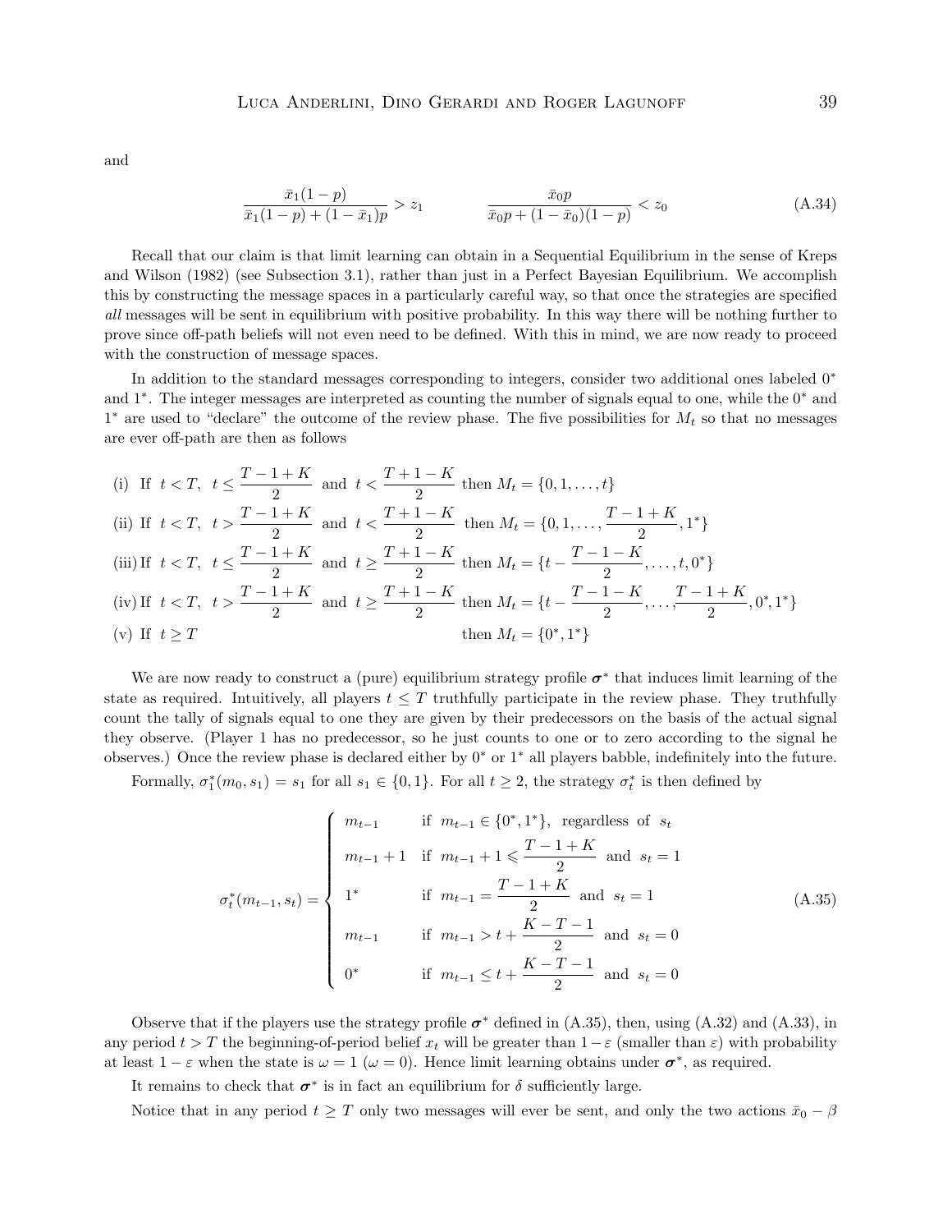and

$$\frac{\bar{x}_1(1-p)}{\bar{x}_1(1-p)+(1-\bar{x}_1)p} > z_1 \qquad\qquad \frac{\bar{x}_0 p}{\bar{x}_0 p+(1-\bar{x}_0)(1-p)} < z_0 \tag{A.34}$$

Recall that our claim is that limit learning can obtain in a Sequential Equilibrium in the sense of Kreps and Wilson (1982) (see Subsection 3.1), rather than just in a Perfect Bayesian Equilibrium. We accomplish this by constructing the message spaces in a particularly careful way, so that once the strategies are specified *all* messages will be sent in equilibrium with positive probability. In this way there will be nothing further to prove since off-path beliefs will not even need to be defined. With this in mind, we are now ready to proceed with the construction of message spaces.

In addition to the standard messages corresponding to integers, consider two additional ones labeled $0^*$ and $1^*$. The integer messages are interpreted as counting the number of signals equal to one, while the $0^*$ and $1^*$ are used to "declare" the outcome of the review phase. The five possibilities for $M_t$ so that no messages are ever off-path are then as follows

(i) If $t < T,\ t \leq \dfrac{T-1+K}{2}$ and $t < \dfrac{T+1-K}{2}$ then $M_t = \{0, 1, \ldots, t\}$

(ii) If $t < T,\ t > \dfrac{T-1+K}{2}$ and $t < \dfrac{T+1-K}{2}$ then $M_t = \{0, 1, \ldots, \dfrac{T-1+K}{2}, 1^*\}$

(iii) If $t < T,\ t \leq \dfrac{T-1+K}{2}$ and $t \geq \dfrac{T+1-K}{2}$ then $M_t = \{t - \dfrac{T-1-K}{2}, \ldots, t, 0^*\}$

(iv) If $t < T,\ t > \dfrac{T-1+K}{2}$ and $t \geq \dfrac{T+1-K}{2}$ then $M_t = \{t - \dfrac{T-1-K}{2}, \ldots, \dfrac{T-1+K}{2}, 0^*, 1^*\}$

(v) If $t \geq T$ then $M_t = \{0^*, 1^*\}$

We are now ready to construct a (pure) equilibrium strategy profile $\boldsymbol{\sigma}^*$ that induces limit learning of the state as required. Intuitively, all players $t \leq T$ truthfully participate in the review phase. They truthfully count the tally of signals equal to one they are given by their predecessors on the basis of the actual signal they observe. (Player 1 has no predecessor, so he just counts to one or to zero according to the signal he observes.) Once the review phase is declared either by $0^*$ or $1^*$ all players babble, indefinitely into the future.

Formally, $\sigma_1^*(m_0, s_1) = s_1$ for all $s_1 \in \{0, 1\}$. For all $t \geq 2$, the strategy $\sigma_t^*$ is then defined by

$$\sigma_t^*(m_{t-1}, s_t) = \begin{cases} m_{t-1} & \text{if } m_{t-1} \in \{0^*, 1^*\}, \text{ regardless of } s_t \\ m_{t-1}+1 & \text{if } m_{t-1}+1 \leqslant \dfrac{T-1+K}{2} \text{ and } s_t = 1 \\ 1^* & \text{if } m_{t-1} = \dfrac{T-1+K}{2} \text{ and } s_t = 1 \\ m_{t-1} & \text{if } m_{t-1} > t + \dfrac{K-T-1}{2} \text{ and } s_t = 0 \\ 0^* & \text{if } m_{t-1} \leq t + \dfrac{K-T-1}{2} \text{ and } s_t = 0 \end{cases} \tag{A.35}$$

Observe that if the players use the strategy profile $\boldsymbol{\sigma}^*$ defined in (A.35), then, using (A.32) and (A.33), in any period $t > T$ the beginning-of-period belief $x_t$ will be greater than $1-\varepsilon$ (smaller than $\varepsilon$) with probability at least $1-\varepsilon$ when the state is $\omega = 1$ ($\omega = 0$). Hence limit learning obtains under $\boldsymbol{\sigma}^*$, as required.

It remains to check that $\boldsymbol{\sigma}^*$ is in fact an equilibrium for $\delta$ sufficiently large.

Notice that in any period $t \geq T$ only two messages will ever be sent, and only the two actions $\bar{x}_0 - \beta$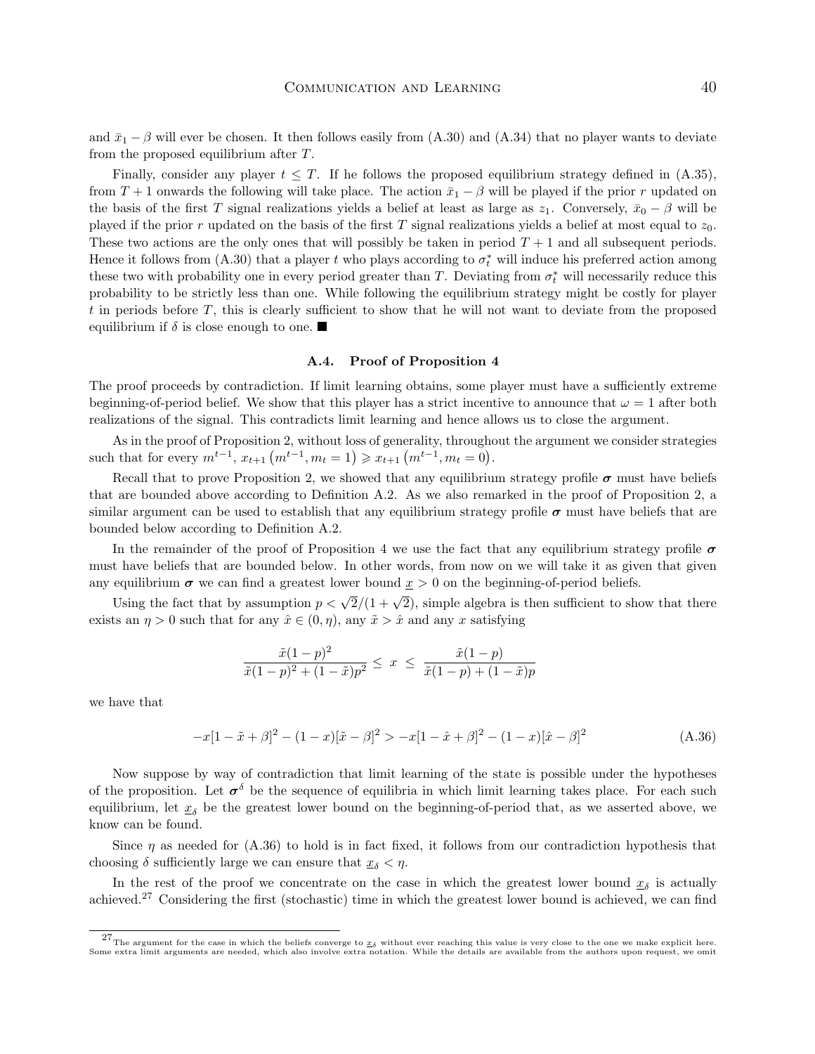and $\bar{x}_1 - \beta$ will ever be chosen. It then follows easily from (A.30) and (A.34) that no player wants to deviate from the proposed equilibrium after $T$.

Finally, consider any player $t \leq T$. If he follows the proposed equilibrium strategy defined in (A.35), from $T+1$ onwards the following will take place. The action $\bar{x}_1 - \beta$ will be played if the prior $r$ updated on the basis of the first $T$ signal realizations yields a belief at least as large as $z_1$. Conversely, $\bar{x}_0 - \beta$ will be played if the prior $r$ updated on the basis of the first $T$ signal realizations yields a belief at most equal to $z_0$. These two actions are the only ones that will possibly be taken in period $T+1$ and all subsequent periods. Hence it follows from (A.30) that a player $t$ who plays according to $\sigma_t^*$ will induce his preferred action among these two with probability one in every period greater than $T$. Deviating from $\sigma_t^*$ will necessarily reduce this probability to be strictly less than one. While following the equilibrium strategy might be costly for player $t$ in periods before $T$, this is clearly sufficient to show that he will not want to deviate from the proposed equilibrium if $\delta$ is close enough to one. ■

### A.4. Proof of Proposition 4

The proof proceeds by contradiction. If limit learning obtains, some player must have a sufficiently extreme beginning-of-period belief. We show that this player has a strict incentive to announce that $\omega = 1$ after both realizations of the signal. This contradicts limit learning and hence allows us to close the argument.

As in the proof of Proposition 2, without loss of generality, throughout the argument we consider strategies such that for every $m^{t-1}$, $x_{t+1}(m^{t-1}, m_t = 1) \geqslant x_{t+1}(m^{t-1}, m_t = 0)$.

Recall that to prove Proposition 2, we showed that any equilibrium strategy profile $\boldsymbol{\sigma}$ must have beliefs that are bounded above according to Definition A.2. As we also remarked in the proof of Proposition 2, a similar argument can be used to establish that any equilibrium strategy profile $\boldsymbol{\sigma}$ must have beliefs that are bounded below according to Definition A.2.

In the remainder of the proof of Proposition 4 we use the fact that any equilibrium strategy profile $\boldsymbol{\sigma}$ must have beliefs that are bounded below. In other words, from now on we will take it as given that given any equilibrium $\boldsymbol{\sigma}$ we can find a greatest lower bound $\underline{x} > 0$ on the beginning-of-period beliefs.

Using the fact that by assumption $p < \sqrt{2}/(1+\sqrt{2})$, simple algebra is then sufficient to show that there exists an $\eta > 0$ such that for any $\hat{x} \in (0, \eta)$, any $\tilde{x} > \hat{x}$ and any $x$ satisfying

$$\frac{\tilde{x}(1-p)^2}{\tilde{x}(1-p)^2 + (1-\tilde{x})p^2} \leq x \leq \frac{\tilde{x}(1-p)}{\tilde{x}(1-p) + (1-\tilde{x})p}$$

we have that

$$-x[1 - \tilde{x} + \beta]^2 - (1-x)[\tilde{x} - \beta]^2 > -x[1 - \hat{x} + \beta]^2 - (1-x)[\hat{x} - \beta]^2 \tag{A.36}$$

Now suppose by way of contradiction that limit learning of the state is possible under the hypotheses of the proposition. Let $\boldsymbol{\sigma}^\delta$ be the sequence of equilibria in which limit learning takes place. For each such equilibrium, let $\underline{x}_\delta$ be the greatest lower bound on the beginning-of-period that, as we asserted above, we know can be found.

Since $\eta$ as needed for (A.36) to hold is in fact fixed, it follows from our contradiction hypothesis that choosing $\delta$ sufficiently large we can ensure that $\underline{x}_\delta < \eta$.

In the rest of the proof we concentrate on the case in which the greatest lower bound $\underline{x}_\delta$ is actually achieved.[27] Considering the first (stochastic) time in which the greatest lower bound is achieved, we can find

[27] The argument for the case in which the beliefs converge to $\underline{x}_\delta$ without ever reaching this value is very close to the one we make explicit here. Some extra limit arguments are needed, which also involve extra notation. While the details are available from the authors upon request, we omit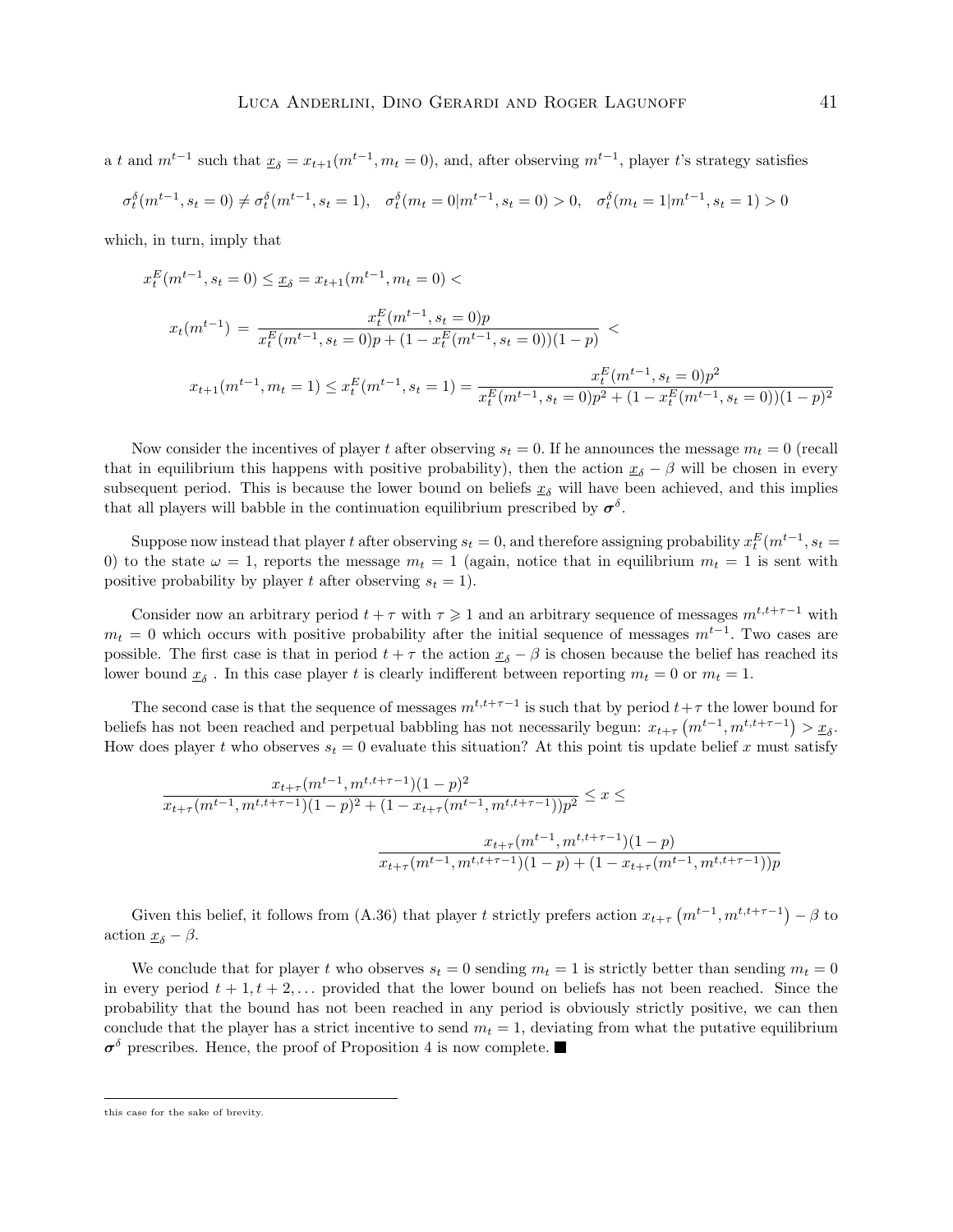a $t$ and $m^{t-1}$ such that $\underline{x}_\delta = x_{t+1}(m^{t-1}, m_t = 0)$, and, after observing $m^{t-1}$, player $t$'s strategy satisfies

$$\sigma_t^\delta(m^{t-1}, s_t = 0) \neq \sigma_t^\delta(m^{t-1}, s_t = 1), \quad \sigma_t^\delta(m_t = 0 | m^{t-1}, s_t = 0) > 0, \quad \sigma_t^\delta(m_t = 1 | m^{t-1}, s_t = 1) > 0$$

which, in turn, imply that

$$x_t^E(m^{t-1}, s_t = 0) \leq \underline{x}_\delta = x_{t+1}(m^{t-1}, m_t = 0) <$$

$$x_t(m^{t-1}) = \frac{x_t^E(m^{t-1}, s_t = 0)p}{x_t^E(m^{t-1}, s_t = 0)p + (1 - x_t^E(m^{t-1}, s_t = 0))(1-p)} <$$

$$x_{t+1}(m^{t-1}, m_t = 1) \leq x_t^E(m^{t-1}, s_t = 1) = \frac{x_t^E(m^{t-1}, s_t = 0)p^2}{x_t^E(m^{t-1}, s_t = 0)p^2 + (1 - x_t^E(m^{t-1}, s_t = 0))(1-p)^2}$$

Now consider the incentives of player $t$ after observing $s_t = 0$. If he announces the message $m_t = 0$ (recall that in equilibrium this happens with positive probability), then the action $\underline{x}_\delta - \beta$ will be chosen in every subsequent period. This is because the lower bound on beliefs $\underline{x}_\delta$ will have been achieved, and this implies that all players will babble in the continuation equilibrium prescribed by $\boldsymbol{\sigma}^\delta$.

Suppose now instead that player $t$ after observing $s_t = 0$, and therefore assigning probability $x_t^E(m^{t-1}, s_t = 0)$ to the state $\omega = 1$, reports the message $m_t = 1$ (again, notice that in equilibrium $m_t = 1$ is sent with positive probability by player $t$ after observing $s_t = 1$).

Consider now an arbitrary period $t + \tau$ with $\tau \geqslant 1$ and an arbitrary sequence of messages $m^{t,t+\tau-1}$ with $m_t = 0$ which occurs with positive probability after the initial sequence of messages $m^{t-1}$. Two cases are possible. The first case is that in period $t + \tau$ the action $\underline{x}_\delta - \beta$ is chosen because the belief has reached its lower bound $\underline{x}_\delta$ . In this case player $t$ is clearly indifferent between reporting $m_t = 0$ or $m_t = 1$.

The second case is that the sequence of messages $m^{t,t+\tau-1}$ is such that by period $t+\tau$ the lower bound for beliefs has not been reached and perpetual babbling has not necessarily begun: $x_{t+\tau}\left(m^{t-1}, m^{t,t+\tau-1}\right) > \underline{x}_\delta$. How does player $t$ who observes $s_t = 0$ evaluate this situation? At this point tis update belief $x$ must satisfy

$$\frac{x_{t+\tau}(m^{t-1}, m^{t,t+\tau-1})(1-p)^2}{x_{t+\tau}(m^{t-1}, m^{t,t+\tau-1})(1-p)^2 + (1 - x_{t+\tau}(m^{t-1}, m^{t,t+\tau-1}))p^2} \leq x \leq$$

$$\frac{x_{t+\tau}(m^{t-1}, m^{t,t+\tau-1})(1-p)}{x_{t+\tau}(m^{t-1}, m^{t,t+\tau-1})(1-p) + (1 - x_{t+\tau}(m^{t-1}, m^{t,t+\tau-1}))p}$$

Given this belief, it follows from (A.36) that player $t$ strictly prefers action $x_{t+\tau}\left(m^{t-1}, m^{t,t+\tau-1}\right) - \beta$ to action $\underline{x}_\delta - \beta$.

We conclude that for player $t$ who observes $s_t = 0$ sending $m_t = 1$ is strictly better than sending $m_t = 0$ in every period $t + 1, t + 2, \ldots$ provided that the lower bound on beliefs has not been reached. Since the probability that the bound has not been reached in any period is obviously strictly positive, we can then conclude that the player has a strict incentive to send $m_t = 1$, deviating from what the putative equilibrium $\boldsymbol{\sigma}^\delta$ prescribes. Hence, the proof of Proposition 4 is now complete. ■

this case for the sake of brevity.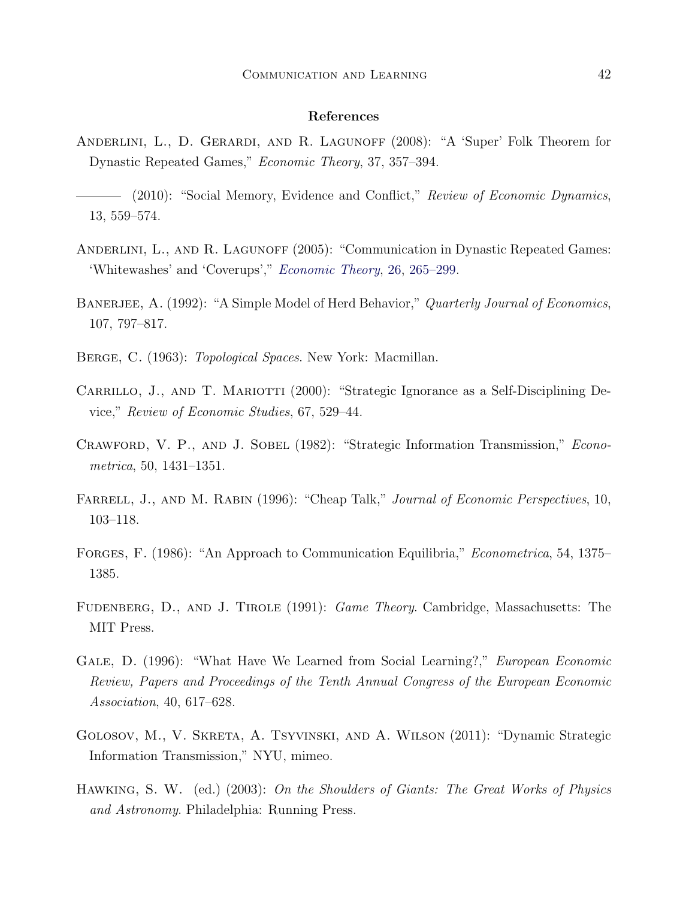## References

Anderlini, L., D. Gerardi, and R. Lagunoff (2008): "A 'Super' Folk Theorem for Dynastic Repeated Games," *Economic Theory*, 37, 357–394.

——— (2010): "Social Memory, Evidence and Conflict," *Review of Economic Dynamics*, 13, 559–574.

Anderlini, L., and R. Lagunoff (2005): "Communication in Dynastic Repeated Games: 'Whitewashes' and 'Coverups'," *Economic Theory*, 26, 265–299.

Banerjee, A. (1992): "A Simple Model of Herd Behavior," *Quarterly Journal of Economics*, 107, 797–817.

Berge, C. (1963): *Topological Spaces*. New York: Macmillan.

Carrillo, J., and T. Mariotti (2000): "Strategic Ignorance as a Self-Disciplining Device," *Review of Economic Studies*, 67, 529–44.

Crawford, V. P., and J. Sobel (1982): "Strategic Information Transmission," *Econometrica*, 50, 1431–1351.

Farrell, J., and M. Rabin (1996): "Cheap Talk," *Journal of Economic Perspectives*, 10, 103–118.

Forges, F. (1986): "An Approach to Communication Equilibria," *Econometrica*, 54, 1375–1385.

Fudenberg, D., and J. Tirole (1991): *Game Theory*. Cambridge, Massachusetts: The MIT Press.

Gale, D. (1996): "What Have We Learned from Social Learning?," *European Economic Review, Papers and Proceedings of the Tenth Annual Congress of the European Economic Association*, 40, 617–628.

Golosov, M., V. Skreta, A. Tsyvinski, and A. Wilson (2011): "Dynamic Strategic Information Transmission," NYU, mimeo.

Hawking, S. W. (ed.) (2003): *On the Shoulders of Giants: The Great Works of Physics and Astronomy*. Philadelphia: Running Press.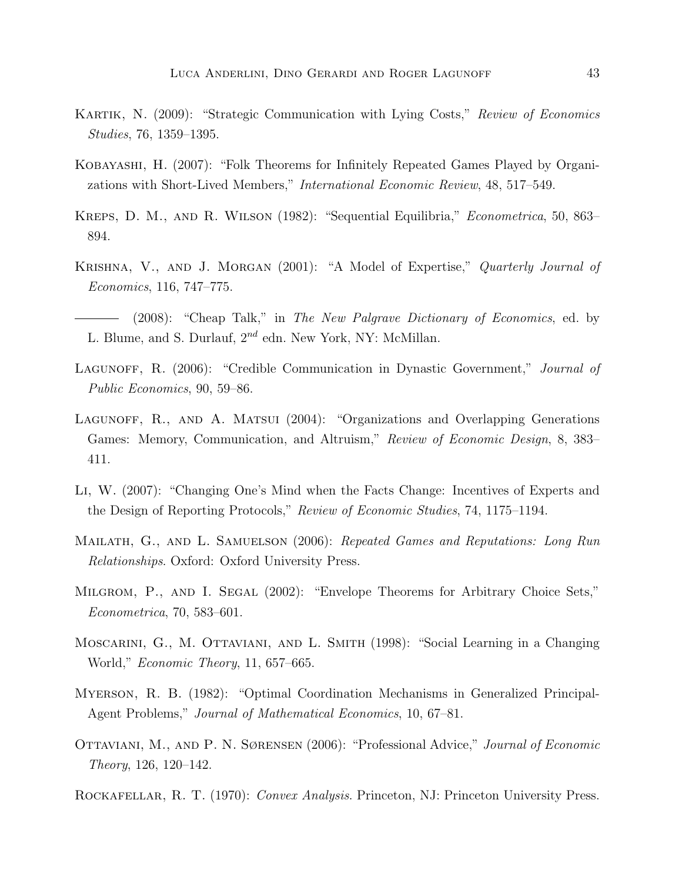Kartik, N. (2009): "Strategic Communication with Lying Costs," *Review of Economics Studies*, 76, 1359–1395.

Kobayashi, H. (2007): "Folk Theorems for Infinitely Repeated Games Played by Organizations with Short-Lived Members," *International Economic Review*, 48, 517–549.

Kreps, D. M., and R. Wilson (1982): "Sequential Equilibria," *Econometrica*, 50, 863–894.

Krishna, V., and J. Morgan (2001): "A Model of Expertise," *Quarterly Journal of Economics*, 116, 747–775.

——— (2008): "Cheap Talk," in *The New Palgrave Dictionary of Economics*, ed. by L. Blume, and S. Durlauf, $2^{nd}$ edn. New York, NY: McMillan.

Lagunoff, R. (2006): "Credible Communication in Dynastic Government," *Journal of Public Economics*, 90, 59–86.

Lagunoff, R., and A. Matsui (2004): "Organizations and Overlapping Generations Games: Memory, Communication, and Altruism," *Review of Economic Design*, 8, 383–411.

Li, W. (2007): "Changing One's Mind when the Facts Change: Incentives of Experts and the Design of Reporting Protocols," *Review of Economic Studies*, 74, 1175–1194.

Mailath, G., and L. Samuelson (2006): *Repeated Games and Reputations: Long Run Relationships*. Oxford: Oxford University Press.

Milgrom, P., and I. Segal (2002): "Envelope Theorems for Arbitrary Choice Sets," *Econometrica*, 70, 583–601.

Moscarini, G., M. Ottaviani, and L. Smith (1998): "Social Learning in a Changing World," *Economic Theory*, 11, 657–665.

Myerson, R. B. (1982): "Optimal Coordination Mechanisms in Generalized Principal-Agent Problems," *Journal of Mathematical Economics*, 10, 67–81.

Ottaviani, M., and P. N. Sørensen (2006): "Professional Advice," *Journal of Economic Theory*, 126, 120–142.

Rockafellar, R. T. (1970): *Convex Analysis*. Princeton, NJ: Princeton University Press.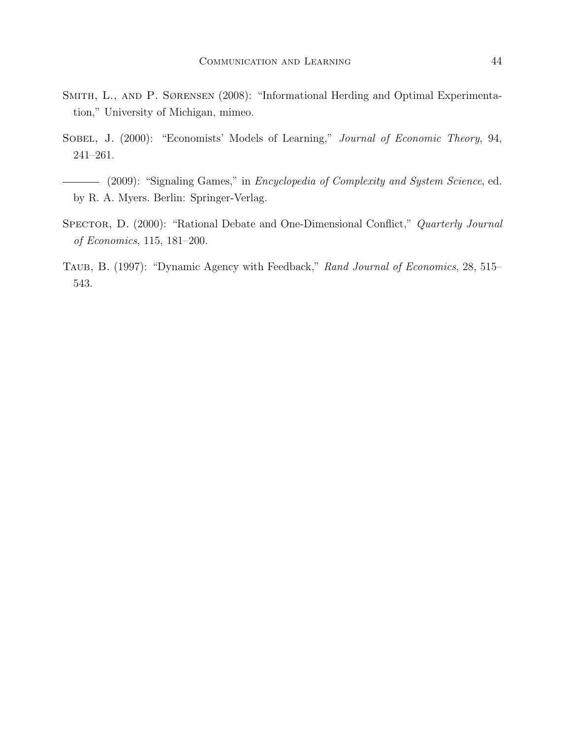Smith, L., and P. Sørensen (2008): "Informational Herding and Optimal Experimentation," University of Michigan, mimeo.

Sobel, J. (2000): "Economists' Models of Learning," *Journal of Economic Theory*, 94, 241–261.

——— (2009): "Signaling Games," in *Encyclopedia of Complexity and System Science*, ed. by R. A. Myers. Berlin: Springer-Verlag.

Spector, D. (2000): "Rational Debate and One-Dimensional Conflict," *Quarterly Journal of Economics*, 115, 181–200.

Taub, B. (1997): "Dynamic Agency with Feedback," *Rand Journal of Economics*, 28, 515–543.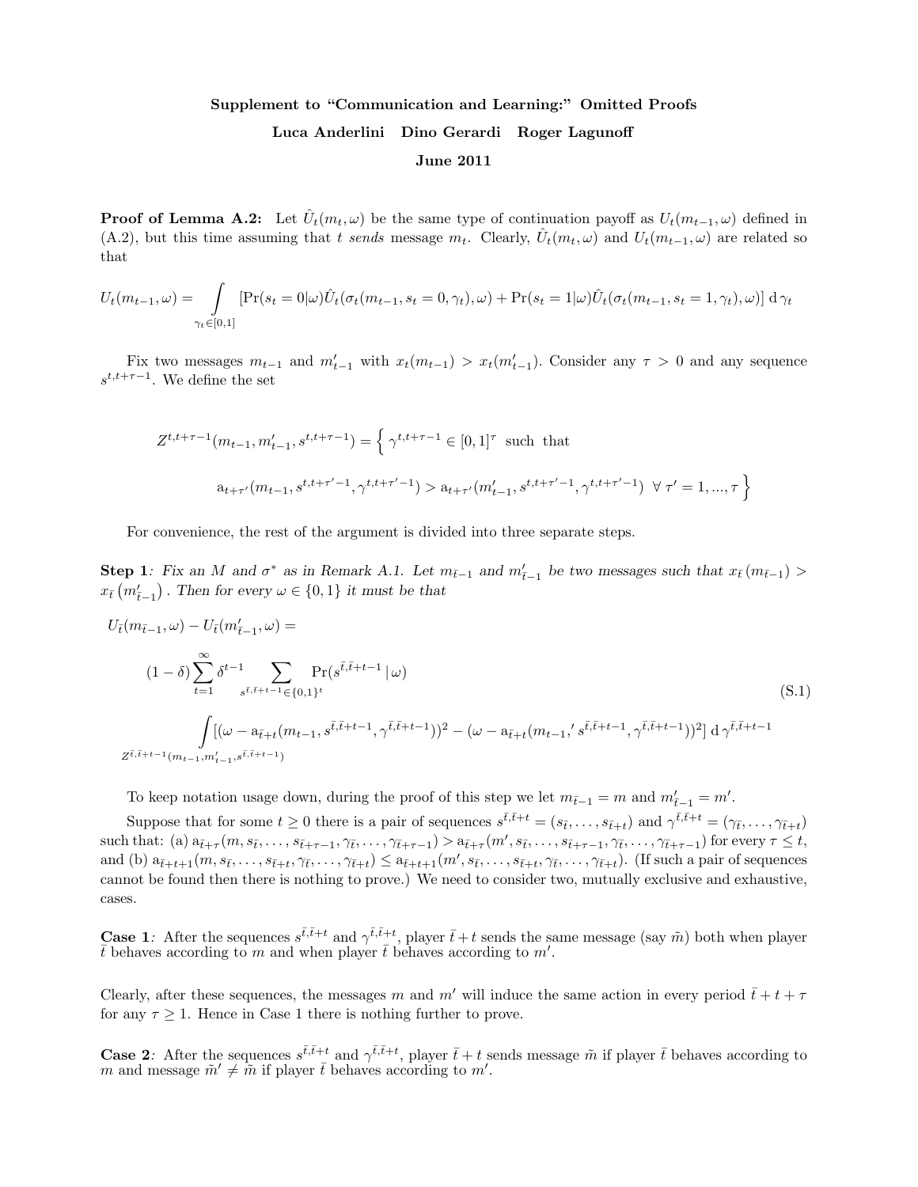**Supplement to "Communication and Learning:" Omitted Proofs**

**Luca Anderlini Dino Gerardi Roger Lagunoff**

**June 2011**

**Proof of Lemma A.2:** Let $\hat{U}_t(m_t, \omega)$ be the same type of continuation payoff as $U_t(m_{t-1}, \omega)$ defined in (A.2), but this time assuming that $t$ *sends* message $m_t$. Clearly, $\hat{U}_t(m_t, \omega)$ and $U_t(m_{t-1}, \omega)$ are related so that

$$U_t(m_{t-1}, \omega) = \int_{\gamma_t \in [0,1]} [\Pr(s_t = 0|\omega)\hat{U}_t(\sigma_t(m_{t-1}, s_t = 0, \gamma_t), \omega) + \Pr(s_t = 1|\omega)\hat{U}_t(\sigma_t(m_{t-1}, s_t = 1, \gamma_t), \omega)] \, \mathrm{d}\, \gamma_t$$

Fix two messages $m_{t-1}$ and $m'_{t-1}$ with $x_t(m_{t-1}) > x_t(m'_{t-1})$. Consider any $\tau > 0$ and any sequence $s^{t,t+\tau-1}$. We define the set

$$Z^{t,t+\tau-1}(m_{t-1}, m'_{t-1}, s^{t,t+\tau-1}) = \Big\{ \gamma^{t,t+\tau-1} \in [0,1]^\tau \text{ such that}$$
$$\mathrm{a}_{t+\tau'}(m_{t-1}, s^{t,t+\tau'-1}, \gamma^{t,t+\tau'-1}) > \mathrm{a}_{t+\tau'}(m'_{t-1}, s^{t,t+\tau'-1}, \gamma^{t,t+\tau'-1}) \ \ \forall \, \tau' = 1, ..., \tau \Big\}$$

For convenience, the rest of the argument is divided into three separate steps.

**Step 1**: *Fix an $M$ and $\sigma^*$ as in Remark A.1. Let $m_{\bar{t}-1}$ and $m'_{\bar{t}-1}$ be two messages such that $x_{\bar{t}}(m_{\bar{t}-1}) > x_{\bar{t}}(m'_{\bar{t}-1})$. Then for every $\omega \in \{0, 1\}$ it must be that*

$$\begin{aligned}
&U_{\bar{t}}(m_{\bar{t}-1}, \omega) - U_{\bar{t}}(m'_{\bar{t}-1}, \omega) = \\
&\quad (1-\delta) \sum_{t=1}^{\infty} \delta^{t-1} \sum_{s^{\bar{t},\bar{t}+t-1} \in \{0,1\}^t} \Pr(s^{\bar{t},\bar{t}+t-1} \,|\, \omega) \\
&\quad \int_{Z^{\bar{t},\bar{t}+t-1}(m_{t-1}, m'_{t-1}, s^{\bar{t},\bar{t}+t-1})} [(\omega - \mathrm{a}_{\bar{t}+t}(m_{t-1}, s^{\bar{t},\bar{t}+t-1}, \gamma^{\bar{t},\bar{t}+t-1}))^2 - (\omega - \mathrm{a}_{\bar{t}+t}(m_{t-1}, {}' s^{\bar{t},\bar{t}+t-1}, \gamma^{\bar{t},\bar{t}+t-1}))^2] \, \mathrm{d}\, \gamma^{\bar{t},\bar{t}+t-1}
\end{aligned} \tag{S.1}$$

To keep notation usage down, during the proof of this step we let $m_{\bar{t}-1} = m$ and $m'_{\bar{t}-1} = m'$.

Suppose that for some $t \geq 0$ there is a pair of sequences $s^{\bar{t},\bar{t}+t} = (s_{\bar{t}}, \ldots, s_{\bar{t}+t})$ and $\gamma^{\bar{t},\bar{t}+t} = (\gamma_{\bar{t}}, \ldots, \gamma_{\bar{t}+t})$ such that: (a) $\mathrm{a}_{\bar{t}+\tau}(m, s_{\bar{t}}, \ldots, s_{\bar{t}+\tau-1}, \gamma_{\bar{t}}, \ldots, \gamma_{\bar{t}+\tau-1}) > \mathrm{a}_{\bar{t}+\tau}(m', s_{\bar{t}}, \ldots, s_{\bar{t}+\tau-1}, \gamma_{\bar{t}}, \ldots, \gamma_{\bar{t}+\tau-1})$ for every $\tau \leq t$, and (b) $\mathrm{a}_{\bar{t}+t+1}(m, s_{\bar{t}}, \ldots, s_{\bar{t}+t}, \gamma_{\bar{t}}, \ldots, \gamma_{\bar{t}+t}) \leq \mathrm{a}_{\bar{t}+t+1}(m', s_{\bar{t}}, \ldots, s_{\bar{t}+t}, \gamma_{\bar{t}}, \ldots, \gamma_{\bar{t}+t})$. (If such a pair of sequences cannot be found then there is nothing to prove.) We need to consider two, mutually exclusive and exhaustive, cases.

**Case 1**: After the sequences $s^{\bar{t},\bar{t}+t}$ and $\gamma^{\bar{t},\bar{t}+t}$, player $\bar{t}+t$ sends the same message (say $\tilde{m}$) both when player $\bar{t}$ behaves according to $m$ and when player $\bar{t}$ behaves according to $m'$.

Clearly, after these sequences, the messages $m$ and $m'$ will induce the same action in every period $\bar{t}+t+\tau$ for any $\tau \geq 1$. Hence in Case 1 there is nothing further to prove.

**Case 2**: After the sequences $s^{\bar{t},\bar{t}+t}$ and $\gamma^{\bar{t},\bar{t}+t}$, player $\bar{t}+t$ sends message $\tilde{m}$ if player $\bar{t}$ behaves according to $m$ and message $\tilde{m}' \neq \tilde{m}$ if player $\bar{t}$ behaves according to $m'$.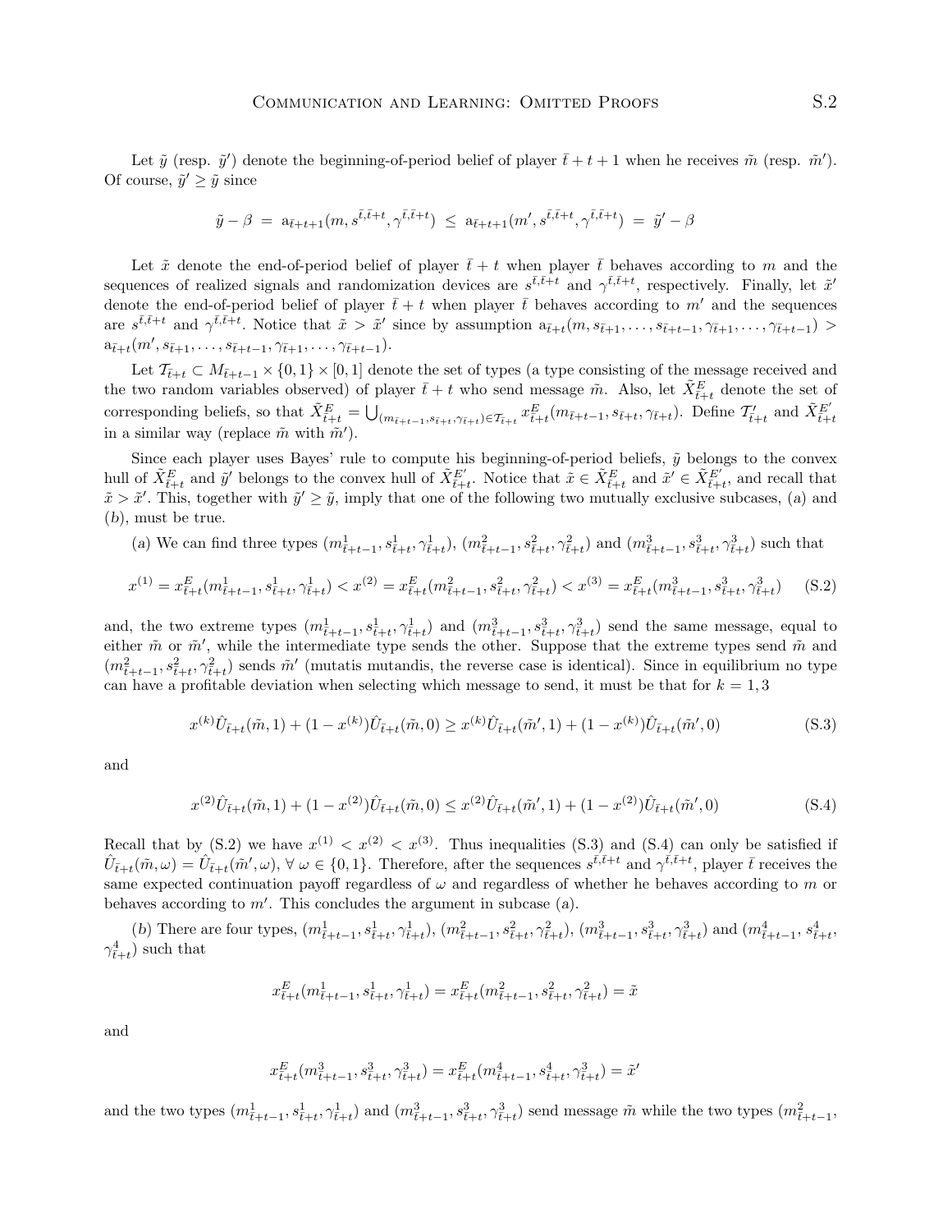Let $\tilde{y}$ (resp. $\tilde{y}'$) denote the beginning-of-period belief of player $\bar{t}+t+1$ when he receives $\tilde{m}$ (resp. $\tilde{m}'$). Of course, $\tilde{y}' \geq \tilde{y}$ since

$$\tilde{y} - \beta \;=\; \mathrm{a}_{\bar{t}+t+1}(m, s^{\bar{t},\bar{t}+t}, \gamma^{\bar{t},\bar{t}+t}) \;\leq\; \mathrm{a}_{\bar{t}+t+1}(m', s^{\bar{t},\bar{t}+t}, \gamma^{\bar{t},\bar{t}+t}) \;=\; \tilde{y}' - \beta$$

Let $\tilde{x}$ denote the end-of-period belief of player $\bar{t}+t$ when player $\bar{t}$ behaves according to $m$ and the sequences of realized signals and randomization devices are $s^{\bar{t},\bar{t}+t}$ and $\gamma^{\bar{t},\bar{t}+t}$, respectively. Finally, let $\tilde{x}'$ denote the end-of-period belief of player $\bar{t}+t$ when player $\bar{t}$ behaves according to $m'$ and the sequences are $s^{\bar{t},\bar{t}+t}$ and $\gamma^{\bar{t},\bar{t}+t}$. Notice that $\tilde{x} > \tilde{x}'$ since by assumption $\mathrm{a}_{\bar{t}+t}(m, s_{\bar{t}+1}, \ldots, s_{\bar{t}+t-1}, \gamma_{\bar{t}+1}, \ldots, \gamma_{\bar{t}+t-1}) > \mathrm{a}_{\bar{t}+t}(m', s_{\bar{t}+1}, \ldots, s_{\bar{t}+t-1}, \gamma_{\bar{t}+1}, \ldots, \gamma_{\bar{t}+t-1})$.

Let $\mathcal{T}_{\bar{t}+t} \subset M_{\bar{t}+t-1} \times \{0,1\} \times [0,1]$ denote the set of types (a type consisting of the message received and the two random variables observed) of player $\bar{t}+t$ who send message $\tilde{m}$. Also, let $\tilde{X}^E_{\bar{t}+t}$ denote the set of corresponding beliefs, so that $\tilde{X}^E_{\bar{t}+t} = \bigcup_{(m_{\bar{t}+t-1}, s_{\bar{t}+t}, \gamma_{\bar{t}+t}) \in \mathcal{T}_{\bar{t}+t}} x^E_{\bar{t}+t}(m_{\bar{t}+t-1}, s_{\bar{t}+t}, \gamma_{\bar{t}+t})$. Define $\mathcal{T}'_{\bar{t}+t}$ and $\tilde{X}^{E'}_{\bar{t}+t}$ in a similar way (replace $\tilde{m}$ with $\tilde{m}'$).

Since each player uses Bayes' rule to compute his beginning-of-period beliefs, $\tilde{y}$ belongs to the convex hull of $\tilde{X}^E_{\bar{t}+t}$ and $\tilde{y}'$ belongs to the convex hull of $\tilde{X}^{E'}_{\bar{t}+t}$. Notice that $\tilde{x} \in \tilde{X}^E_{\bar{t}+t}$ and $\tilde{x}' \in \tilde{X}^{E'}_{\bar{t}+t}$, and recall that $\tilde{x} > \tilde{x}'$. This, together with $\tilde{y}' \geq \tilde{y}$, imply that one of the following two mutually exclusive subcases, $(a)$ and $(b)$, must be true.

$(a)$ We can find three types $(m^1_{\bar{t}+t-1}, s^1_{\bar{t}+t}, \gamma^1_{\bar{t}+t})$, $(m^2_{\bar{t}+t-1}, s^2_{\bar{t}+t}, \gamma^2_{\bar{t}+t})$ and $(m^3_{\bar{t}+t-1}, s^3_{\bar{t}+t}, \gamma^3_{\bar{t}+t})$ such that

$$x^{(1)} = x^E_{\bar{t}+t}(m^1_{\bar{t}+t-1}, s^1_{\bar{t}+t}, \gamma^1_{\bar{t}+t}) < x^{(2)} = x^E_{\bar{t}+t}(m^2_{\bar{t}+t-1}, s^2_{\bar{t}+t}, \gamma^2_{\bar{t}+t}) < x^{(3)} = x^E_{\bar{t}+t}(m^3_{\bar{t}+t-1}, s^3_{\bar{t}+t}, \gamma^3_{\bar{t}+t}) \tag{S.2}$$

and, the two extreme types $(m^1_{\bar{t}+t-1}, s^1_{\bar{t}+t}, \gamma^1_{\bar{t}+t})$ and $(m^3_{\bar{t}+t-1}, s^3_{\bar{t}+t}, \gamma^3_{\bar{t}+t})$ send the same message, equal to either $\tilde{m}$ or $\tilde{m}'$, while the intermediate type sends the other. Suppose that the extreme types send $\tilde{m}$ and $(m^2_{\bar{t}+t-1}, s^2_{\bar{t}+t}, \gamma^2_{\bar{t}+t})$ sends $\tilde{m}'$ (mutatis mutandis, the reverse case is identical). Since in equilibrium no type can have a profitable deviation when selecting which message to send, it must be that for $k = 1, 3$

$$x^{(k)} \hat{U}_{\bar{t}+t}(\tilde{m}, 1) + (1 - x^{(k)}) \hat{U}_{\bar{t}+t}(\tilde{m}, 0) \geq x^{(k)} \hat{U}_{\bar{t}+t}(\tilde{m}', 1) + (1 - x^{(k)}) \hat{U}_{\bar{t}+t}(\tilde{m}', 0) \tag{S.3}$$

and

$$x^{(2)} \hat{U}_{\bar{t}+t}(\tilde{m}, 1) + (1 - x^{(2)}) \hat{U}_{\bar{t}+t}(\tilde{m}, 0) \leq x^{(2)} \hat{U}_{\bar{t}+t}(\tilde{m}', 1) + (1 - x^{(2)}) \hat{U}_{\bar{t}+t}(\tilde{m}', 0) \tag{S.4}$$

Recall that by (S.2) we have $x^{(1)} < x^{(2)} < x^{(3)}$. Thus inequalities (S.3) and (S.4) can only be satisfied if $\hat{U}_{\bar{t}+t}(\tilde{m}, \omega) = \hat{U}_{\bar{t}+t}(\tilde{m}', \omega)$, $\forall\, \omega \in \{0,1\}$. Therefore, after the sequences $s^{\bar{t},\bar{t}+t}$ and $\gamma^{\bar{t},\bar{t}+t}$, player $\bar{t}$ receives the same expected continuation payoff regardless of $\omega$ and regardless of whether he behaves according to $m$ or behaves according to $m'$. This concludes the argument in subcase $(a)$.

$(b)$ There are four types, $(m^1_{\bar{t}+t-1}, s^1_{\bar{t}+t}, \gamma^1_{\bar{t}+t})$, $(m^2_{\bar{t}+t-1}, s^2_{\bar{t}+t}, \gamma^2_{\bar{t}+t})$, $(m^3_{\bar{t}+t-1}, s^3_{\bar{t}+t}, \gamma^3_{\bar{t}+t})$ and $(m^4_{\bar{t}+t-1}, s^4_{\bar{t}+t}, \gamma^4_{\bar{t}+t})$ such that

$$x^E_{\bar{t}+t}(m^1_{\bar{t}+t-1}, s^1_{\bar{t}+t}, \gamma^1_{\bar{t}+t}) = x^E_{\bar{t}+t}(m^2_{\bar{t}+t-1}, s^2_{\bar{t}+t}, \gamma^2_{\bar{t}+t}) = \tilde{x}$$

and

$$x^E_{\bar{t}+t}(m^3_{\bar{t}+t-1}, s^3_{\bar{t}+t}, \gamma^3_{\bar{t}+t}) = x^E_{\bar{t}+t}(m^4_{\bar{t}+t-1}, s^4_{\bar{t}+t}, \gamma^3_{\bar{t}+t}) = \tilde{x}'$$

and the two types $(m^1_{\bar{t}+t-1}, s^1_{\bar{t}+t}, \gamma^1_{\bar{t}+t})$ and $(m^3_{\bar{t}+t-1}, s^3_{\bar{t}+t}, \gamma^3_{\bar{t}+t})$ send message $\tilde{m}$ while the two types $(m^2_{\bar{t}+t-1},$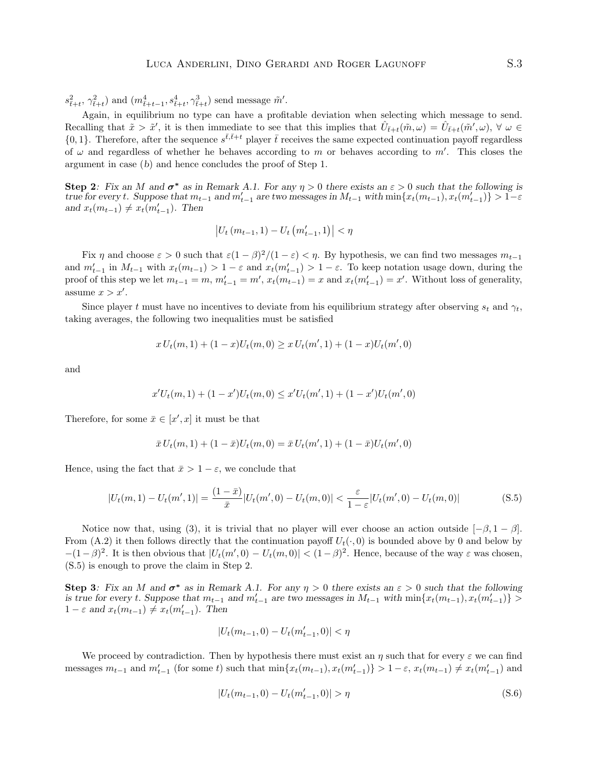$s^2_{\bar{t}+t}$, $\gamma^2_{\bar{t}+t}$) and ($m^4_{\bar{t}+t-1}, s^4_{\bar{t}+t}, \gamma^3_{\bar{t}+t}$) send message $\tilde{m}'$.

Again, in equilibrium no type can have a profitable deviation when selecting which message to send. Recalling that $\tilde{x} > \tilde{x}'$, it is then immediate to see that this implies that $\hat{U}_{\bar{t}+t}(\tilde{m}, \omega) = \hat{U}_{\bar{t}+t}(\tilde{m}', \omega)$, $\forall\ \omega \in \{0, 1\}$. Therefore, after the sequence $s^{\bar{t},\bar{t}+t}$ player $\bar{t}$ receives the same expected continuation payoff regardless of $\omega$ and regardless of whether he behaves according to $m$ or behaves according to $m'$. This closes the argument in case ($b$) and hence concludes the proof of Step 1.

**Step 2**: *Fix an $M$ and $\boldsymbol{\sigma}^*$ as in Remark A.1. For any $\eta > 0$ there exists an $\varepsilon > 0$ such that the following is true for every $t$. Suppose that $m_{t-1}$ and $m'_{t-1}$ are two messages in $M_{t-1}$ with $\min\{x_t(m_{t-1}), x_t(m'_{t-1})\} > 1-\varepsilon$ and $x_t(m_{t-1}) \neq x_t(m'_{t-1})$. Then*

$$\left|U_t\left(m_{t-1}, 1\right) - U_t\left(m'_{t-1}, 1\right)\right| < \eta$$

Fix $\eta$ and choose $\varepsilon > 0$ such that $\varepsilon(1-\beta)^2/(1-\varepsilon) < \eta$. By hypothesis, we can find two messages $m_{t-1}$ and $m'_{t-1}$ in $M_{t-1}$ with $x_t(m_{t-1}) > 1-\varepsilon$ and $x_t(m'_{t-1}) > 1-\varepsilon$. To keep notation usage down, during the proof of this step we let $m_{t-1} = m$, $m'_{t-1} = m'$, $x_t(m_{t-1}) = x$ and $x_t(m'_{t-1}) = x'$. Without loss of generality, assume $x > x'$.

Since player $t$ must have no incentives to deviate from his equilibrium strategy after observing $s_t$ and $\gamma_t$, taking averages, the following two inequalities must be satisfied

$$x\, U_t(m, 1) + (1-x) U_t(m, 0) \geq x\, U_t(m', 1) + (1-x) U_t(m', 0)$$

and

$$x' U_t(m, 1) + (1-x') U_t(m, 0) \leq x' U_t(m', 1) + (1-x') U_t(m', 0)$$

Therefore, for some $\bar{x} \in [x', x]$ it must be that

$$\bar{x}\, U_t(m, 1) + (1-\bar{x}) U_t(m, 0) = \bar{x}\, U_t(m', 1) + (1-\bar{x}) U_t(m', 0)$$

Hence, using the fact that $\bar{x} > 1-\varepsilon$, we conclude that

$$|U_t(m, 1) - U_t(m', 1)| = \frac{(1-\bar{x})}{\bar{x}} |U_t(m', 0) - U_t(m, 0)| < \frac{\varepsilon}{1-\varepsilon} |U_t(m', 0) - U_t(m, 0)| \tag{S.5}$$

Notice now that, using (3), it is trivial that no player will ever choose an action outside $[-\beta, 1-\beta]$. From (A.2) it then follows directly that the continuation payoff $U_t(\cdot, 0)$ is bounded above by 0 and below by $-(1-\beta)^2$. It is then obvious that $|U_t(m', 0) - U_t(m, 0)| < (1-\beta)^2$. Hence, because of the way $\varepsilon$ was chosen, (S.5) is enough to prove the claim in Step 2.

**Step 3**: *Fix an $M$ and $\boldsymbol{\sigma}^*$ as in Remark A.1. For any $\eta > 0$ there exists an $\varepsilon > 0$ such that the following is true for every $t$. Suppose that $m_{t-1}$ and $m'_{t-1}$ are two messages in $M_{t-1}$ with $\min\{x_t(m_{t-1}), x_t(m'_{t-1})\} > 1-\varepsilon$ and $x_t(m_{t-1}) \neq x_t(m'_{t-1})$. Then*

$$|U_t(m_{t-1}, 0) - U_t(m'_{t-1}, 0)| < \eta$$

We proceed by contradiction. Then by hypothesis there must exist an $\eta$ such that for every $\varepsilon$ we can find messages $m_{t-1}$ and $m'_{t-1}$ (for some $t$) such that $\min\{x_t(m_{t-1}), x_t(m'_{t-1})\} > 1-\varepsilon$, $x_t(m_{t-1}) \neq x_t(m'_{t-1})$ and

$$|U_t(m_{t-1}, 0) - U_t(m'_{t-1}, 0)| > \eta \tag{S.6}$$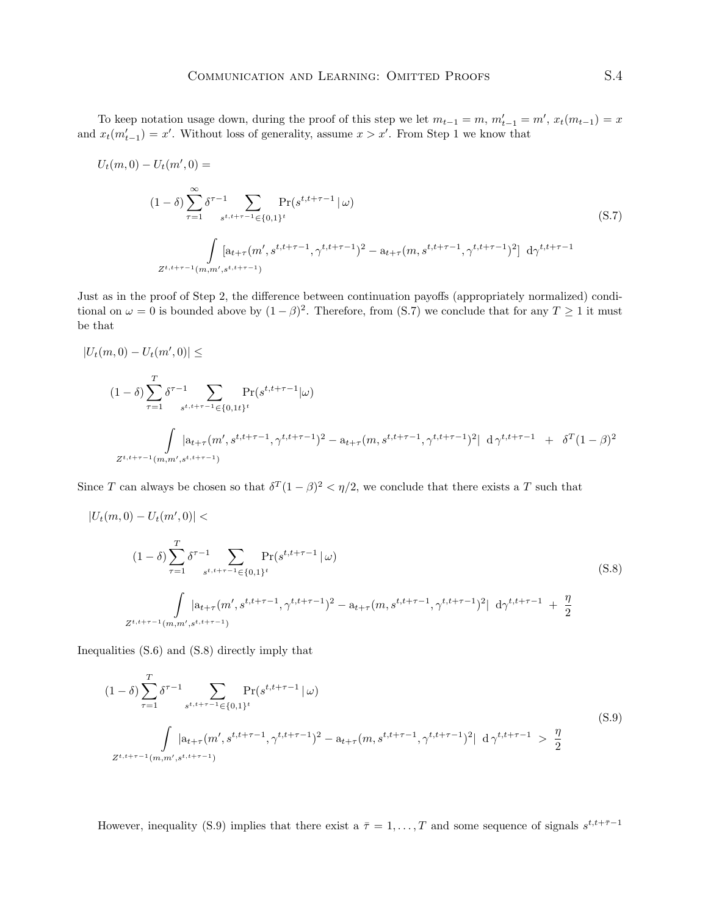To keep notation usage down, during the proof of this step we let $m_{t-1} = m$, $m'_{t-1} = m'$, $x_t(m_{t-1}) = x$ and $x_t(m'_{t-1}) = x'$. Without loss of generality, assume $x > x'$. From Step 1 we know that

$$
\begin{aligned}
&U_t(m,0) - U_t(m',0) = \\
&\qquad (1-\delta) \sum_{\tau=1}^{\infty} \delta^{\tau-1} \sum_{s^{t,t+\tau-1} \in \{0,1\}^t} \Pr(s^{t,t+\tau-1} \,|\, \omega) \\
&\qquad\qquad \int_{Z^{t,t+\tau-1}(m,m',s^{t,t+\tau-1})} \left[\mathrm{a}_{t+\tau}(m', s^{t,t+\tau-1}, \gamma^{t,t+\tau-1})^2 - \mathrm{a}_{t+\tau}(m, s^{t,t+\tau-1}, \gamma^{t,t+\tau-1})^2\right] \,\mathrm{d}\gamma^{t,t+\tau-1}
\end{aligned}
\tag{S.7}
$$

Just as in the proof of Step 2, the difference between continuation payoffs (appropriately normalized) conditional on $\omega = 0$ is bounded above by $(1-\beta)^2$. Therefore, from (S.7) we conclude that for any $T \geq 1$ it must be that

$$
\begin{aligned}
&|U_t(m,0) - U_t(m',0)| \leq \\
&\qquad (1-\delta) \sum_{\tau=1}^{T} \delta^{\tau-1} \sum_{s^{t,t+\tau-1} \in \{0,1t\}^t} \Pr(s^{t,t+\tau-1} | \omega) \\
&\qquad\qquad \int_{Z^{t,t+\tau-1}(m,m',s^{t,t+\tau-1})} \left|\mathrm{a}_{t+\tau}(m', s^{t,t+\tau-1}, \gamma^{t,t+\tau-1})^2 - \mathrm{a}_{t+\tau}(m, s^{t,t+\tau-1}, \gamma^{t,t+\tau-1})^2\right| \,\mathrm{d}\gamma^{t,t+\tau-1} \;+\; \delta^T (1-\beta)^2
\end{aligned}
$$

Since $T$ can always be chosen so that $\delta^T (1-\beta)^2 < \eta/2$, we conclude that there exists a $T$ such that

$$
\begin{aligned}
&|U_t(m,0) - U_t(m',0)| < \\
&\qquad (1-\delta) \sum_{\tau=1}^{T} \delta^{\tau-1} \sum_{s^{t,t+\tau-1} \in \{0,1\}^t} \Pr(s^{t,t+\tau-1} \,|\, \omega) \\
&\qquad\qquad \int_{Z^{t,t+\tau-1}(m,m',s^{t,t+\tau-1})} \left|\mathrm{a}_{t+\tau}(m', s^{t,t+\tau-1}, \gamma^{t,t+\tau-1})^2 - \mathrm{a}_{t+\tau}(m, s^{t,t+\tau-1}, \gamma^{t,t+\tau-1})^2\right| \,\mathrm{d}\gamma^{t,t+\tau-1} \;+\; \frac{\eta}{2}
\end{aligned}
\tag{S.8}
$$

Inequalities (S.6) and (S.8) directly imply that

$$
\begin{aligned}
&(1-\delta) \sum_{\tau=1}^{T} \delta^{\tau-1} \sum_{s^{t,t+\tau-1} \in \{0,1\}^t} \Pr(s^{t,t+\tau-1} \,|\, \omega) \\
&\qquad \int_{Z^{t,t+\tau-1}(m,m',s^{t,t+\tau-1})} \left|\mathrm{a}_{t+\tau}(m', s^{t,t+\tau-1}, \gamma^{t,t+\tau-1})^2 - \mathrm{a}_{t+\tau}(m, s^{t,t+\tau-1}, \gamma^{t,t+\tau-1})^2\right| \,\mathrm{d}\gamma^{t,t+\tau-1} \;>\; \frac{\eta}{2}
\end{aligned}
\tag{S.9}
$$

However, inequality (S.9) implies that there exist a $\bar{\tau} = 1, \ldots, T$ and some sequence of signals $s^{t,t+\bar{\tau}-1}$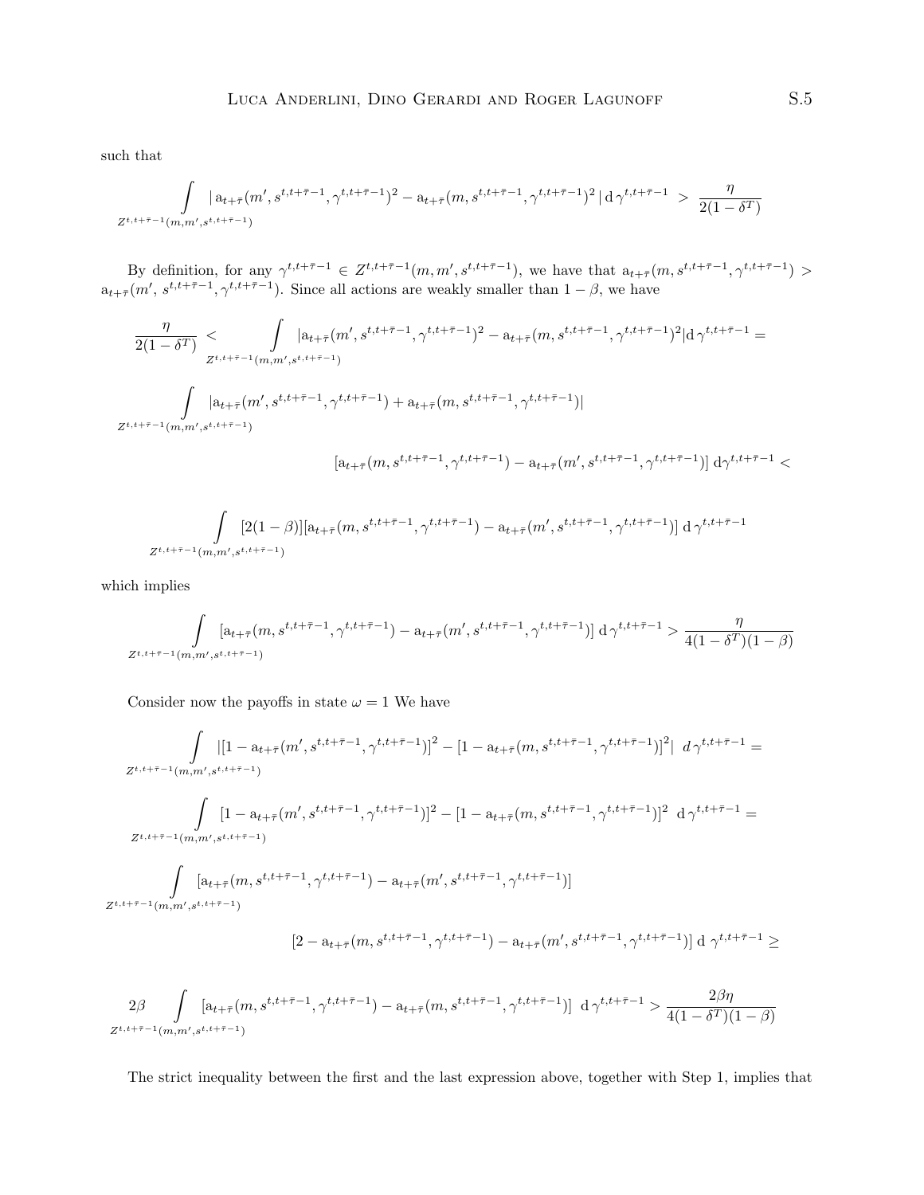such that

$$\int_{Z^{t,t+\bar{\tau}-1}(m,m',s^{t,t+\bar{\tau}-1})} |\, \mathrm{a}_{t+\bar{\tau}}(m', s^{t,t+\bar{\tau}-1}, \gamma^{t,t+\bar{\tau}-1})^2 - \mathrm{a}_{t+\bar{\tau}}(m, s^{t,t+\bar{\tau}-1}, \gamma^{t,t+\bar{\tau}-1})^2 \,|\, \mathrm{d}\,\gamma^{t,t+\bar{\tau}-1} \;>\; \frac{\eta}{2(1-\delta^T)}$$

By definition, for any $\gamma^{t,t+\bar{\tau}-1} \in Z^{t,t+\bar{\tau}-1}(m, m', s^{t,t+\bar{\tau}-1})$, we have that $\mathrm{a}_{t+\bar{\tau}}(m, s^{t,t+\bar{\tau}-1}, \gamma^{t,t+\bar{\tau}-1}) > \mathrm{a}_{t+\bar{\tau}}(m',\, s^{t,t+\bar{\tau}-1}, \gamma^{t,t+\bar{\tau}-1})$. Since all actions are weakly smaller than $1-\beta$, we have

$$\frac{\eta}{2(1-\delta^T)} \;<\; \int_{Z^{t,t+\bar{\tau}-1}(m,m',s^{t,t+\bar{\tau}-1})} |\mathrm{a}_{t+\bar{\tau}}(m', s^{t,t+\bar{\tau}-1}, \gamma^{t,t+\bar{\tau}-1})^2 - \mathrm{a}_{t+\bar{\tau}}(m, s^{t,t+\bar{\tau}-1}, \gamma^{t,t+\bar{\tau}-1})^2| \mathrm{d}\,\gamma^{t,t+\bar{\tau}-1} =$$

$$\int_{Z^{t,t+\bar{\tau}-1}(m,m',s^{t,t+\bar{\tau}-1})} |\mathrm{a}_{t+\bar{\tau}}(m', s^{t,t+\bar{\tau}-1}, \gamma^{t,t+\bar{\tau}-1}) + \mathrm{a}_{t+\bar{\tau}}(m, s^{t,t+\bar{\tau}-1}, \gamma^{t,t+\bar{\tau}-1})|$$

$$[\mathrm{a}_{t+\bar{\tau}}(m, s^{t,t+\bar{\tau}-1}, \gamma^{t,t+\bar{\tau}-1}) - \mathrm{a}_{t+\bar{\tau}}(m', s^{t,t+\bar{\tau}-1}, \gamma^{t,t+\bar{\tau}-1})]\; \mathrm{d}\gamma^{t,t+\bar{\tau}-1} <$$

$$\int_{Z^{t,t+\bar{\tau}-1}(m,m',s^{t,t+\bar{\tau}-1})} [2(1-\beta)][\mathrm{a}_{t+\bar{\tau}}(m, s^{t,t+\bar{\tau}-1}, \gamma^{t,t+\bar{\tau}-1}) - \mathrm{a}_{t+\bar{\tau}}(m', s^{t,t+\bar{\tau}-1}, \gamma^{t,t+\bar{\tau}-1})]\; \mathrm{d}\,\gamma^{t,t+\bar{\tau}-1}$$

which implies

$$\int_{Z^{t,t+\bar{\tau}-1}(m,m',s^{t,t+\bar{\tau}-1})} [\mathrm{a}_{t+\bar{\tau}}(m, s^{t,t+\bar{\tau}-1}, \gamma^{t,t+\bar{\tau}-1}) - \mathrm{a}_{t+\bar{\tau}}(m', s^{t,t+\bar{\tau}-1}, \gamma^{t,t+\bar{\tau}-1})]\; \mathrm{d}\,\gamma^{t,t+\bar{\tau}-1} > \frac{\eta}{4(1-\delta^T)(1-\beta)}$$

Consider now the payoffs in state $\omega = 1$ We have

$$\int_{Z^{t,t+\bar{\tau}-1}(m,m',s^{t,t+\bar{\tau}-1})} |[1-\mathrm{a}_{t+\bar{\tau}}(m', s^{t,t+\bar{\tau}-1}, \gamma^{t,t+\bar{\tau}-1})]^2 - [1-\mathrm{a}_{t+\bar{\tau}}(m, s^{t,t+\bar{\tau}-1}, \gamma^{t,t+\bar{\tau}-1})]^2|\;\; d\,\gamma^{t,t+\bar{\tau}-1} =$$

$$\int_{Z^{t,t+\bar{\tau}-1}(m,m',s^{t,t+\bar{\tau}-1})} [1-\mathrm{a}_{t+\bar{\tau}}(m', s^{t,t+\bar{\tau}-1}, \gamma^{t,t+\bar{\tau}-1})]^2 - [1-\mathrm{a}_{t+\bar{\tau}}(m, s^{t,t+\bar{\tau}-1}, \gamma^{t,t+\bar{\tau}-1})]^2\;\; \mathrm{d}\,\gamma^{t,t+\bar{\tau}-1} =$$

$$\int_{Z^{t,t+\bar{\tau}-1}(m,m',s^{t,t+\bar{\tau}-1})} [\mathrm{a}_{t+\bar{\tau}}(m, s^{t,t+\bar{\tau}-1}, \gamma^{t,t+\bar{\tau}-1}) - \mathrm{a}_{t+\bar{\tau}}(m', s^{t,t+\bar{\tau}-1}, \gamma^{t,t+\bar{\tau}-1})]$$

$$[2 - \mathrm{a}_{t+\bar{\tau}}(m, s^{t,t+\bar{\tau}-1}, \gamma^{t,t+\bar{\tau}-1}) - \mathrm{a}_{t+\bar{\tau}}(m', s^{t,t+\bar{\tau}-1}, \gamma^{t,t+\bar{\tau}-1})]\; \mathrm{d}\;\gamma^{t,t+\bar{\tau}-1} \geq$$

$$2\beta \int_{Z^{t,t+\bar{\tau}-1}(m,m',s^{t,t+\bar{\tau}-1})} [\mathrm{a}_{t+\bar{\tau}}(m, s^{t,t+\bar{\tau}-1}, \gamma^{t,t+\bar{\tau}-1}) - \mathrm{a}_{t+\bar{\tau}}(m, s^{t,t+\bar{\tau}-1}, \gamma^{t,t+\bar{\tau}-1})]\;\; \mathrm{d}\,\gamma^{t,t+\bar{\tau}-1} > \frac{2\beta\eta}{4(1-\delta^T)(1-\beta)}$$

The strict inequality between the first and the last expression above, together with Step 1, implies that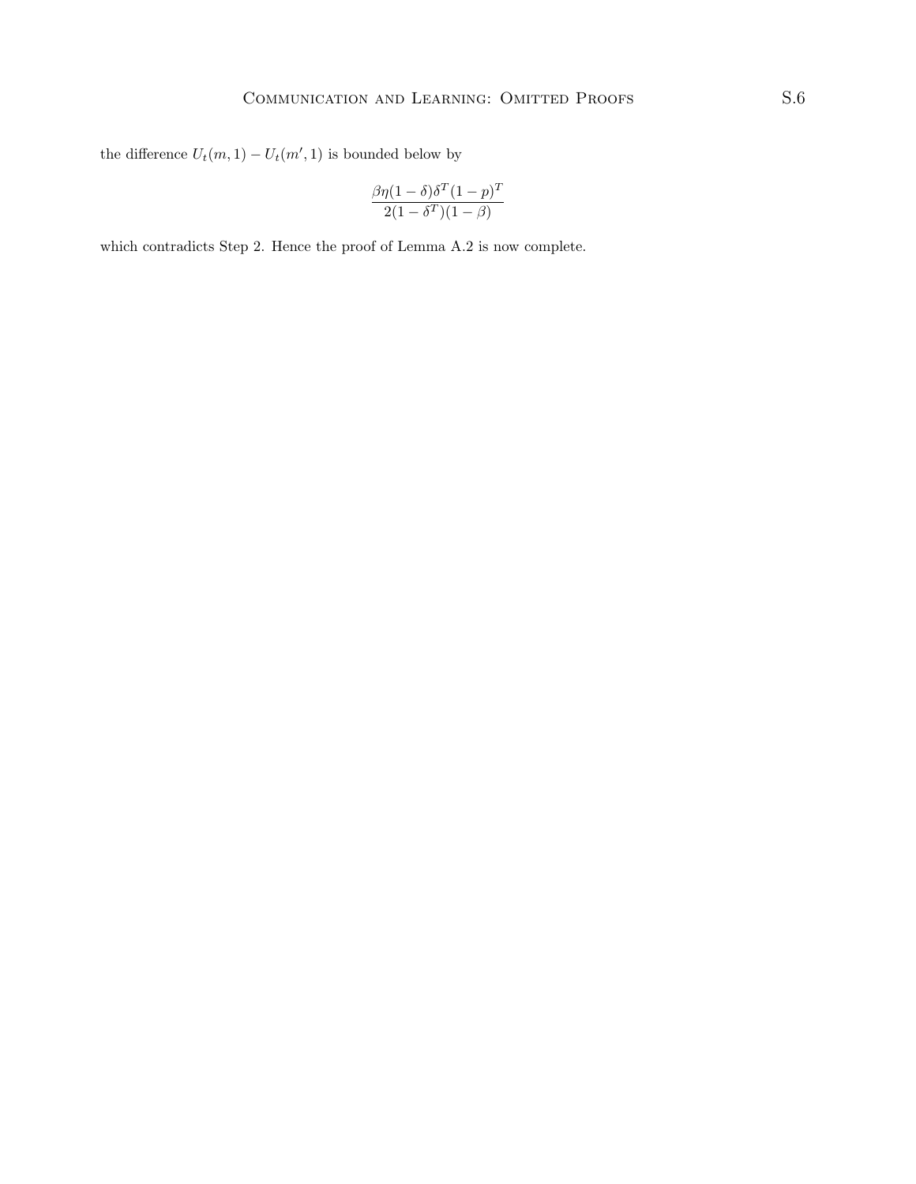the difference $U_t(m, 1) - U_t(m', 1)$ is bounded below by

$$\frac{\beta\eta(1-\delta)\delta^T(1-p)^T}{2(1-\delta^T)(1-\beta)}$$

which contradicts Step 2. Hence the proof of Lemma A.2 is now complete.